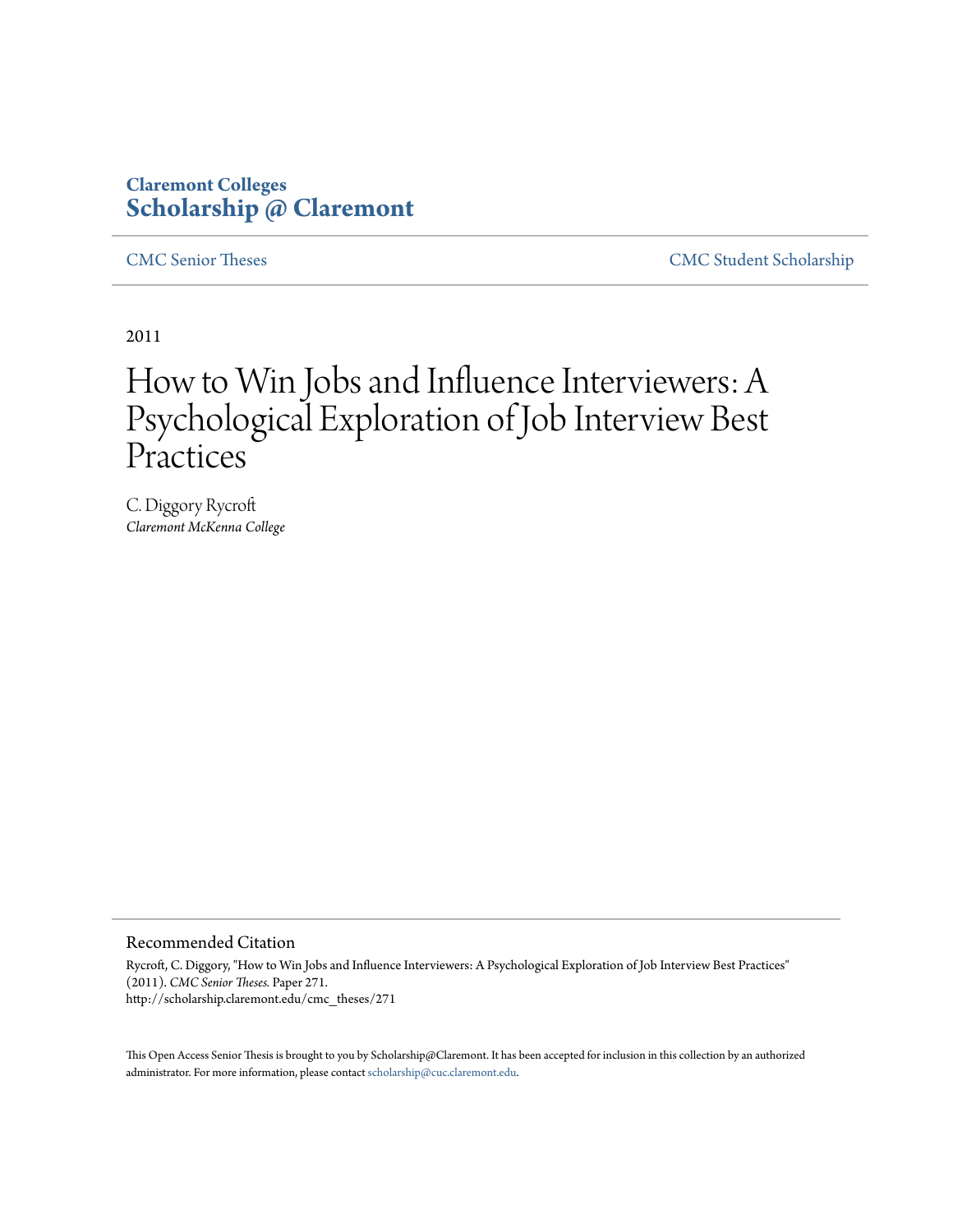Claremont Colleges
**Scholarship @ Claremont**

CMC Senior Theses | CMC Student Scholarship

2011

# How to Win Jobs and Influence Interviewers: A Psychological Exploration of Job Interview Best Practices

C. Diggory Rycroft
*Claremont McKenna College*

## Recommended Citation

Rycroft, C. Diggory, "How to Win Jobs and Influence Interviewers: A Psychological Exploration of Job Interview Best Practices" (2011). *CMC Senior Theses.* Paper 271.
http://scholarship.claremont.edu/cmc_theses/271

This Open Access Senior Thesis is brought to you by Scholarship@Claremont. It has been accepted for inclusion in this collection by an authorized administrator. For more information, please contact scholarship@cuc.claremont.edu.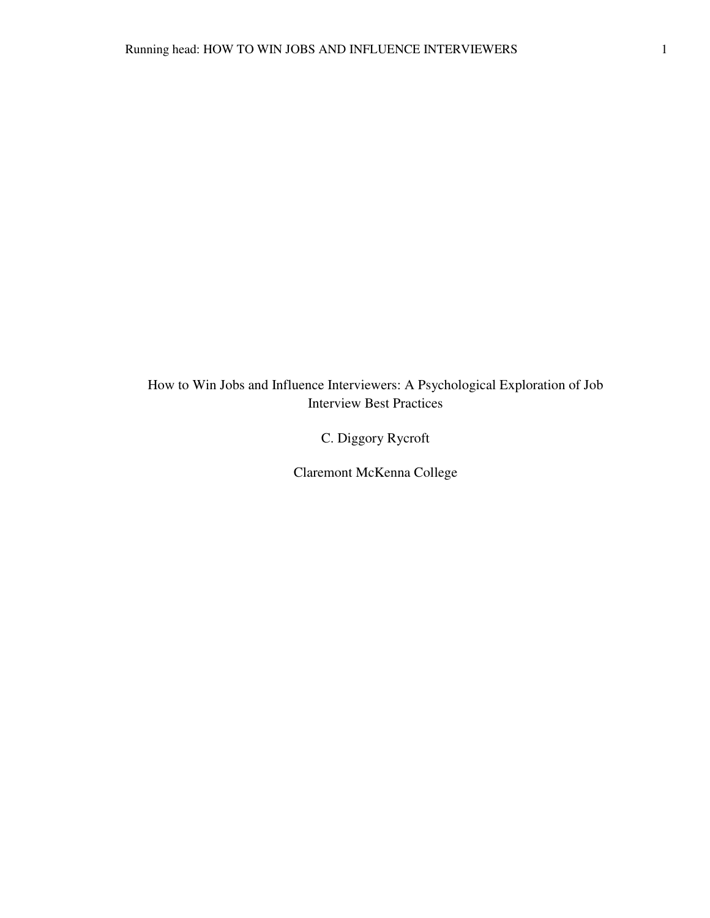# How to Win Jobs and Influence Interviewers: A Psychological Exploration of Job Interview Best Practices

C. Diggory Rycroft

Claremont McKenna College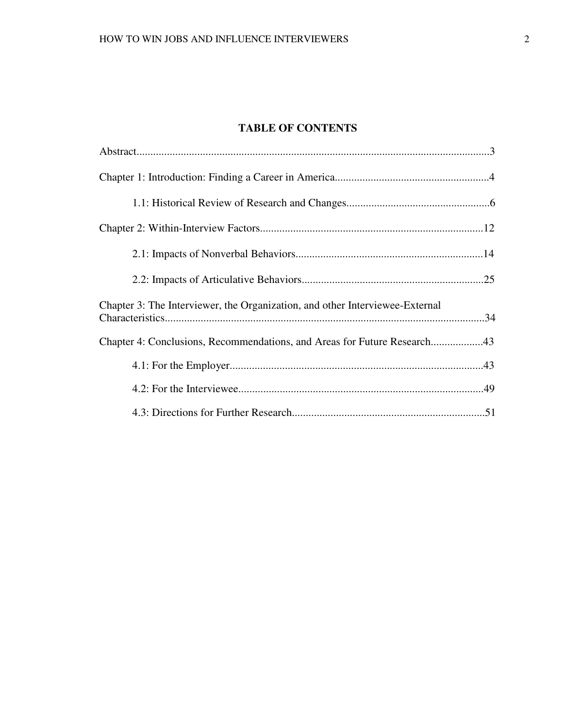**TABLE OF CONTENTS**

Abstract....................................................................................................................................3

Chapter 1: Introduction: Finding a Career in America.......................................................4

1.1: Historical Review of Research and Changes...................................................6

Chapter 2: Within-Interview Factors.................................................................................12

2.1: Impacts of Nonverbal Behaviors....................................................................14

2.2: Impacts of Articulative Behaviors..................................................................25

Chapter 3: The Interviewer, the Organization, and other Interviewee-External Characteristics...................................................................................................................34

Chapter 4: Conclusions, Recommendations, and Areas for Future Research..................43

4.1: For the Employer...........................................................................................43

4.2: For the Interviewee........................................................................................49

4.3: Directions for Further Research.....................................................................51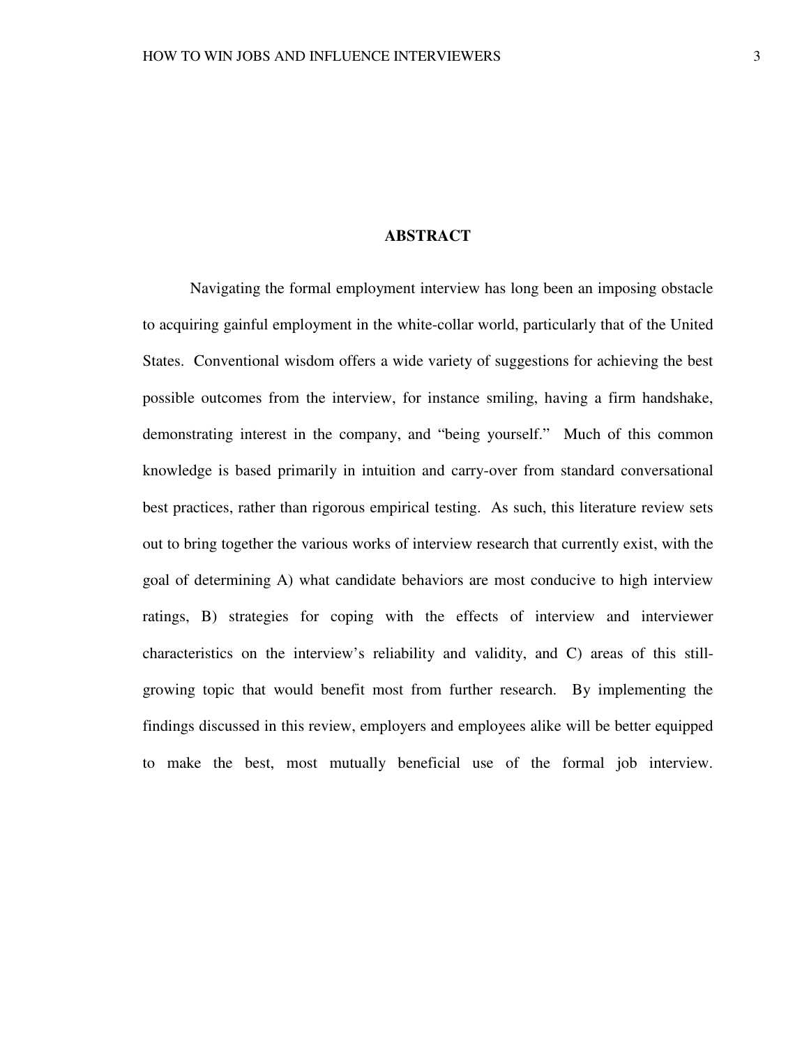# ABSTRACT

Navigating the formal employment interview has long been an imposing obstacle to acquiring gainful employment in the white-collar world, particularly that of the United States. Conventional wisdom offers a wide variety of suggestions for achieving the best possible outcomes from the interview, for instance smiling, having a firm handshake, demonstrating interest in the company, and "being yourself." Much of this common knowledge is based primarily in intuition and carry-over from standard conversational best practices, rather than rigorous empirical testing. As such, this literature review sets out to bring together the various works of interview research that currently exist, with the goal of determining A) what candidate behaviors are most conducive to high interview ratings, B) strategies for coping with the effects of interview and interviewer characteristics on the interview's reliability and validity, and C) areas of this still-growing topic that would benefit most from further research. By implementing the findings discussed in this review, employers and employees alike will be better equipped to make the best, most mutually beneficial use of the formal job interview.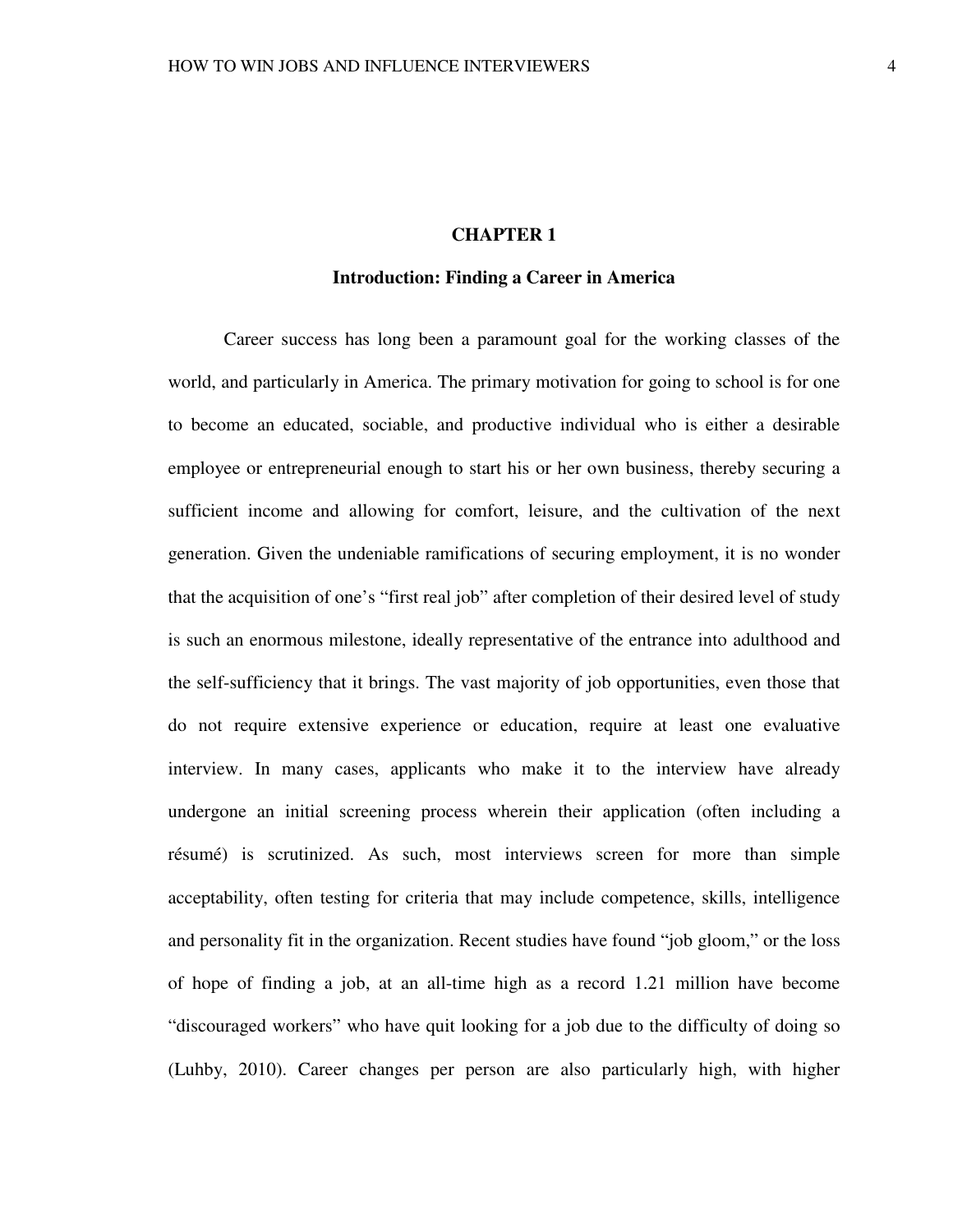# CHAPTER 1

## Introduction: Finding a Career in America

Career success has long been a paramount goal for the working classes of the world, and particularly in America. The primary motivation for going to school is for one to become an educated, sociable, and productive individual who is either a desirable employee or entrepreneurial enough to start his or her own business, thereby securing a sufficient income and allowing for comfort, leisure, and the cultivation of the next generation. Given the undeniable ramifications of securing employment, it is no wonder that the acquisition of one's "first real job" after completion of their desired level of study is such an enormous milestone, ideally representative of the entrance into adulthood and the self-sufficiency that it brings. The vast majority of job opportunities, even those that do not require extensive experience or education, require at least one evaluative interview. In many cases, applicants who make it to the interview have already undergone an initial screening process wherein their application (often including a résumé) is scrutinized. As such, most interviews screen for more than simple acceptability, often testing for criteria that may include competence, skills, intelligence and personality fit in the organization. Recent studies have found "job gloom," or the loss of hope of finding a job, at an all-time high as a record 1.21 million have become "discouraged workers" who have quit looking for a job due to the difficulty of doing so (Luhby, 2010). Career changes per person are also particularly high, with higher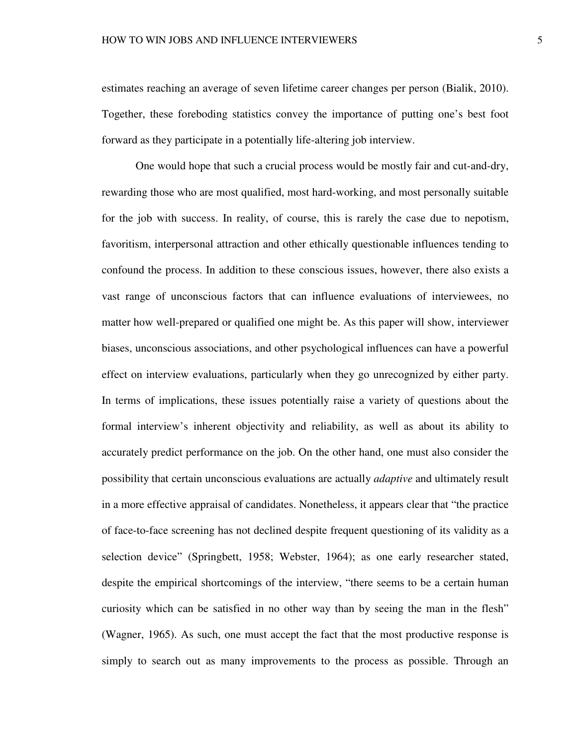estimates reaching an average of seven lifetime career changes per person (Bialik, 2010). Together, these foreboding statistics convey the importance of putting one's best foot forward as they participate in a potentially life-altering job interview.

One would hope that such a crucial process would be mostly fair and cut-and-dry, rewarding those who are most qualified, most hard-working, and most personally suitable for the job with success. In reality, of course, this is rarely the case due to nepotism, favoritism, interpersonal attraction and other ethically questionable influences tending to confound the process. In addition to these conscious issues, however, there also exists a vast range of unconscious factors that can influence evaluations of interviewees, no matter how well-prepared or qualified one might be. As this paper will show, interviewer biases, unconscious associations, and other psychological influences can have a powerful effect on interview evaluations, particularly when they go unrecognized by either party. In terms of implications, these issues potentially raise a variety of questions about the formal interview's inherent objectivity and reliability, as well as about its ability to accurately predict performance on the job. On the other hand, one must also consider the possibility that certain unconscious evaluations are actually *adaptive* and ultimately result in a more effective appraisal of candidates. Nonetheless, it appears clear that "the practice of face-to-face screening has not declined despite frequent questioning of its validity as a selection device" (Springbett, 1958; Webster, 1964); as one early researcher stated, despite the empirical shortcomings of the interview, "there seems to be a certain human curiosity which can be satisfied in no other way than by seeing the man in the flesh" (Wagner, 1965). As such, one must accept the fact that the most productive response is simply to search out as many improvements to the process as possible. Through an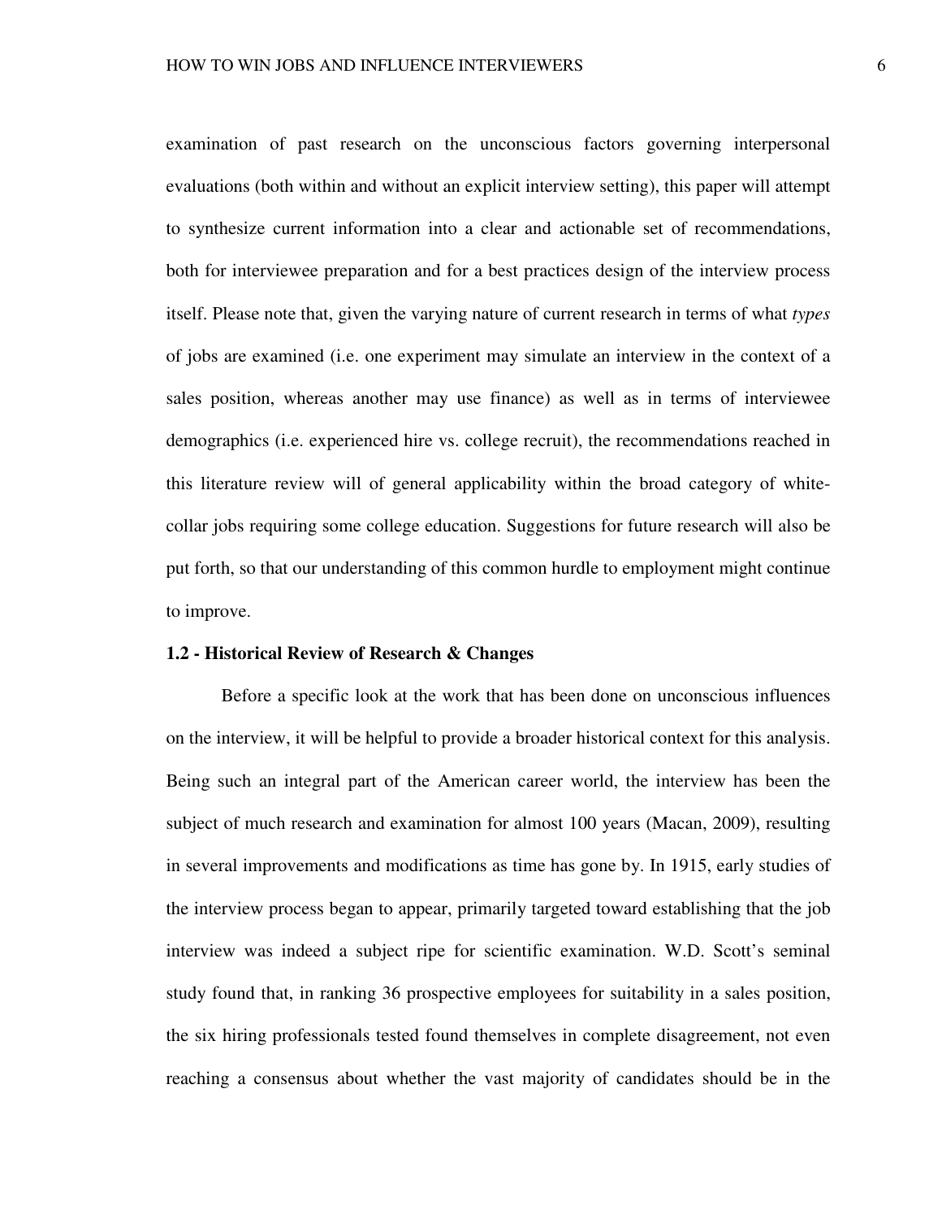examination of past research on the unconscious factors governing interpersonal evaluations (both within and without an explicit interview setting), this paper will attempt to synthesize current information into a clear and actionable set of recommendations, both for interviewee preparation and for a best practices design of the interview process itself. Please note that, given the varying nature of current research in terms of what *types* of jobs are examined (i.e. one experiment may simulate an interview in the context of a sales position, whereas another may use finance) as well as in terms of interviewee demographics (i.e. experienced hire vs. college recruit), the recommendations reached in this literature review will of general applicability within the broad category of white-collar jobs requiring some college education. Suggestions for future research will also be put forth, so that our understanding of this common hurdle to employment might continue to improve.

### 1.2 - Historical Review of Research & Changes

Before a specific look at the work that has been done on unconscious influences on the interview, it will be helpful to provide a broader historical context for this analysis. Being such an integral part of the American career world, the interview has been the subject of much research and examination for almost 100 years (Macan, 2009), resulting in several improvements and modifications as time has gone by. In 1915, early studies of the interview process began to appear, primarily targeted toward establishing that the job interview was indeed a subject ripe for scientific examination. W.D. Scott's seminal study found that, in ranking 36 prospective employees for suitability in a sales position, the six hiring professionals tested found themselves in complete disagreement, not even reaching a consensus about whether the vast majority of candidates should be in the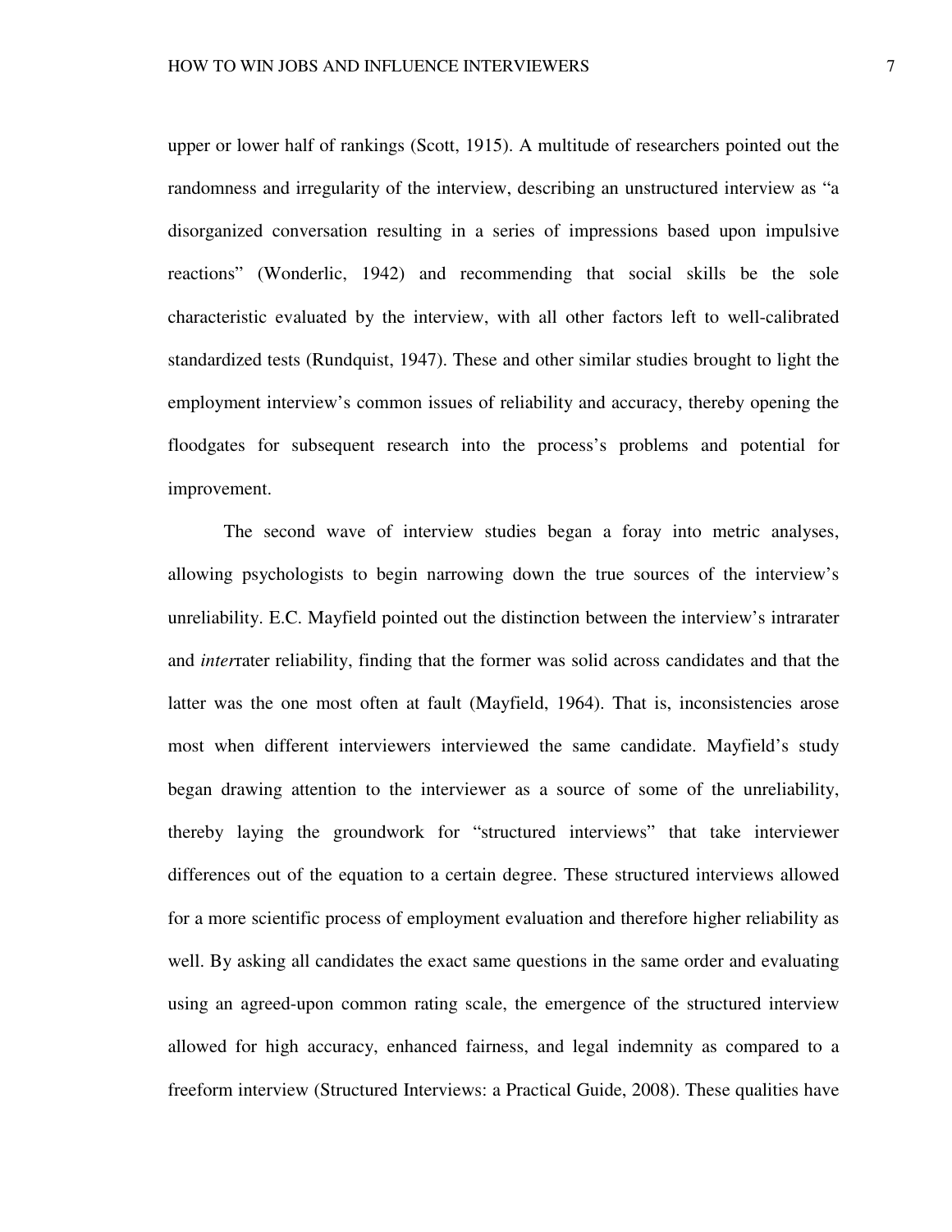upper or lower half of rankings (Scott, 1915). A multitude of researchers pointed out the randomness and irregularity of the interview, describing an unstructured interview as "a disorganized conversation resulting in a series of impressions based upon impulsive reactions" (Wonderlic, 1942) and recommending that social skills be the sole characteristic evaluated by the interview, with all other factors left to well-calibrated standardized tests (Rundquist, 1947). These and other similar studies brought to light the employment interview's common issues of reliability and accuracy, thereby opening the floodgates for subsequent research into the process's problems and potential for improvement.

The second wave of interview studies began a foray into metric analyses, allowing psychologists to begin narrowing down the true sources of the interview's unreliability. E.C. Mayfield pointed out the distinction between the interview's intrarater and *inter*rater reliability, finding that the former was solid across candidates and that the latter was the one most often at fault (Mayfield, 1964). That is, inconsistencies arose most when different interviewers interviewed the same candidate. Mayfield's study began drawing attention to the interviewer as a source of some of the unreliability, thereby laying the groundwork for "structured interviews" that take interviewer differences out of the equation to a certain degree. These structured interviews allowed for a more scientific process of employment evaluation and therefore higher reliability as well. By asking all candidates the exact same questions in the same order and evaluating using an agreed-upon common rating scale, the emergence of the structured interview allowed for high accuracy, enhanced fairness, and legal indemnity as compared to a freeform interview (Structured Interviews: a Practical Guide, 2008). These qualities have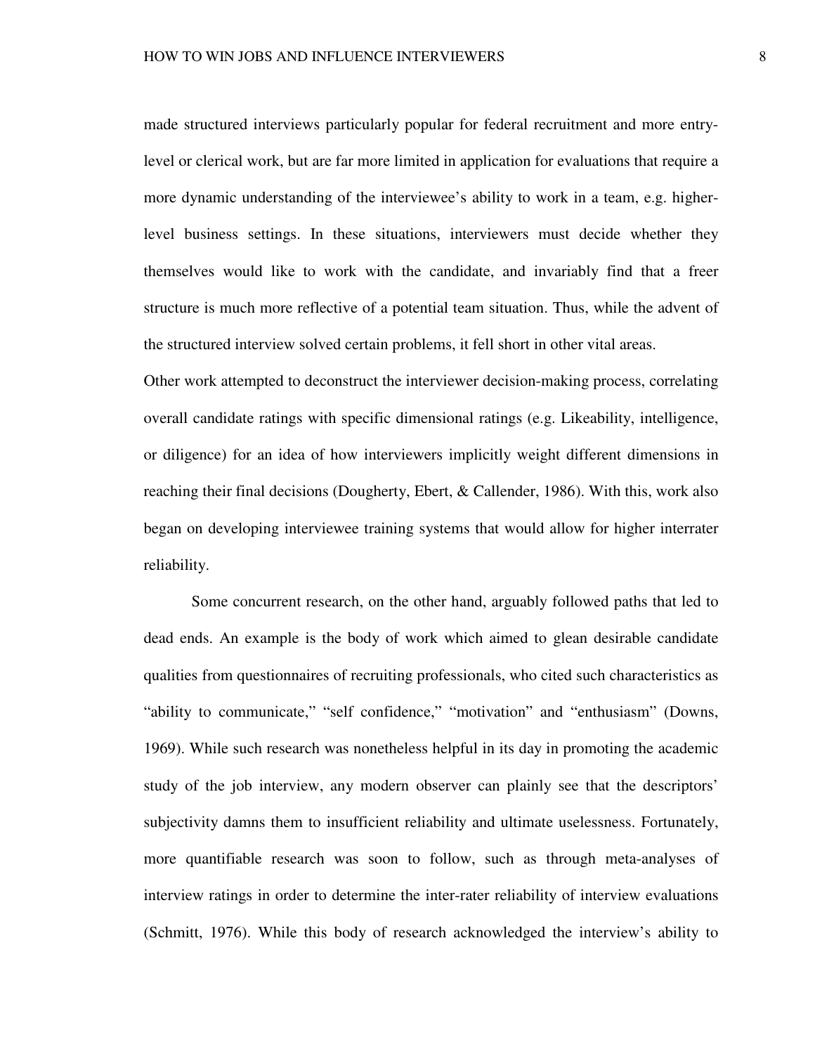made structured interviews particularly popular for federal recruitment and more entry-level or clerical work, but are far more limited in application for evaluations that require a more dynamic understanding of the interviewee's ability to work in a team, e.g. higher-level business settings. In these situations, interviewers must decide whether they themselves would like to work with the candidate, and invariably find that a freer structure is much more reflective of a potential team situation. Thus, while the advent of the structured interview solved certain problems, it fell short in other vital areas.

Other work attempted to deconstruct the interviewer decision-making process, correlating overall candidate ratings with specific dimensional ratings (e.g. Likeability, intelligence, or diligence) for an idea of how interviewers implicitly weight different dimensions in reaching their final decisions (Dougherty, Ebert, & Callender, 1986). With this, work also began on developing interviewee training systems that would allow for higher interrater reliability.

Some concurrent research, on the other hand, arguably followed paths that led to dead ends. An example is the body of work which aimed to glean desirable candidate qualities from questionnaires of recruiting professionals, who cited such characteristics as "ability to communicate," "self confidence," "motivation" and "enthusiasm" (Downs, 1969). While such research was nonetheless helpful in its day in promoting the academic study of the job interview, any modern observer can plainly see that the descriptors' subjectivity damns them to insufficient reliability and ultimate uselessness. Fortunately, more quantifiable research was soon to follow, such as through meta-analyses of interview ratings in order to determine the inter-rater reliability of interview evaluations (Schmitt, 1976). While this body of research acknowledged the interview's ability to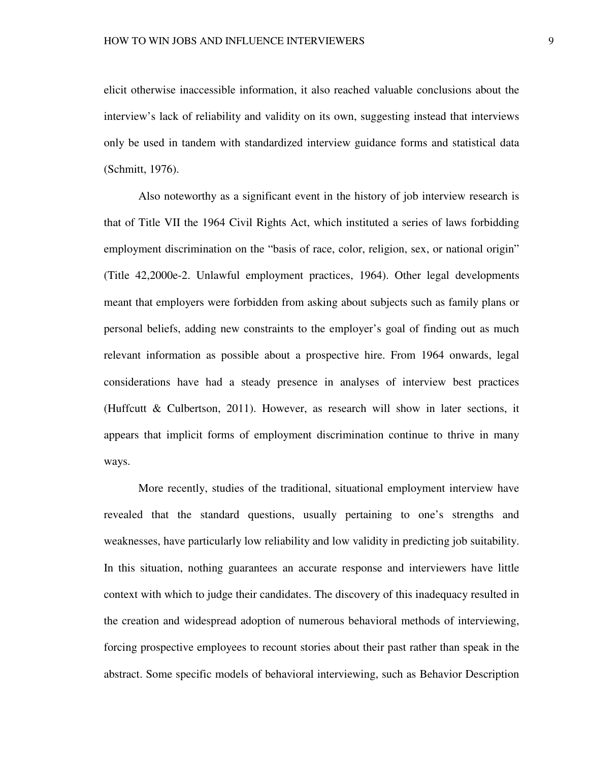elicit otherwise inaccessible information, it also reached valuable conclusions about the interview's lack of reliability and validity on its own, suggesting instead that interviews only be used in tandem with standardized interview guidance forms and statistical data (Schmitt, 1976).

Also noteworthy as a significant event in the history of job interview research is that of Title VII the 1964 Civil Rights Act, which instituted a series of laws forbidding employment discrimination on the "basis of race, color, religion, sex, or national origin" (Title 42,2000e-2. Unlawful employment practices, 1964). Other legal developments meant that employers were forbidden from asking about subjects such as family plans or personal beliefs, adding new constraints to the employer's goal of finding out as much relevant information as possible about a prospective hire. From 1964 onwards, legal considerations have had a steady presence in analyses of interview best practices (Huffcutt & Culbertson, 2011). However, as research will show in later sections, it appears that implicit forms of employment discrimination continue to thrive in many ways.

More recently, studies of the traditional, situational employment interview have revealed that the standard questions, usually pertaining to one's strengths and weaknesses, have particularly low reliability and low validity in predicting job suitability. In this situation, nothing guarantees an accurate response and interviewers have little context with which to judge their candidates. The discovery of this inadequacy resulted in the creation and widespread adoption of numerous behavioral methods of interviewing, forcing prospective employees to recount stories about their past rather than speak in the abstract. Some specific models of behavioral interviewing, such as Behavior Description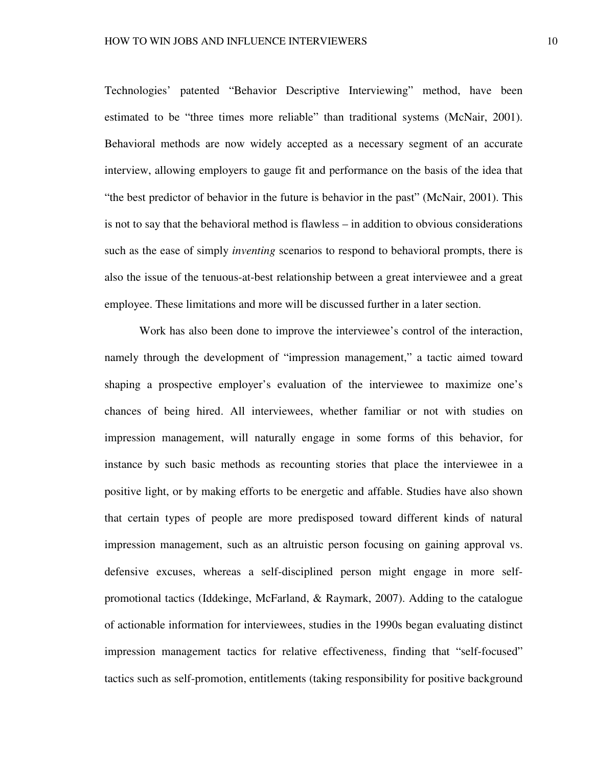Technologies' patented "Behavior Descriptive Interviewing" method, have been estimated to be "three times more reliable" than traditional systems (McNair, 2001). Behavioral methods are now widely accepted as a necessary segment of an accurate interview, allowing employers to gauge fit and performance on the basis of the idea that "the best predictor of behavior in the future is behavior in the past" (McNair, 2001). This is not to say that the behavioral method is flawless – in addition to obvious considerations such as the ease of simply *inventing* scenarios to respond to behavioral prompts, there is also the issue of the tenuous-at-best relationship between a great interviewee and a great employee. These limitations and more will be discussed further in a later section.

Work has also been done to improve the interviewee's control of the interaction, namely through the development of "impression management," a tactic aimed toward shaping a prospective employer's evaluation of the interviewee to maximize one's chances of being hired. All interviewees, whether familiar or not with studies on impression management, will naturally engage in some forms of this behavior, for instance by such basic methods as recounting stories that place the interviewee in a positive light, or by making efforts to be energetic and affable. Studies have also shown that certain types of people are more predisposed toward different kinds of natural impression management, such as an altruistic person focusing on gaining approval vs. defensive excuses, whereas a self-disciplined person might engage in more self-promotional tactics (Iddekinge, McFarland, & Raymark, 2007). Adding to the catalogue of actionable information for interviewees, studies in the 1990s began evaluating distinct impression management tactics for relative effectiveness, finding that "self-focused" tactics such as self-promotion, entitlements (taking responsibility for positive background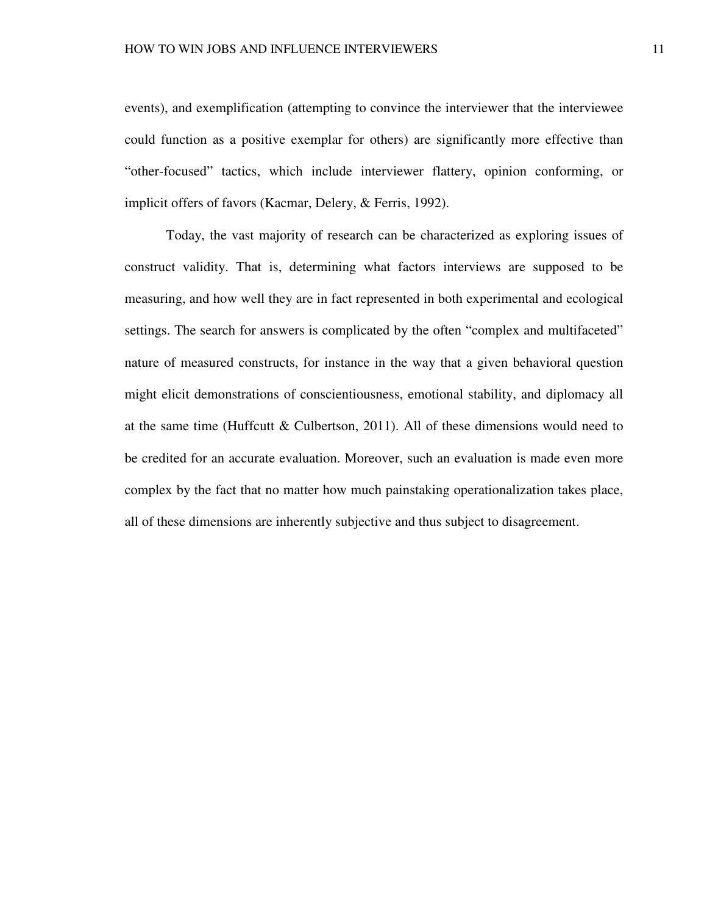events), and exemplification (attempting to convince the interviewer that the interviewee could function as a positive exemplar for others) are significantly more effective than “other-focused” tactics, which include interviewer flattery, opinion conforming, or implicit offers of favors (Kacmar, Delery, & Ferris, 1992).

Today, the vast majority of research can be characterized as exploring issues of construct validity. That is, determining what factors interviews are supposed to be measuring, and how well they are in fact represented in both experimental and ecological settings. The search for answers is complicated by the often “complex and multifaceted” nature of measured constructs, for instance in the way that a given behavioral question might elicit demonstrations of conscientiousness, emotional stability, and diplomacy all at the same time (Huffcutt & Culbertson, 2011). All of these dimensions would need to be credited for an accurate evaluation. Moreover, such an evaluation is made even more complex by the fact that no matter how much painstaking operationalization takes place, all of these dimensions are inherently subjective and thus subject to disagreement.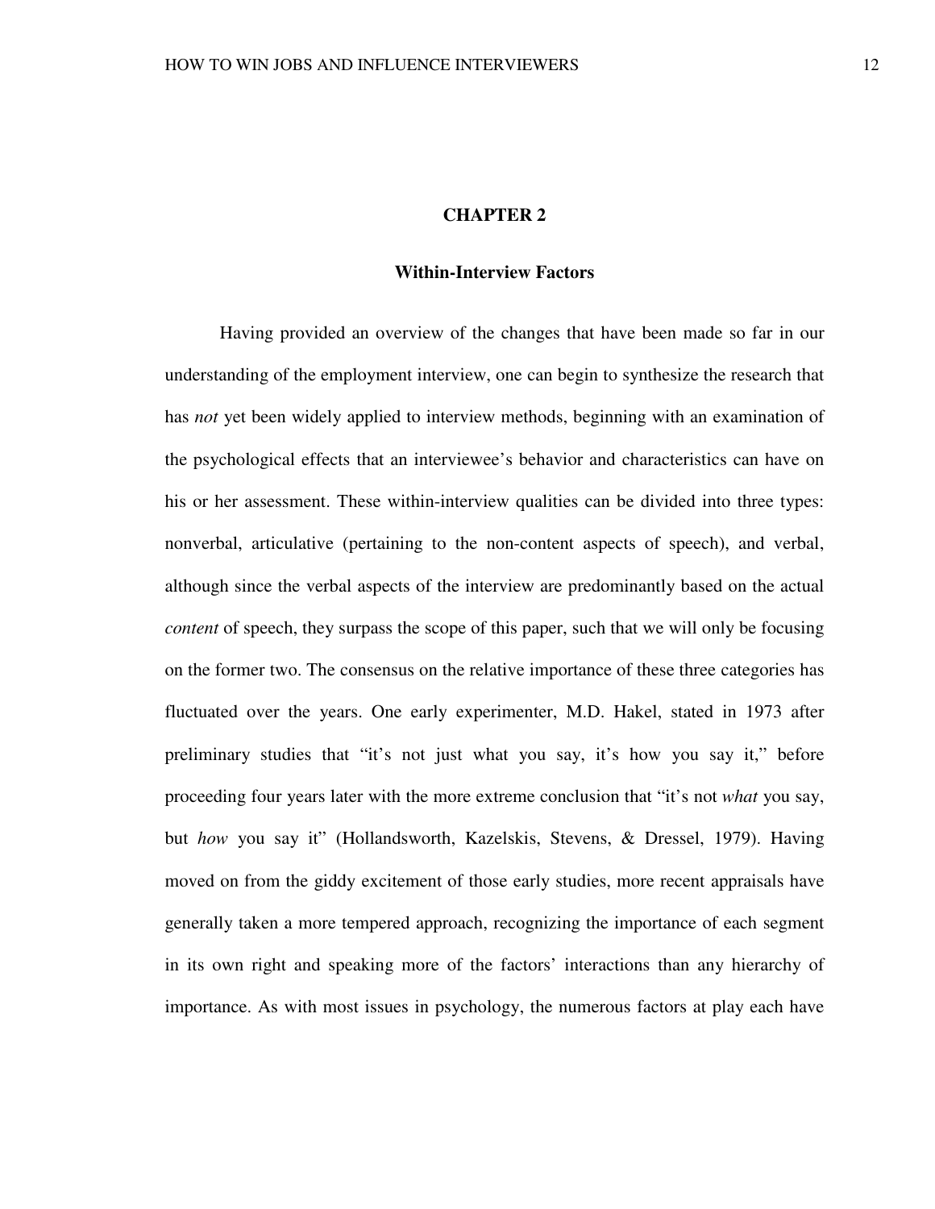# CHAPTER 2

## Within-Interview Factors

Having provided an overview of the changes that have been made so far in our understanding of the employment interview, one can begin to synthesize the research that has *not* yet been widely applied to interview methods, beginning with an examination of the psychological effects that an interviewee's behavior and characteristics can have on his or her assessment. These within-interview qualities can be divided into three types: nonverbal, articulative (pertaining to the non-content aspects of speech), and verbal, although since the verbal aspects of the interview are predominantly based on the actual *content* of speech, they surpass the scope of this paper, such that we will only be focusing on the former two. The consensus on the relative importance of these three categories has fluctuated over the years. One early experimenter, M.D. Hakel, stated in 1973 after preliminary studies that "it's not just what you say, it's how you say it," before proceeding four years later with the more extreme conclusion that "it's not *what* you say, but *how* you say it" (Hollandsworth, Kazelskis, Stevens, & Dressel, 1979). Having moved on from the giddy excitement of those early studies, more recent appraisals have generally taken a more tempered approach, recognizing the importance of each segment in its own right and speaking more of the factors' interactions than any hierarchy of importance. As with most issues in psychology, the numerous factors at play each have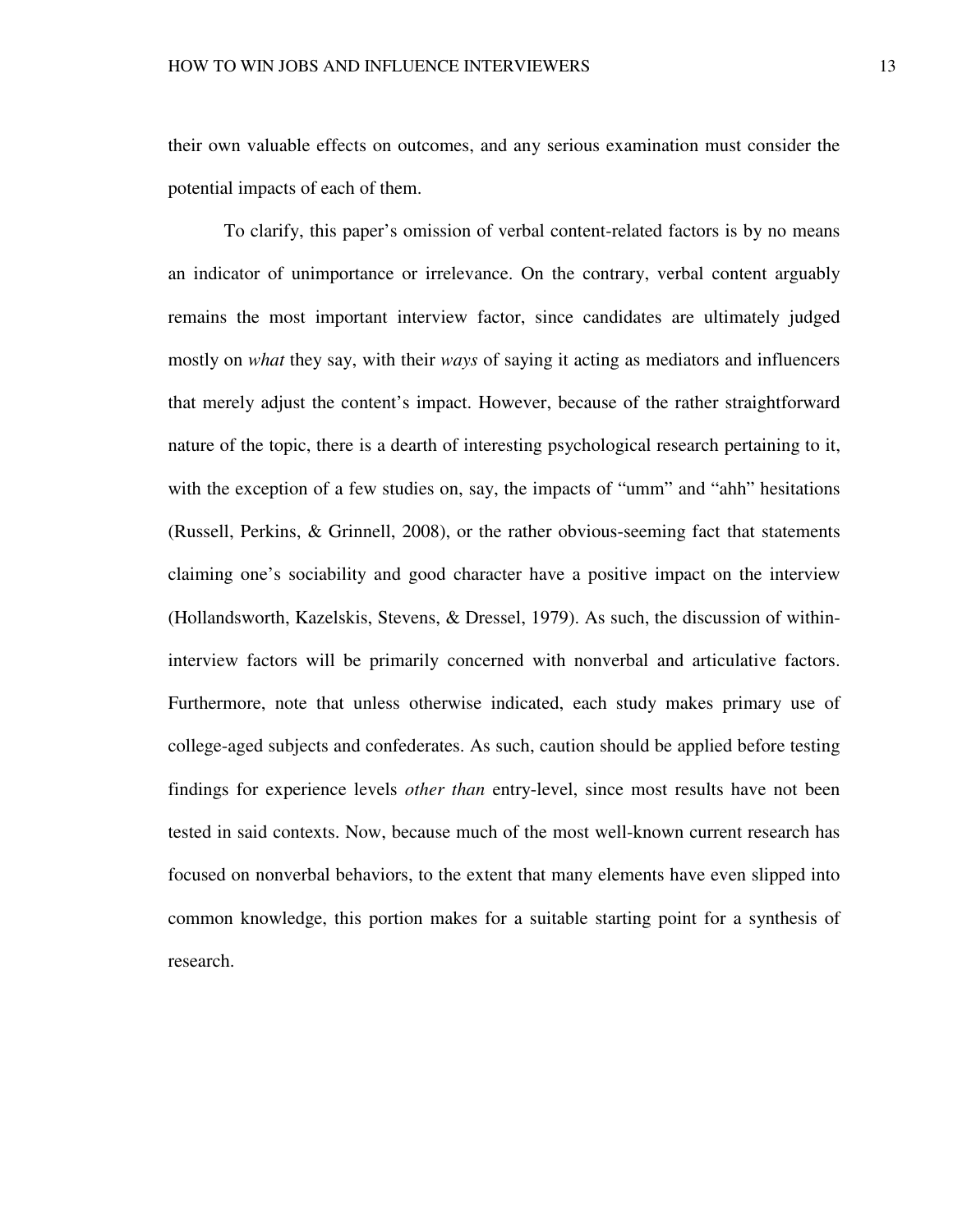their own valuable effects on outcomes, and any serious examination must consider the potential impacts of each of them.

To clarify, this paper's omission of verbal content-related factors is by no means an indicator of unimportance or irrelevance. On the contrary, verbal content arguably remains the most important interview factor, since candidates are ultimately judged mostly on *what* they say, with their *ways* of saying it acting as mediators and influencers that merely adjust the content's impact. However, because of the rather straightforward nature of the topic, there is a dearth of interesting psychological research pertaining to it, with the exception of a few studies on, say, the impacts of "umm" and "ahh" hesitations (Russell, Perkins, & Grinnell, 2008), or the rather obvious-seeming fact that statements claiming one's sociability and good character have a positive impact on the interview (Hollandsworth, Kazelskis, Stevens, & Dressel, 1979). As such, the discussion of within-interview factors will be primarily concerned with nonverbal and articulative factors. Furthermore, note that unless otherwise indicated, each study makes primary use of college-aged subjects and confederates. As such, caution should be applied before testing findings for experience levels *other than* entry-level, since most results have not been tested in said contexts. Now, because much of the most well-known current research has focused on nonverbal behaviors, to the extent that many elements have even slipped into common knowledge, this portion makes for a suitable starting point for a synthesis of research.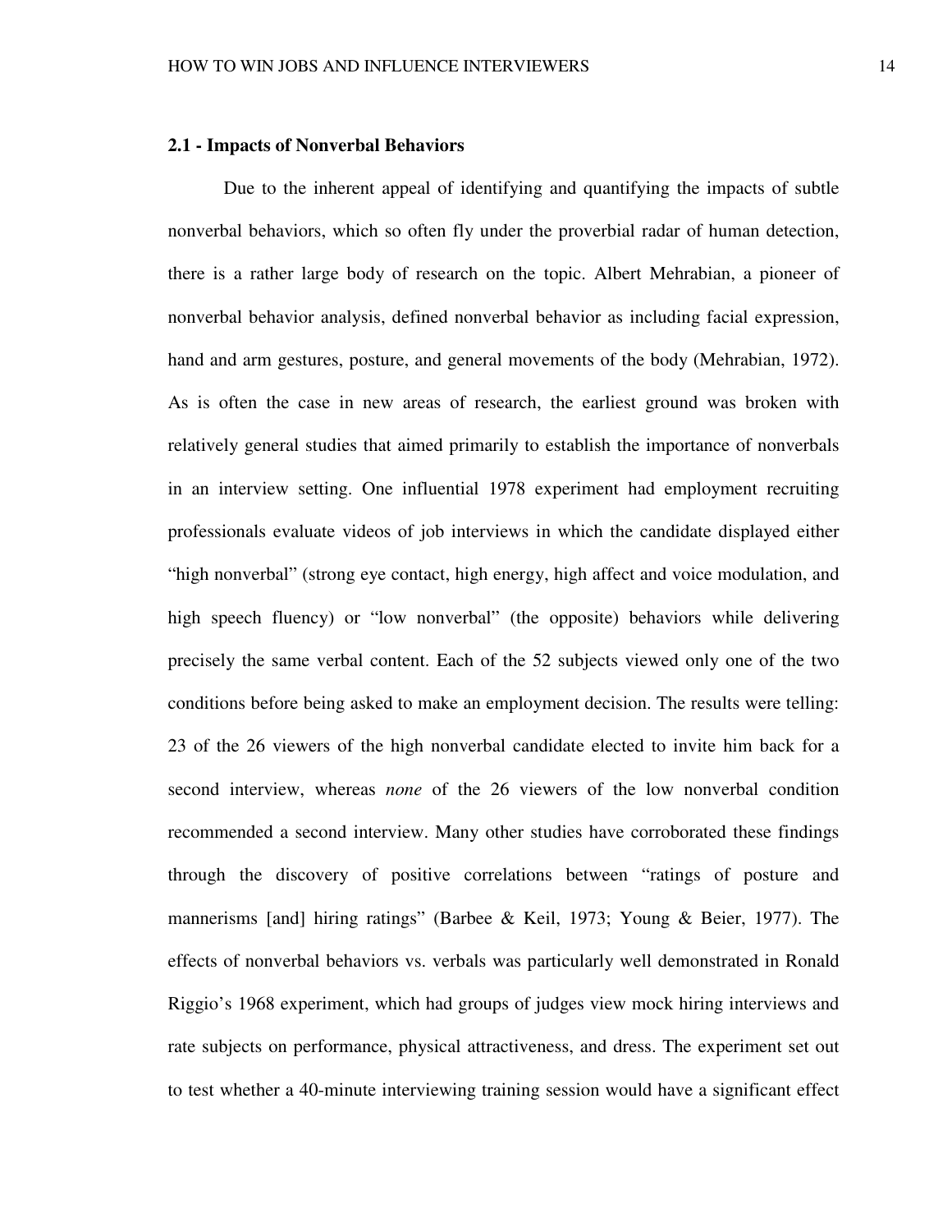### 2.1 - Impacts of Nonverbal Behaviors

Due to the inherent appeal of identifying and quantifying the impacts of subtle nonverbal behaviors, which so often fly under the proverbial radar of human detection, there is a rather large body of research on the topic. Albert Mehrabian, a pioneer of nonverbal behavior analysis, defined nonverbal behavior as including facial expression, hand and arm gestures, posture, and general movements of the body (Mehrabian, 1972). As is often the case in new areas of research, the earliest ground was broken with relatively general studies that aimed primarily to establish the importance of nonverbals in an interview setting. One influential 1978 experiment had employment recruiting professionals evaluate videos of job interviews in which the candidate displayed either "high nonverbal" (strong eye contact, high energy, high affect and voice modulation, and high speech fluency) or "low nonverbal" (the opposite) behaviors while delivering precisely the same verbal content. Each of the 52 subjects viewed only one of the two conditions before being asked to make an employment decision. The results were telling: 23 of the 26 viewers of the high nonverbal candidate elected to invite him back for a second interview, whereas *none* of the 26 viewers of the low nonverbal condition recommended a second interview. Many other studies have corroborated these findings through the discovery of positive correlations between "ratings of posture and mannerisms [and] hiring ratings" (Barbee & Keil, 1973; Young & Beier, 1977). The effects of nonverbal behaviors vs. verbals was particularly well demonstrated in Ronald Riggio's 1968 experiment, which had groups of judges view mock hiring interviews and rate subjects on performance, physical attractiveness, and dress. The experiment set out to test whether a 40-minute interviewing training session would have a significant effect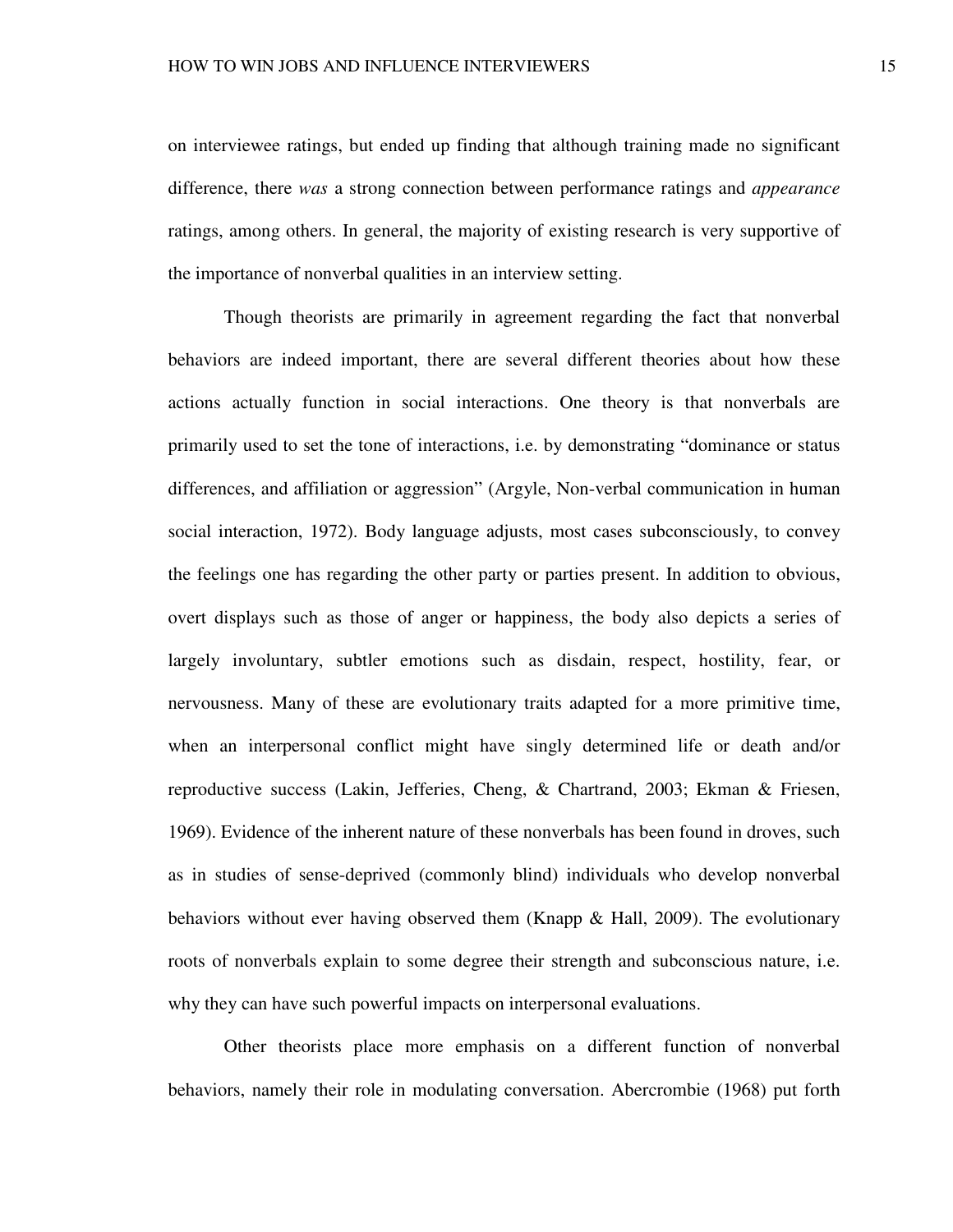on interviewee ratings, but ended up finding that although training made no significant difference, there *was* a strong connection between performance ratings and *appearance* ratings, among others. In general, the majority of existing research is very supportive of the importance of nonverbal qualities in an interview setting.

Though theorists are primarily in agreement regarding the fact that nonverbal behaviors are indeed important, there are several different theories about how these actions actually function in social interactions. One theory is that nonverbals are primarily used to set the tone of interactions, i.e. by demonstrating "dominance or status differences, and affiliation or aggression" (Argyle, Non-verbal communication in human social interaction, 1972). Body language adjusts, most cases subconsciously, to convey the feelings one has regarding the other party or parties present. In addition to obvious, overt displays such as those of anger or happiness, the body also depicts a series of largely involuntary, subtler emotions such as disdain, respect, hostility, fear, or nervousness. Many of these are evolutionary traits adapted for a more primitive time, when an interpersonal conflict might have singly determined life or death and/or reproductive success (Lakin, Jefferies, Cheng, & Chartrand, 2003; Ekman & Friesen, 1969). Evidence of the inherent nature of these nonverbals has been found in droves, such as in studies of sense-deprived (commonly blind) individuals who develop nonverbal behaviors without ever having observed them (Knapp & Hall, 2009). The evolutionary roots of nonverbals explain to some degree their strength and subconscious nature, i.e. why they can have such powerful impacts on interpersonal evaluations.

Other theorists place more emphasis on a different function of nonverbal behaviors, namely their role in modulating conversation. Abercrombie (1968) put forth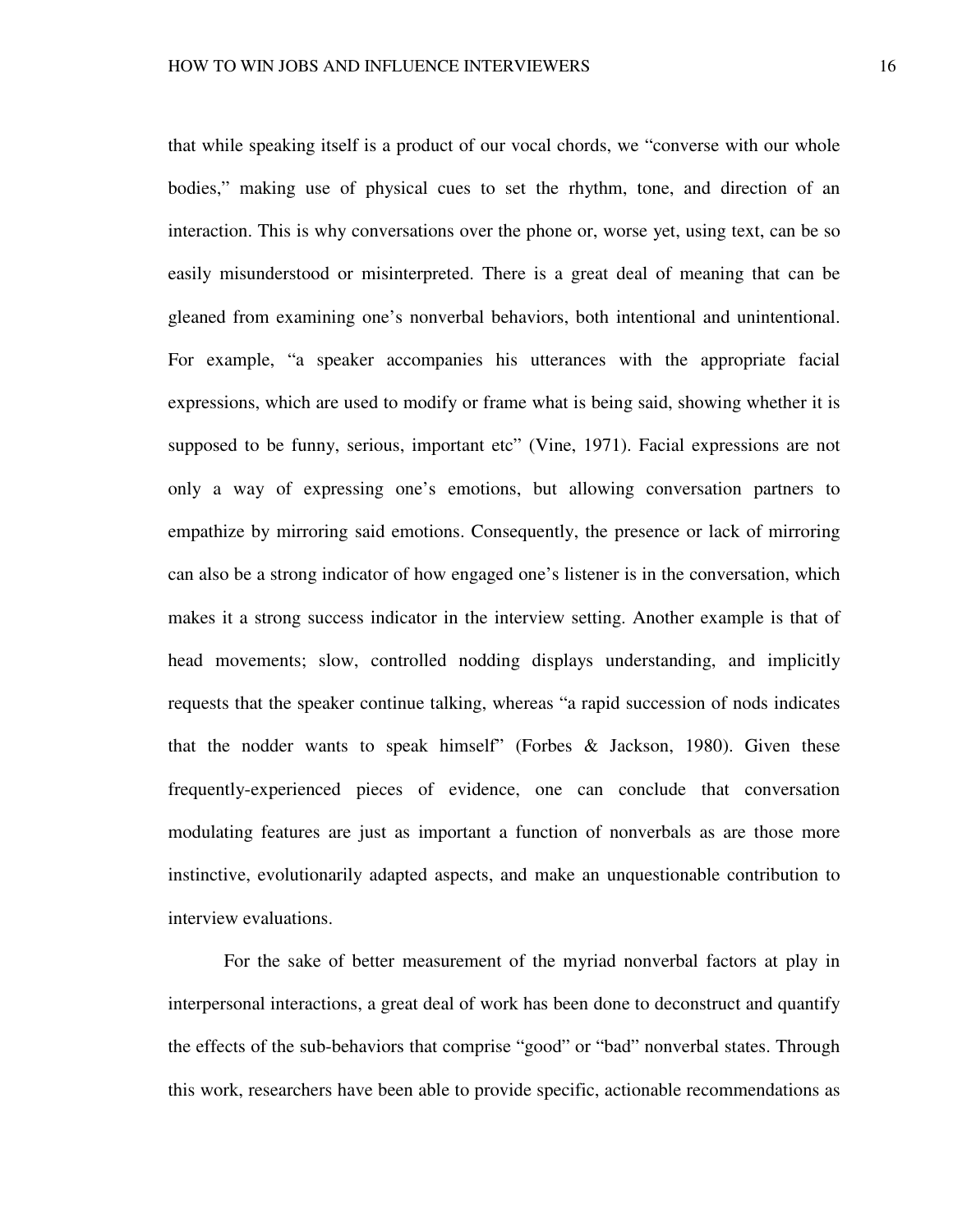that while speaking itself is a product of our vocal chords, we "converse with our whole bodies," making use of physical cues to set the rhythm, tone, and direction of an interaction. This is why conversations over the phone or, worse yet, using text, can be so easily misunderstood or misinterpreted. There is a great deal of meaning that can be gleaned from examining one's nonverbal behaviors, both intentional and unintentional. For example, "a speaker accompanies his utterances with the appropriate facial expressions, which are used to modify or frame what is being said, showing whether it is supposed to be funny, serious, important etc" (Vine, 1971). Facial expressions are not only a way of expressing one's emotions, but allowing conversation partners to empathize by mirroring said emotions. Consequently, the presence or lack of mirroring can also be a strong indicator of how engaged one's listener is in the conversation, which makes it a strong success indicator in the interview setting. Another example is that of head movements; slow, controlled nodding displays understanding, and implicitly requests that the speaker continue talking, whereas "a rapid succession of nods indicates that the nodder wants to speak himself" (Forbes & Jackson, 1980). Given these frequently-experienced pieces of evidence, one can conclude that conversation modulating features are just as important a function of nonverbals as are those more instinctive, evolutionarily adapted aspects, and make an unquestionable contribution to interview evaluations.

For the sake of better measurement of the myriad nonverbal factors at play in interpersonal interactions, a great deal of work has been done to deconstruct and quantify the effects of the sub-behaviors that comprise "good" or "bad" nonverbal states. Through this work, researchers have been able to provide specific, actionable recommendations as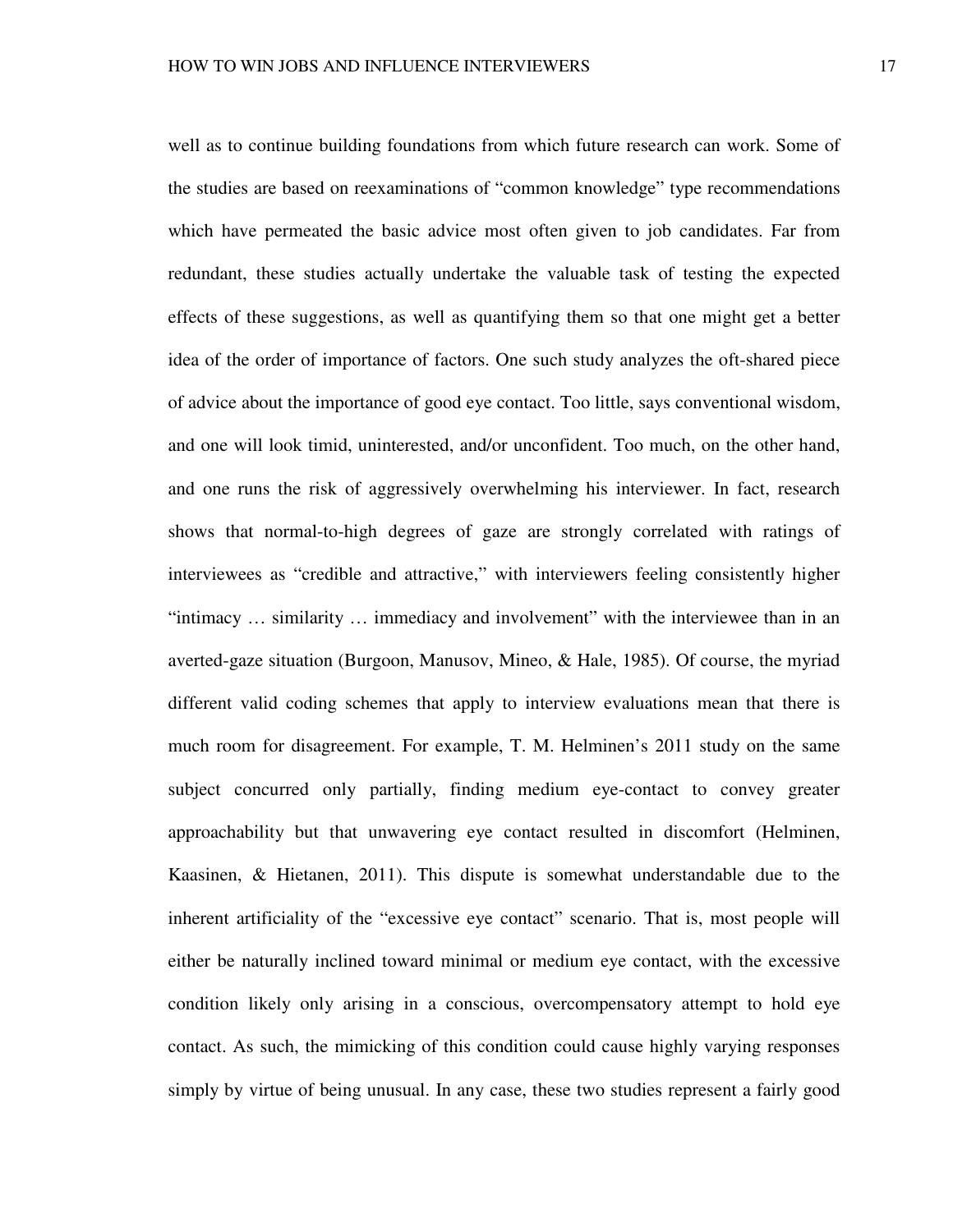well as to continue building foundations from which future research can work. Some of the studies are based on reexaminations of "common knowledge" type recommendations which have permeated the basic advice most often given to job candidates. Far from redundant, these studies actually undertake the valuable task of testing the expected effects of these suggestions, as well as quantifying them so that one might get a better idea of the order of importance of factors. One such study analyzes the oft-shared piece of advice about the importance of good eye contact. Too little, says conventional wisdom, and one will look timid, uninterested, and/or unconfident. Too much, on the other hand, and one runs the risk of aggressively overwhelming his interviewer. In fact, research shows that normal-to-high degrees of gaze are strongly correlated with ratings of interviewees as "credible and attractive," with interviewers feeling consistently higher "intimacy … similarity … immediacy and involvement" with the interviewee than in an averted-gaze situation (Burgoon, Manusov, Mineo, & Hale, 1985). Of course, the myriad different valid coding schemes that apply to interview evaluations mean that there is much room for disagreement. For example, T. M. Helminen's 2011 study on the same subject concurred only partially, finding medium eye-contact to convey greater approachability but that unwavering eye contact resulted in discomfort (Helminen, Kaasinen, & Hietanen, 2011). This dispute is somewhat understandable due to the inherent artificiality of the "excessive eye contact" scenario. That is, most people will either be naturally inclined toward minimal or medium eye contact, with the excessive condition likely only arising in a conscious, overcompensatory attempt to hold eye contact. As such, the mimicking of this condition could cause highly varying responses simply by virtue of being unusual. In any case, these two studies represent a fairly good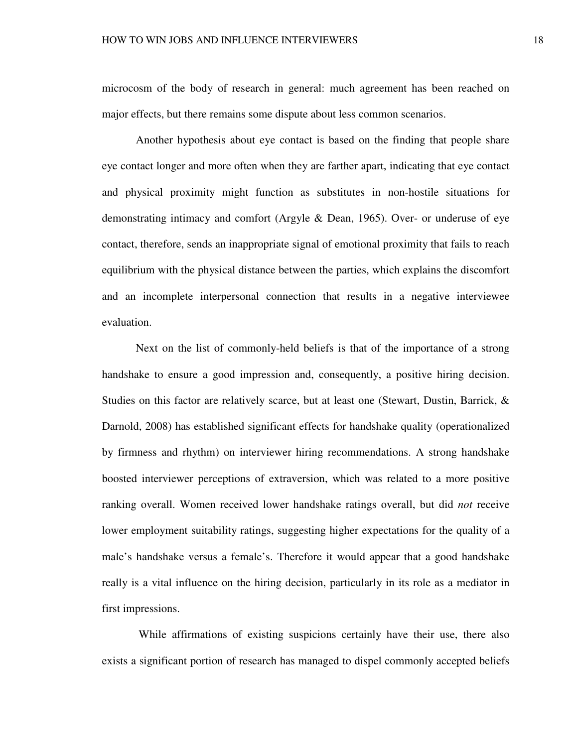microcosm of the body of research in general: much agreement has been reached on major effects, but there remains some dispute about less common scenarios.

Another hypothesis about eye contact is based on the finding that people share eye contact longer and more often when they are farther apart, indicating that eye contact and physical proximity might function as substitutes in non-hostile situations for demonstrating intimacy and comfort (Argyle & Dean, 1965). Over- or underuse of eye contact, therefore, sends an inappropriate signal of emotional proximity that fails to reach equilibrium with the physical distance between the parties, which explains the discomfort and an incomplete interpersonal connection that results in a negative interviewee evaluation.

Next on the list of commonly-held beliefs is that of the importance of a strong handshake to ensure a good impression and, consequently, a positive hiring decision. Studies on this factor are relatively scarce, but at least one (Stewart, Dustin, Barrick, & Darnold, 2008) has established significant effects for handshake quality (operationalized by firmness and rhythm) on interviewer hiring recommendations. A strong handshake boosted interviewer perceptions of extraversion, which was related to a more positive ranking overall. Women received lower handshake ratings overall, but did *not* receive lower employment suitability ratings, suggesting higher expectations for the quality of a male's handshake versus a female's. Therefore it would appear that a good handshake really is a vital influence on the hiring decision, particularly in its role as a mediator in first impressions.

While affirmations of existing suspicions certainly have their use, there also exists a significant portion of research has managed to dispel commonly accepted beliefs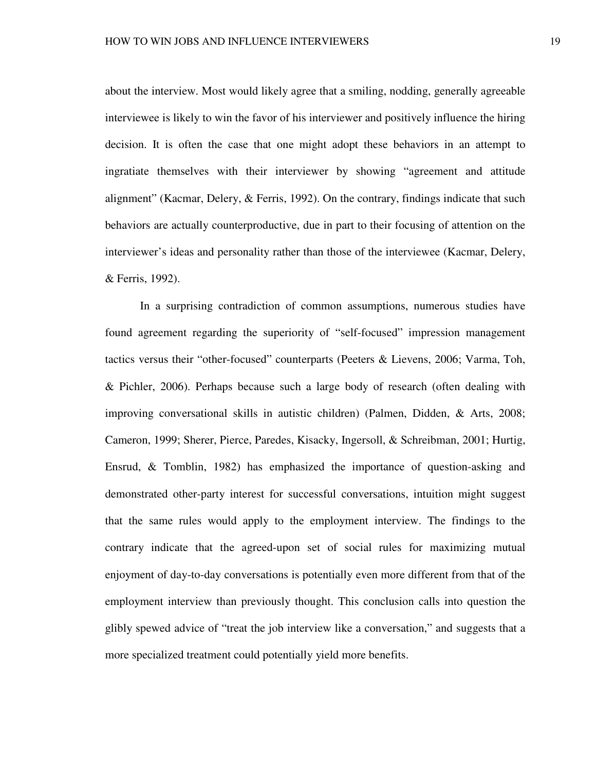about the interview. Most would likely agree that a smiling, nodding, generally agreeable interviewee is likely to win the favor of his interviewer and positively influence the hiring decision. It is often the case that one might adopt these behaviors in an attempt to ingratiate themselves with their interviewer by showing "agreement and attitude alignment" (Kacmar, Delery, & Ferris, 1992). On the contrary, findings indicate that such behaviors are actually counterproductive, due in part to their focusing of attention on the interviewer's ideas and personality rather than those of the interviewee (Kacmar, Delery, & Ferris, 1992).

In a surprising contradiction of common assumptions, numerous studies have found agreement regarding the superiority of "self-focused" impression management tactics versus their "other-focused" counterparts (Peeters & Lievens, 2006; Varma, Toh, & Pichler, 2006). Perhaps because such a large body of research (often dealing with improving conversational skills in autistic children) (Palmen, Didden, & Arts, 2008; Cameron, 1999; Sherer, Pierce, Paredes, Kisacky, Ingersoll, & Schreibman, 2001; Hurtig, Ensrud, & Tomblin, 1982) has emphasized the importance of question-asking and demonstrated other-party interest for successful conversations, intuition might suggest that the same rules would apply to the employment interview. The findings to the contrary indicate that the agreed-upon set of social rules for maximizing mutual enjoyment of day-to-day conversations is potentially even more different from that of the employment interview than previously thought. This conclusion calls into question the glibly spewed advice of "treat the job interview like a conversation," and suggests that a more specialized treatment could potentially yield more benefits.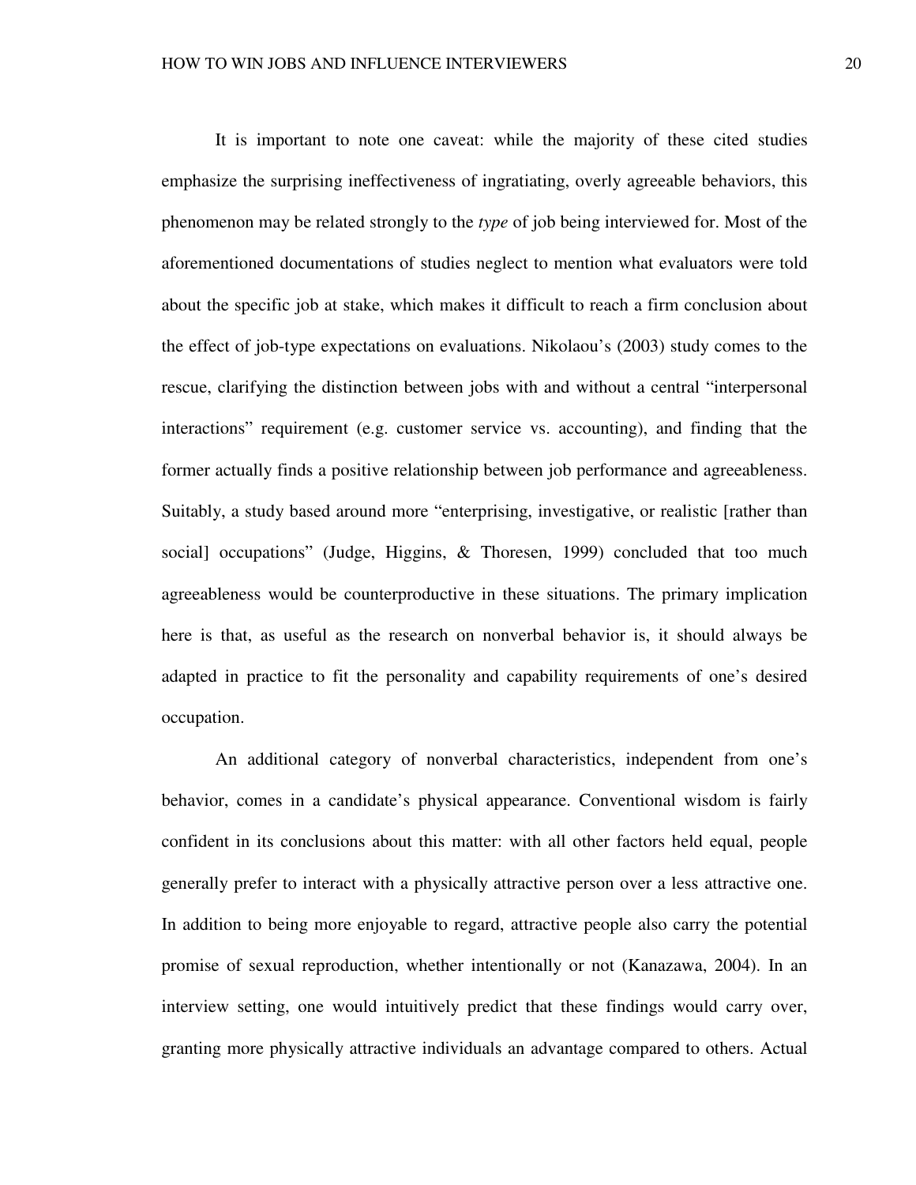It is important to note one caveat: while the majority of these cited studies emphasize the surprising ineffectiveness of ingratiating, overly agreeable behaviors, this phenomenon may be related strongly to the *type* of job being interviewed for. Most of the aforementioned documentations of studies neglect to mention what evaluators were told about the specific job at stake, which makes it difficult to reach a firm conclusion about the effect of job-type expectations on evaluations. Nikolaou's (2003) study comes to the rescue, clarifying the distinction between jobs with and without a central "interpersonal interactions" requirement (e.g. customer service vs. accounting), and finding that the former actually finds a positive relationship between job performance and agreeableness. Suitably, a study based around more "enterprising, investigative, or realistic [rather than social] occupations" (Judge, Higgins, & Thoresen, 1999) concluded that too much agreeableness would be counterproductive in these situations. The primary implication here is that, as useful as the research on nonverbal behavior is, it should always be adapted in practice to fit the personality and capability requirements of one's desired occupation.

An additional category of nonverbal characteristics, independent from one's behavior, comes in a candidate's physical appearance. Conventional wisdom is fairly confident in its conclusions about this matter: with all other factors held equal, people generally prefer to interact with a physically attractive person over a less attractive one. In addition to being more enjoyable to regard, attractive people also carry the potential promise of sexual reproduction, whether intentionally or not (Kanazawa, 2004). In an interview setting, one would intuitively predict that these findings would carry over, granting more physically attractive individuals an advantage compared to others. Actual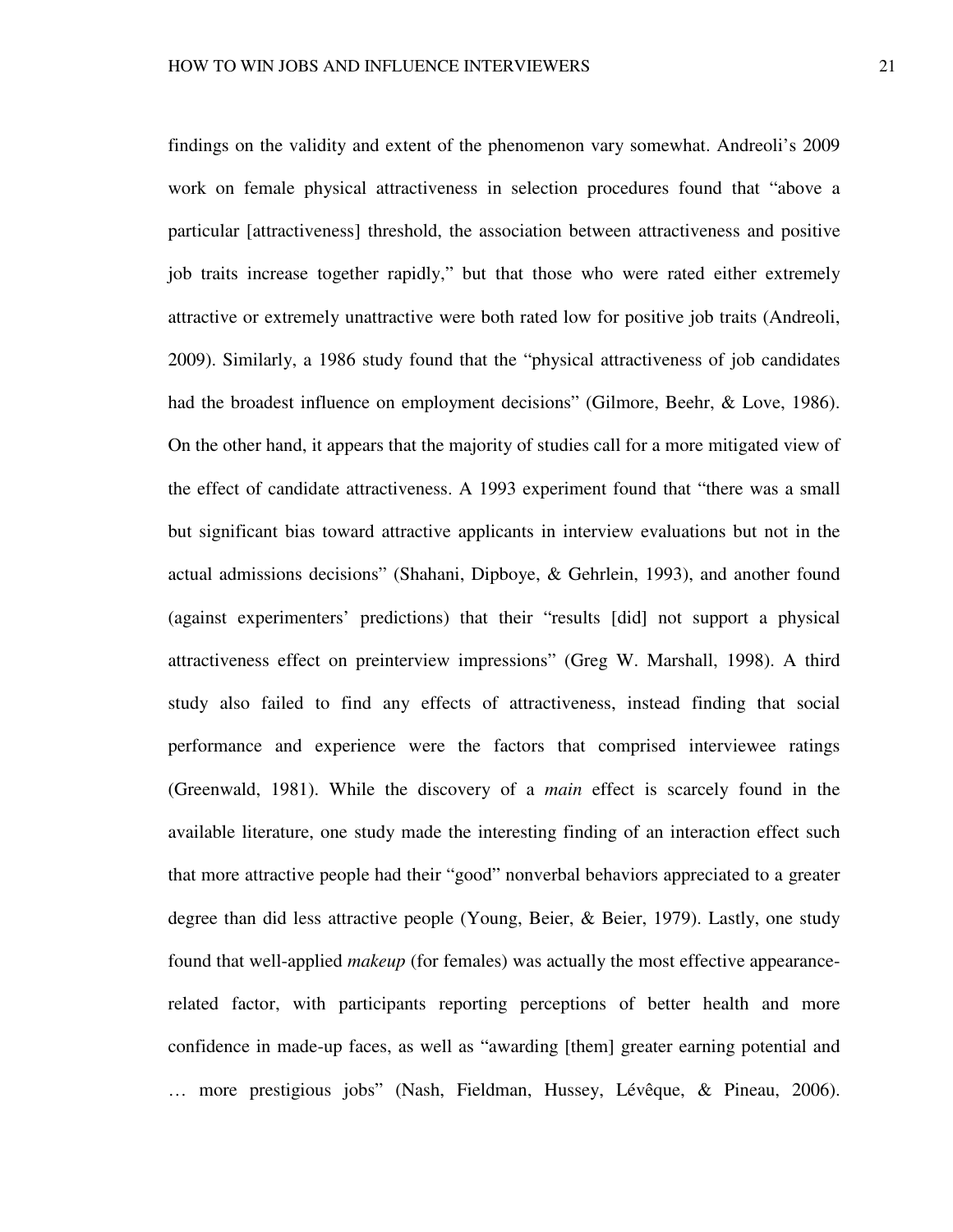findings on the validity and extent of the phenomenon vary somewhat. Andreoli's 2009 work on female physical attractiveness in selection procedures found that "above a particular [attractiveness] threshold, the association between attractiveness and positive job traits increase together rapidly," but that those who were rated either extremely attractive or extremely unattractive were both rated low for positive job traits (Andreoli, 2009). Similarly, a 1986 study found that the "physical attractiveness of job candidates had the broadest influence on employment decisions" (Gilmore, Beehr, & Love, 1986). On the other hand, it appears that the majority of studies call for a more mitigated view of the effect of candidate attractiveness. A 1993 experiment found that "there was a small but significant bias toward attractive applicants in interview evaluations but not in the actual admissions decisions" (Shahani, Dipboye, & Gehrlein, 1993), and another found (against experimenters' predictions) that their "results [did] not support a physical attractiveness effect on preinterview impressions" (Greg W. Marshall, 1998). A third study also failed to find any effects of attractiveness, instead finding that social performance and experience were the factors that comprised interviewee ratings (Greenwald, 1981). While the discovery of a *main* effect is scarcely found in the available literature, one study made the interesting finding of an interaction effect such that more attractive people had their "good" nonverbal behaviors appreciated to a greater degree than did less attractive people (Young, Beier, & Beier, 1979). Lastly, one study found that well-applied *makeup* (for females) was actually the most effective appearance-related factor, with participants reporting perceptions of better health and more confidence in made-up faces, as well as "awarding [them] greater earning potential and … more prestigious jobs" (Nash, Fieldman, Hussey, Lévêque, & Pineau, 2006).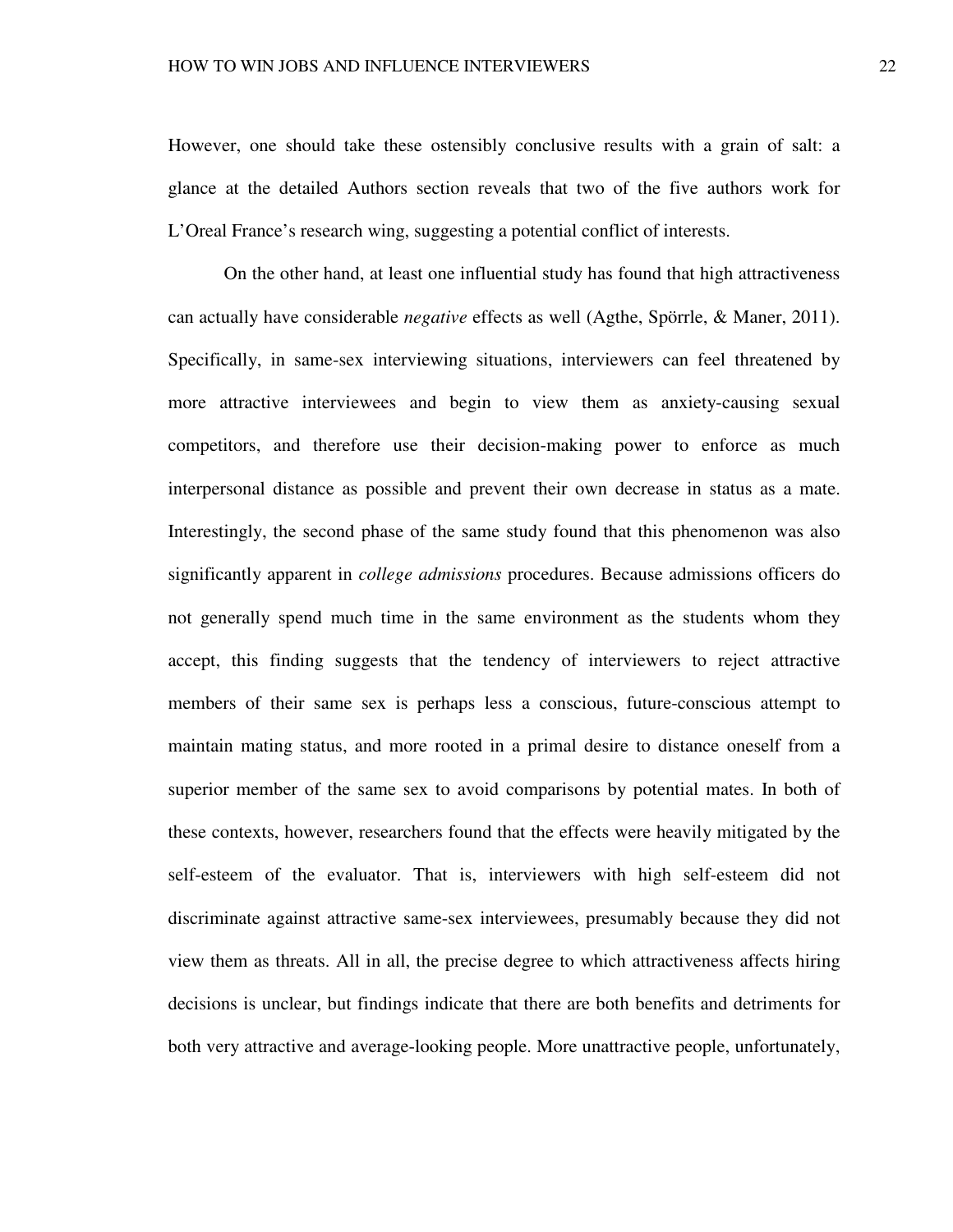However, one should take these ostensibly conclusive results with a grain of salt: a glance at the detailed Authors section reveals that two of the five authors work for L'Oreal France's research wing, suggesting a potential conflict of interests.

On the other hand, at least one influential study has found that high attractiveness can actually have considerable *negative* effects as well (Agthe, Spörrle, & Maner, 2011). Specifically, in same-sex interviewing situations, interviewers can feel threatened by more attractive interviewees and begin to view them as anxiety-causing sexual competitors, and therefore use their decision-making power to enforce as much interpersonal distance as possible and prevent their own decrease in status as a mate. Interestingly, the second phase of the same study found that this phenomenon was also significantly apparent in *college admissions* procedures. Because admissions officers do not generally spend much time in the same environment as the students whom they accept, this finding suggests that the tendency of interviewers to reject attractive members of their same sex is perhaps less a conscious, future-conscious attempt to maintain mating status, and more rooted in a primal desire to distance oneself from a superior member of the same sex to avoid comparisons by potential mates. In both of these contexts, however, researchers found that the effects were heavily mitigated by the self-esteem of the evaluator. That is, interviewers with high self-esteem did not discriminate against attractive same-sex interviewees, presumably because they did not view them as threats. All in all, the precise degree to which attractiveness affects hiring decisions is unclear, but findings indicate that there are both benefits and detriments for both very attractive and average-looking people. More unattractive people, unfortunately,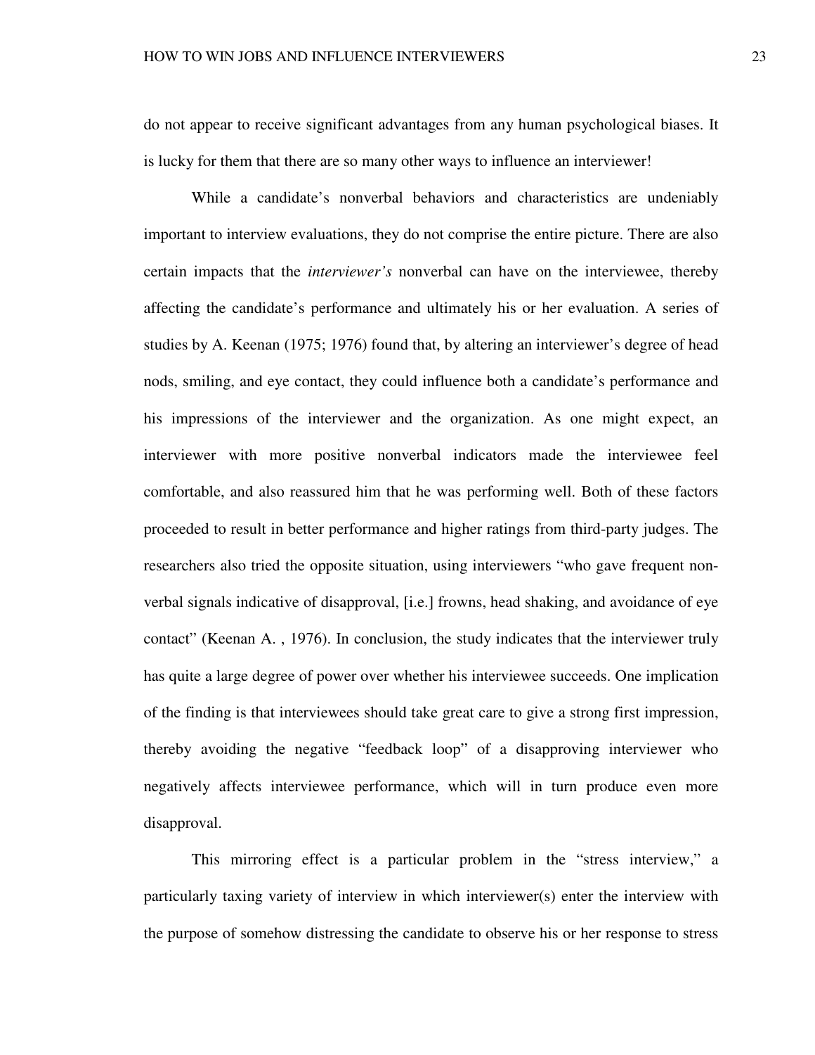do not appear to receive significant advantages from any human psychological biases. It is lucky for them that there are so many other ways to influence an interviewer!

While a candidate's nonverbal behaviors and characteristics are undeniably important to interview evaluations, they do not comprise the entire picture. There are also certain impacts that the *interviewer's* nonverbal can have on the interviewee, thereby affecting the candidate's performance and ultimately his or her evaluation. A series of studies by A. Keenan (1975; 1976) found that, by altering an interviewer's degree of head nods, smiling, and eye contact, they could influence both a candidate's performance and his impressions of the interviewer and the organization. As one might expect, an interviewer with more positive nonverbal indicators made the interviewee feel comfortable, and also reassured him that he was performing well. Both of these factors proceeded to result in better performance and higher ratings from third-party judges. The researchers also tried the opposite situation, using interviewers "who gave frequent non-verbal signals indicative of disapproval, [i.e.] frowns, head shaking, and avoidance of eye contact" (Keenan A. , 1976). In conclusion, the study indicates that the interviewer truly has quite a large degree of power over whether his interviewee succeeds. One implication of the finding is that interviewees should take great care to give a strong first impression, thereby avoiding the negative "feedback loop" of a disapproving interviewer who negatively affects interviewee performance, which will in turn produce even more disapproval.

This mirroring effect is a particular problem in the "stress interview," a particularly taxing variety of interview in which interviewer(s) enter the interview with the purpose of somehow distressing the candidate to observe his or her response to stress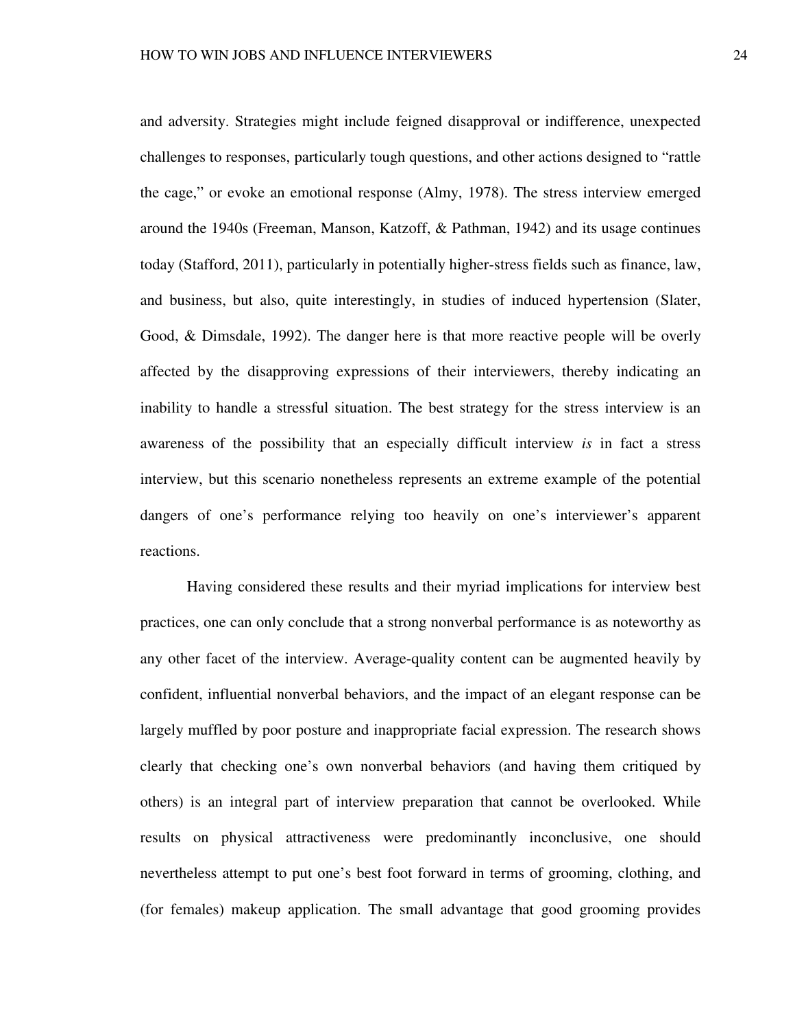and adversity. Strategies might include feigned disapproval or indifference, unexpected challenges to responses, particularly tough questions, and other actions designed to "rattle the cage," or evoke an emotional response (Almy, 1978). The stress interview emerged around the 1940s (Freeman, Manson, Katzoff, & Pathman, 1942) and its usage continues today (Stafford, 2011), particularly in potentially higher-stress fields such as finance, law, and business, but also, quite interestingly, in studies of induced hypertension (Slater, Good, & Dimsdale, 1992). The danger here is that more reactive people will be overly affected by the disapproving expressions of their interviewers, thereby indicating an inability to handle a stressful situation. The best strategy for the stress interview is an awareness of the possibility that an especially difficult interview *is* in fact a stress interview, but this scenario nonetheless represents an extreme example of the potential dangers of one's performance relying too heavily on one's interviewer's apparent reactions.

Having considered these results and their myriad implications for interview best practices, one can only conclude that a strong nonverbal performance is as noteworthy as any other facet of the interview. Average-quality content can be augmented heavily by confident, influential nonverbal behaviors, and the impact of an elegant response can be largely muffled by poor posture and inappropriate facial expression. The research shows clearly that checking one's own nonverbal behaviors (and having them critiqued by others) is an integral part of interview preparation that cannot be overlooked. While results on physical attractiveness were predominantly inconclusive, one should nevertheless attempt to put one's best foot forward in terms of grooming, clothing, and (for females) makeup application. The small advantage that good grooming provides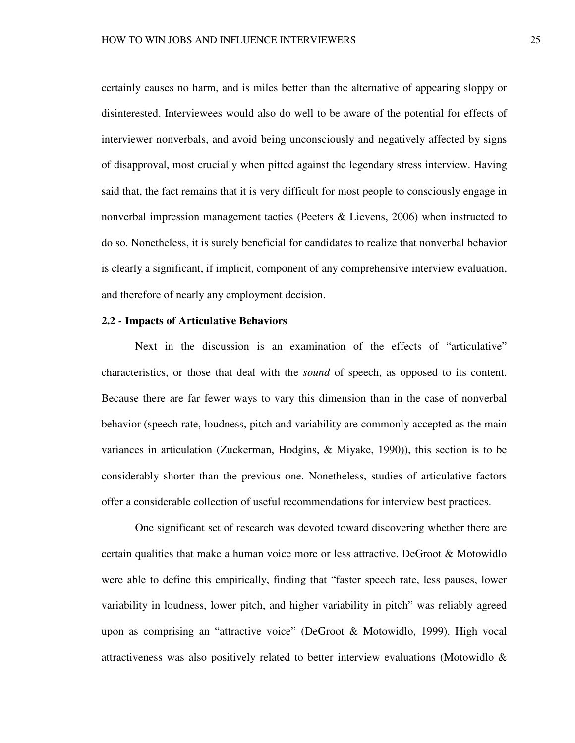certainly causes no harm, and is miles better than the alternative of appearing sloppy or disinterested. Interviewees would also do well to be aware of the potential for effects of interviewer nonverbals, and avoid being unconsciously and negatively affected by signs of disapproval, most crucially when pitted against the legendary stress interview. Having said that, the fact remains that it is very difficult for most people to consciously engage in nonverbal impression management tactics (Peeters & Lievens, 2006) when instructed to do so. Nonetheless, it is surely beneficial for candidates to realize that nonverbal behavior is clearly a significant, if implicit, component of any comprehensive interview evaluation, and therefore of nearly any employment decision.

### 2.2 - Impacts of Articulative Behaviors

Next in the discussion is an examination of the effects of "articulative" characteristics, or those that deal with the *sound* of speech, as opposed to its content. Because there are far fewer ways to vary this dimension than in the case of nonverbal behavior (speech rate, loudness, pitch and variability are commonly accepted as the main variances in articulation (Zuckerman, Hodgins, & Miyake, 1990)), this section is to be considerably shorter than the previous one. Nonetheless, studies of articulative factors offer a considerable collection of useful recommendations for interview best practices.

One significant set of research was devoted toward discovering whether there are certain qualities that make a human voice more or less attractive. DeGroot & Motowidlo were able to define this empirically, finding that "faster speech rate, less pauses, lower variability in loudness, lower pitch, and higher variability in pitch" was reliably agreed upon as comprising an "attractive voice" (DeGroot & Motowidlo, 1999). High vocal attractiveness was also positively related to better interview evaluations (Motowidlo &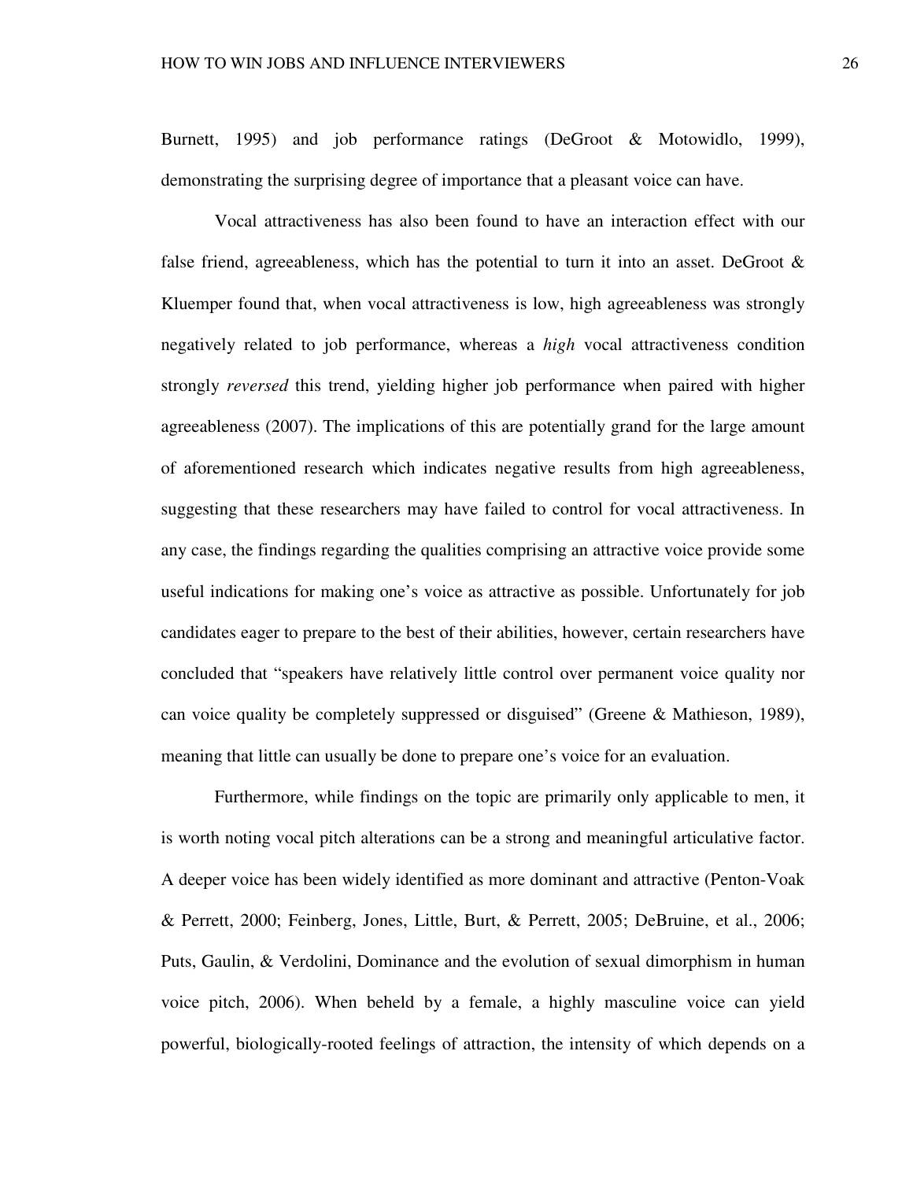Burnett, 1995) and job performance ratings (DeGroot & Motowidlo, 1999), demonstrating the surprising degree of importance that a pleasant voice can have.

Vocal attractiveness has also been found to have an interaction effect with our false friend, agreeableness, which has the potential to turn it into an asset. DeGroot & Kluemper found that, when vocal attractiveness is low, high agreeableness was strongly negatively related to job performance, whereas a *high* vocal attractiveness condition strongly *reversed* this trend, yielding higher job performance when paired with higher agreeableness (2007). The implications of this are potentially grand for the large amount of aforementioned research which indicates negative results from high agreeableness, suggesting that these researchers may have failed to control for vocal attractiveness. In any case, the findings regarding the qualities comprising an attractive voice provide some useful indications for making one's voice as attractive as possible. Unfortunately for job candidates eager to prepare to the best of their abilities, however, certain researchers have concluded that "speakers have relatively little control over permanent voice quality nor can voice quality be completely suppressed or disguised" (Greene & Mathieson, 1989), meaning that little can usually be done to prepare one's voice for an evaluation.

Furthermore, while findings on the topic are primarily only applicable to men, it is worth noting vocal pitch alterations can be a strong and meaningful articulative factor. A deeper voice has been widely identified as more dominant and attractive (Penton-Voak & Perrett, 2000; Feinberg, Jones, Little, Burt, & Perrett, 2005; DeBruine, et al., 2006; Puts, Gaulin, & Verdolini, Dominance and the evolution of sexual dimorphism in human voice pitch, 2006). When beheld by a female, a highly masculine voice can yield powerful, biologically-rooted feelings of attraction, the intensity of which depends on a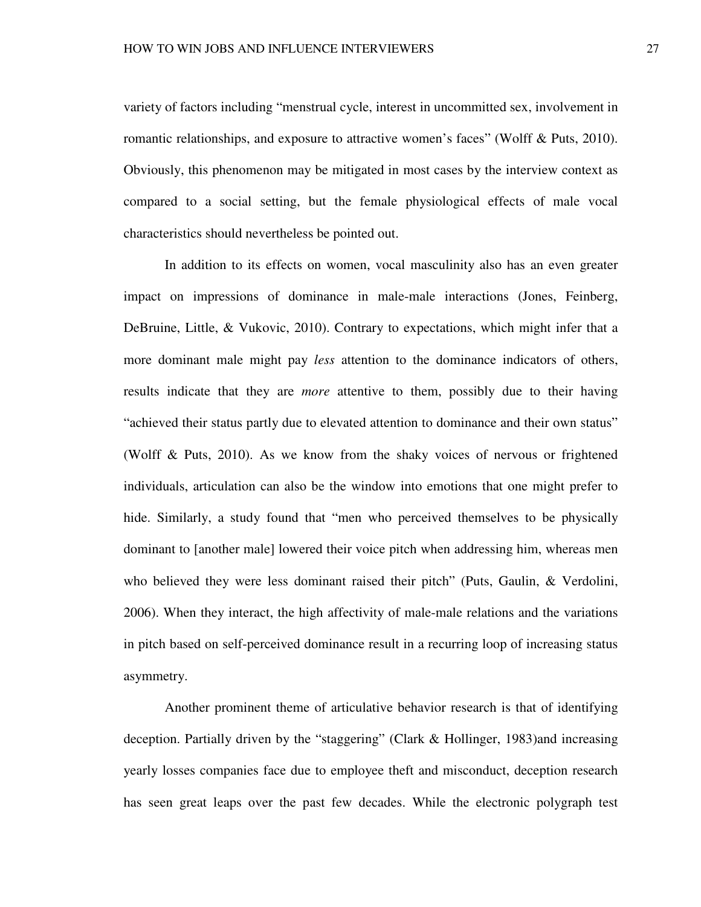variety of factors including "menstrual cycle, interest in uncommitted sex, involvement in romantic relationships, and exposure to attractive women's faces" (Wolff & Puts, 2010). Obviously, this phenomenon may be mitigated in most cases by the interview context as compared to a social setting, but the female physiological effects of male vocal characteristics should nevertheless be pointed out.

In addition to its effects on women, vocal masculinity also has an even greater impact on impressions of dominance in male-male interactions (Jones, Feinberg, DeBruine, Little, & Vukovic, 2010). Contrary to expectations, which might infer that a more dominant male might pay *less* attention to the dominance indicators of others, results indicate that they are *more* attentive to them, possibly due to their having "achieved their status partly due to elevated attention to dominance and their own status" (Wolff & Puts, 2010). As we know from the shaky voices of nervous or frightened individuals, articulation can also be the window into emotions that one might prefer to hide. Similarly, a study found that "men who perceived themselves to be physically dominant to [another male] lowered their voice pitch when addressing him, whereas men who believed they were less dominant raised their pitch" (Puts, Gaulin, & Verdolini, 2006). When they interact, the high affectivity of male-male relations and the variations in pitch based on self-perceived dominance result in a recurring loop of increasing status asymmetry.

Another prominent theme of articulative behavior research is that of identifying deception. Partially driven by the "staggering" (Clark & Hollinger, 1983)and increasing yearly losses companies face due to employee theft and misconduct, deception research has seen great leaps over the past few decades. While the electronic polygraph test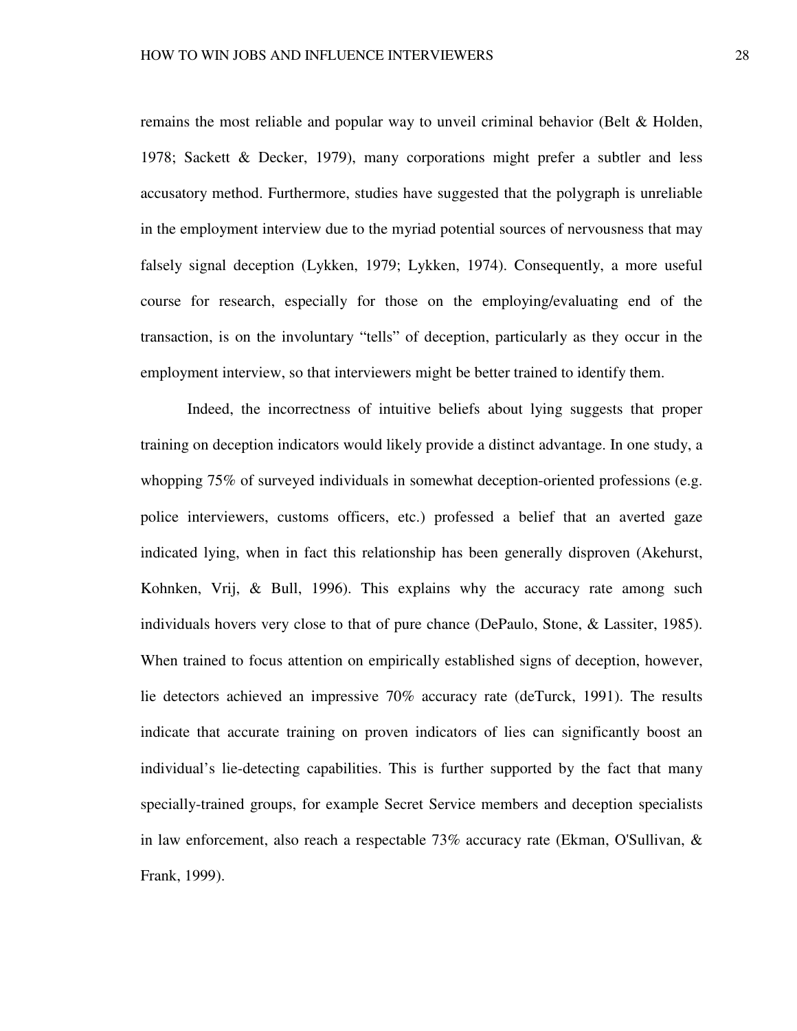remains the most reliable and popular way to unveil criminal behavior (Belt & Holden, 1978; Sackett & Decker, 1979), many corporations might prefer a subtler and less accusatory method. Furthermore, studies have suggested that the polygraph is unreliable in the employment interview due to the myriad potential sources of nervousness that may falsely signal deception (Lykken, 1979; Lykken, 1974). Consequently, a more useful course for research, especially for those on the employing/evaluating end of the transaction, is on the involuntary "tells" of deception, particularly as they occur in the employment interview, so that interviewers might be better trained to identify them.

Indeed, the incorrectness of intuitive beliefs about lying suggests that proper training on deception indicators would likely provide a distinct advantage. In one study, a whopping 75% of surveyed individuals in somewhat deception-oriented professions (e.g. police interviewers, customs officers, etc.) professed a belief that an averted gaze indicated lying, when in fact this relationship has been generally disproven (Akehurst, Kohnken, Vrij, & Bull, 1996). This explains why the accuracy rate among such individuals hovers very close to that of pure chance (DePaulo, Stone, & Lassiter, 1985). When trained to focus attention on empirically established signs of deception, however, lie detectors achieved an impressive 70% accuracy rate (deTurck, 1991). The results indicate that accurate training on proven indicators of lies can significantly boost an individual's lie-detecting capabilities. This is further supported by the fact that many specially-trained groups, for example Secret Service members and deception specialists in law enforcement, also reach a respectable 73% accuracy rate (Ekman, O'Sullivan, & Frank, 1999).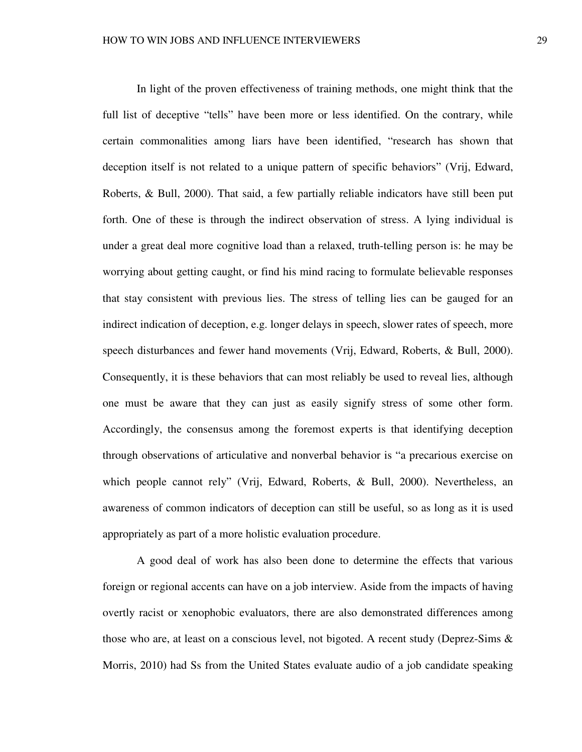In light of the proven effectiveness of training methods, one might think that the full list of deceptive "tells" have been more or less identified. On the contrary, while certain commonalities among liars have been identified, "research has shown that deception itself is not related to a unique pattern of specific behaviors" (Vrij, Edward, Roberts, & Bull, 2000). That said, a few partially reliable indicators have still been put forth. One of these is through the indirect observation of stress. A lying individual is under a great deal more cognitive load than a relaxed, truth-telling person is: he may be worrying about getting caught, or find his mind racing to formulate believable responses that stay consistent with previous lies. The stress of telling lies can be gauged for an indirect indication of deception, e.g. longer delays in speech, slower rates of speech, more speech disturbances and fewer hand movements (Vrij, Edward, Roberts, & Bull, 2000). Consequently, it is these behaviors that can most reliably be used to reveal lies, although one must be aware that they can just as easily signify stress of some other form. Accordingly, the consensus among the foremost experts is that identifying deception through observations of articulative and nonverbal behavior is "a precarious exercise on which people cannot rely" (Vrij, Edward, Roberts, & Bull, 2000). Nevertheless, an awareness of common indicators of deception can still be useful, so as long as it is used appropriately as part of a more holistic evaluation procedure.

A good deal of work has also been done to determine the effects that various foreign or regional accents can have on a job interview. Aside from the impacts of having overtly racist or xenophobic evaluators, there are also demonstrated differences among those who are, at least on a conscious level, not bigoted. A recent study (Deprez-Sims & Morris, 2010) had Ss from the United States evaluate audio of a job candidate speaking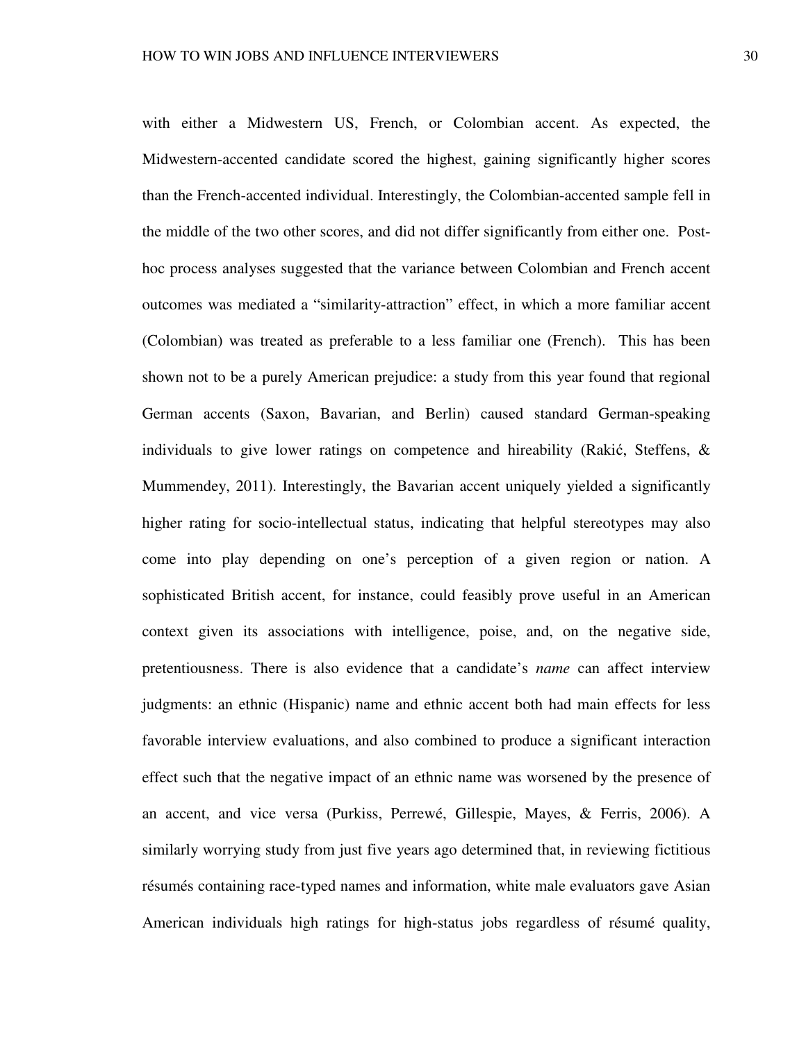with either a Midwestern US, French, or Colombian accent. As expected, the Midwestern-accented candidate scored the highest, gaining significantly higher scores than the French-accented individual. Interestingly, the Colombian-accented sample fell in the middle of the two other scores, and did not differ significantly from either one. Post-hoc process analyses suggested that the variance between Colombian and French accent outcomes was mediated a "similarity-attraction" effect, in which a more familiar accent (Colombian) was treated as preferable to a less familiar one (French). This has been shown not to be a purely American prejudice: a study from this year found that regional German accents (Saxon, Bavarian, and Berlin) caused standard German-speaking individuals to give lower ratings on competence and hireability (Rakić, Steffens, & Mummendey, 2011). Interestingly, the Bavarian accent uniquely yielded a significantly higher rating for socio-intellectual status, indicating that helpful stereotypes may also come into play depending on one's perception of a given region or nation. A sophisticated British accent, for instance, could feasibly prove useful in an American context given its associations with intelligence, poise, and, on the negative side, pretentiousness. There is also evidence that a candidate's *name* can affect interview judgments: an ethnic (Hispanic) name and ethnic accent both had main effects for less favorable interview evaluations, and also combined to produce a significant interaction effect such that the negative impact of an ethnic name was worsened by the presence of an accent, and vice versa (Purkiss, Perrewé, Gillespie, Mayes, & Ferris, 2006). A similarly worrying study from just five years ago determined that, in reviewing fictitious résumés containing race-typed names and information, white male evaluators gave Asian American individuals high ratings for high-status jobs regardless of résumé quality,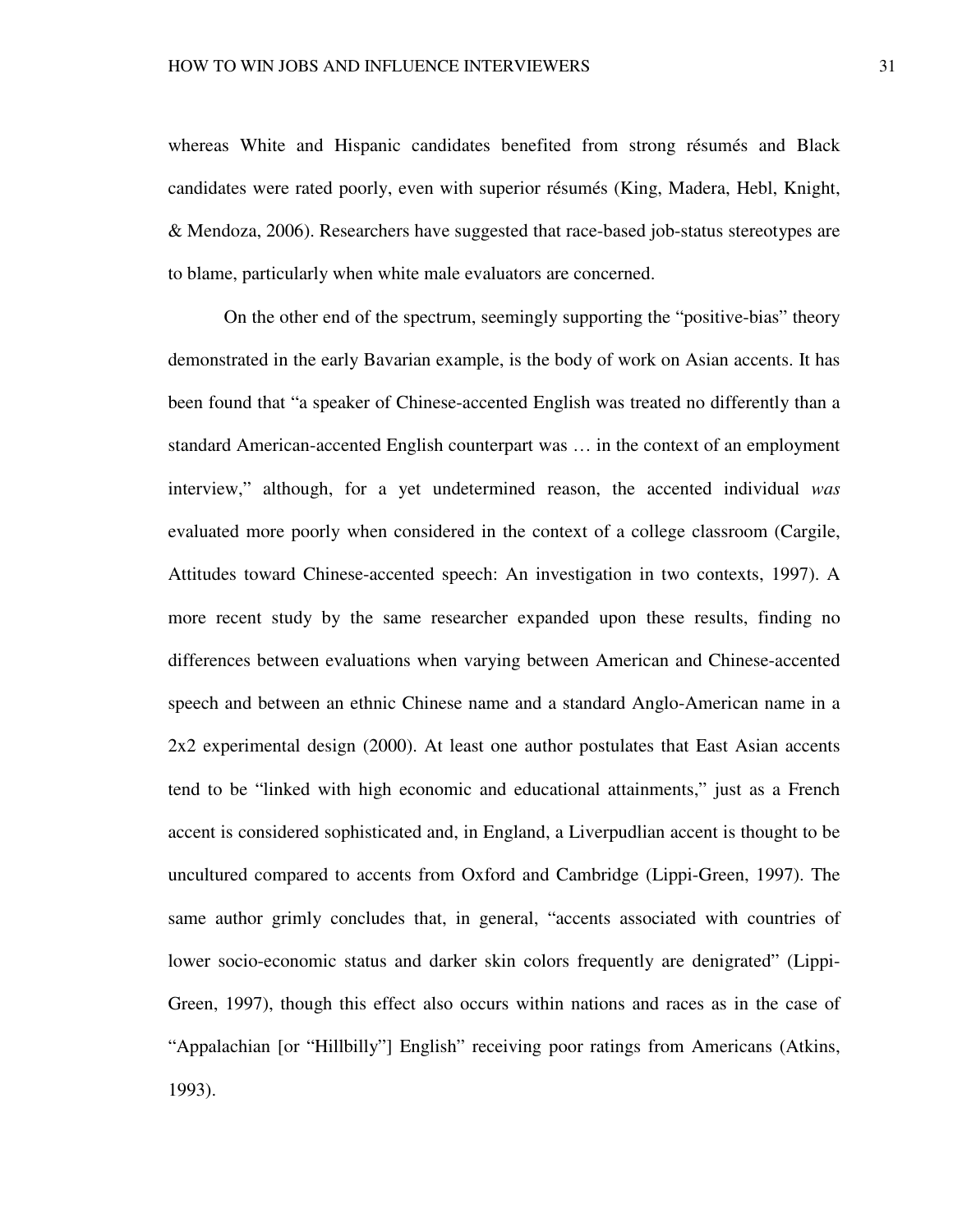whereas White and Hispanic candidates benefited from strong résumés and Black candidates were rated poorly, even with superior résumés (King, Madera, Hebl, Knight, & Mendoza, 2006). Researchers have suggested that race-based job-status stereotypes are to blame, particularly when white male evaluators are concerned.

On the other end of the spectrum, seemingly supporting the "positive-bias" theory demonstrated in the early Bavarian example, is the body of work on Asian accents. It has been found that "a speaker of Chinese-accented English was treated no differently than a standard American-accented English counterpart was … in the context of an employment interview," although, for a yet undetermined reason, the accented individual *was* evaluated more poorly when considered in the context of a college classroom (Cargile, Attitudes toward Chinese-accented speech: An investigation in two contexts, 1997). A more recent study by the same researcher expanded upon these results, finding no differences between evaluations when varying between American and Chinese-accented speech and between an ethnic Chinese name and a standard Anglo-American name in a 2x2 experimental design (2000). At least one author postulates that East Asian accents tend to be "linked with high economic and educational attainments," just as a French accent is considered sophisticated and, in England, a Liverpudlian accent is thought to be uncultured compared to accents from Oxford and Cambridge (Lippi-Green, 1997). The same author grimly concludes that, in general, "accents associated with countries of lower socio-economic status and darker skin colors frequently are denigrated" (Lippi-Green, 1997), though this effect also occurs within nations and races as in the case of "Appalachian [or "Hillbilly"] English" receiving poor ratings from Americans (Atkins, 1993).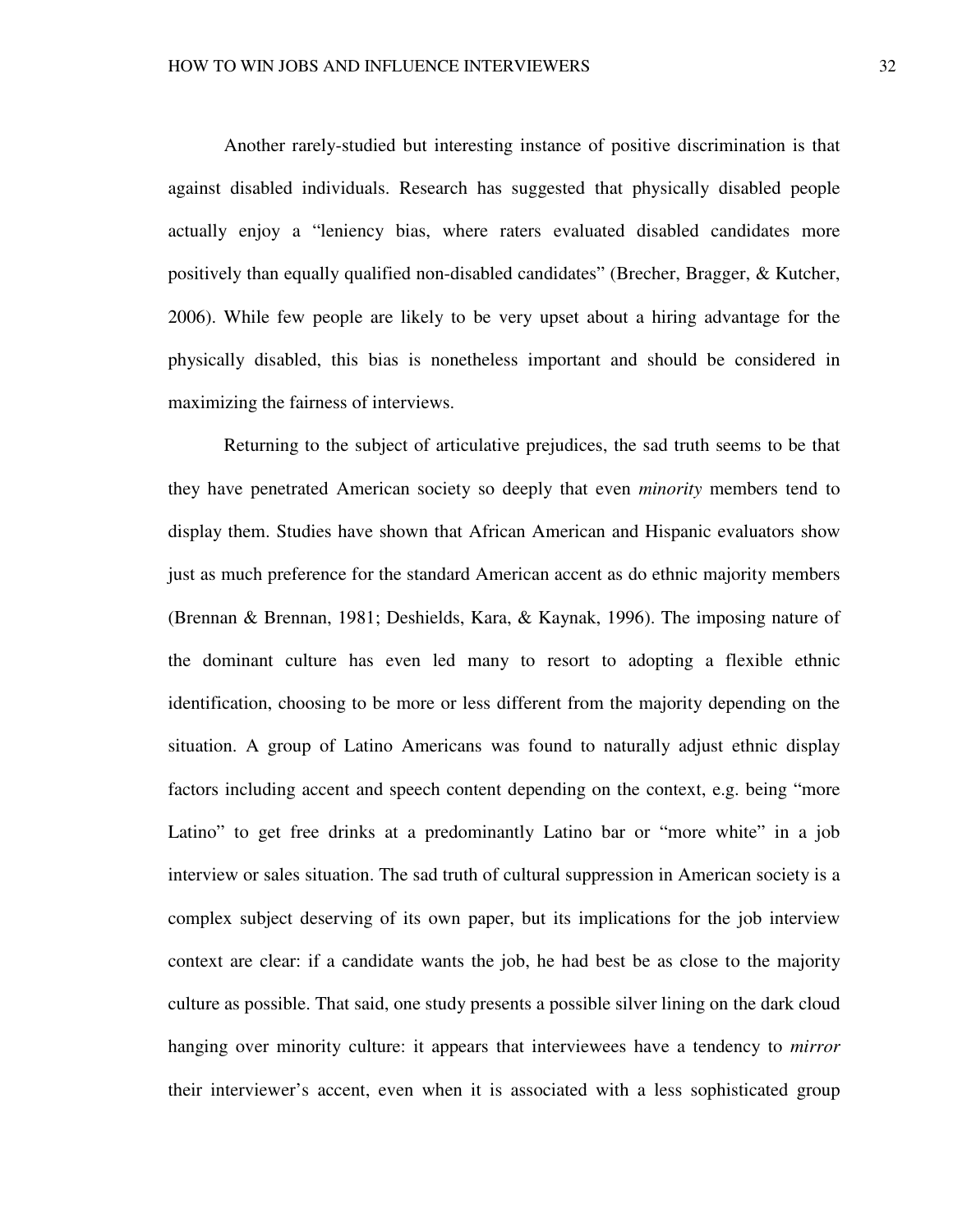Another rarely-studied but interesting instance of positive discrimination is that against disabled individuals. Research has suggested that physically disabled people actually enjoy a "leniency bias, where raters evaluated disabled candidates more positively than equally qualified non-disabled candidates" (Brecher, Bragger, & Kutcher, 2006). While few people are likely to be very upset about a hiring advantage for the physically disabled, this bias is nonetheless important and should be considered in maximizing the fairness of interviews.

Returning to the subject of articulative prejudices, the sad truth seems to be that they have penetrated American society so deeply that even *minority* members tend to display them. Studies have shown that African American and Hispanic evaluators show just as much preference for the standard American accent as do ethnic majority members (Brennan & Brennan, 1981; Deshields, Kara, & Kaynak, 1996). The imposing nature of the dominant culture has even led many to resort to adopting a flexible ethnic identification, choosing to be more or less different from the majority depending on the situation. A group of Latino Americans was found to naturally adjust ethnic display factors including accent and speech content depending on the context, e.g. being "more Latino" to get free drinks at a predominantly Latino bar or "more white" in a job interview or sales situation. The sad truth of cultural suppression in American society is a complex subject deserving of its own paper, but its implications for the job interview context are clear: if a candidate wants the job, he had best be as close to the majority culture as possible. That said, one study presents a possible silver lining on the dark cloud hanging over minority culture: it appears that interviewees have a tendency to *mirror* their interviewer's accent, even when it is associated with a less sophisticated group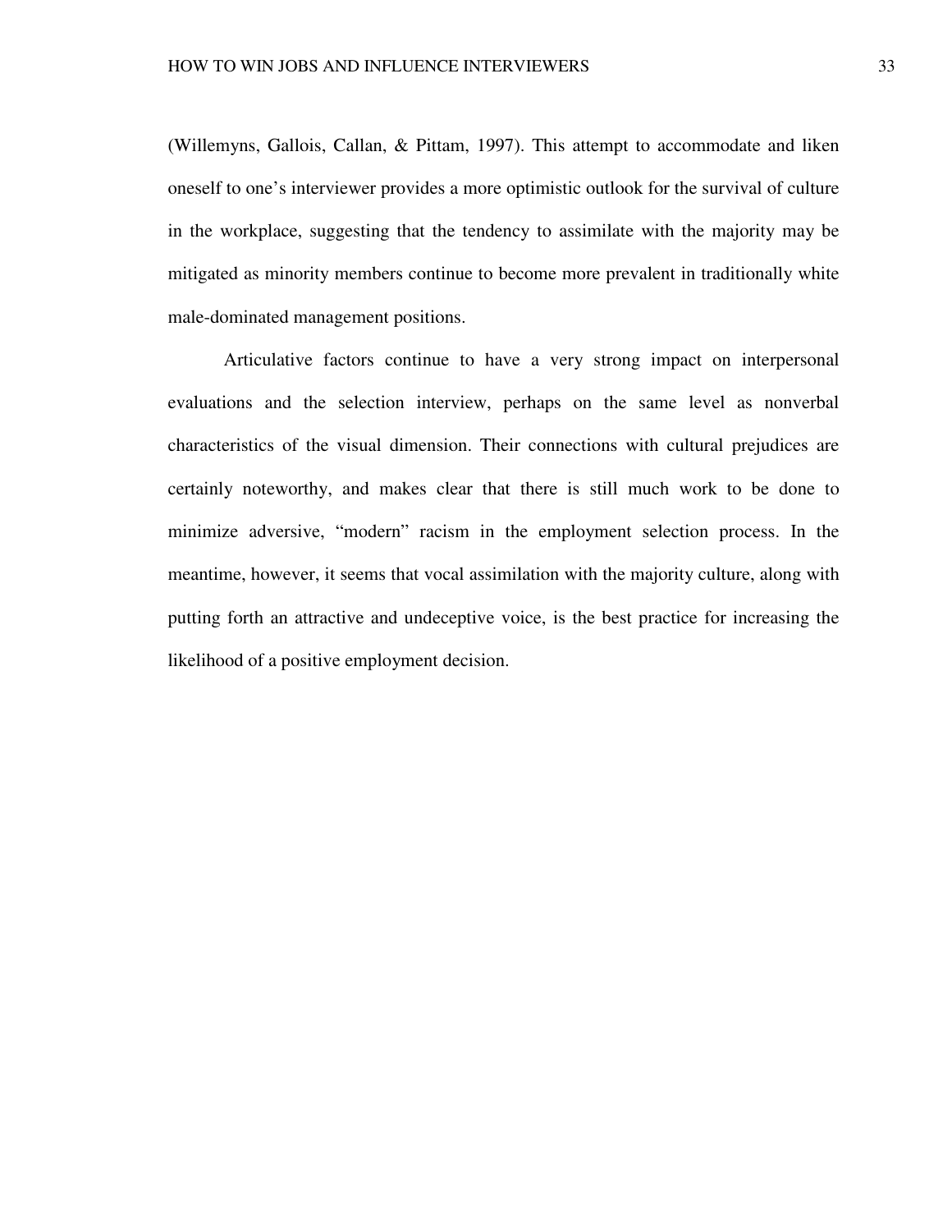(Willemyns, Gallois, Callan, & Pittam, 1997). This attempt to accommodate and liken oneself to one's interviewer provides a more optimistic outlook for the survival of culture in the workplace, suggesting that the tendency to assimilate with the majority may be mitigated as minority members continue to become more prevalent in traditionally white male-dominated management positions.

Articulative factors continue to have a very strong impact on interpersonal evaluations and the selection interview, perhaps on the same level as nonverbal characteristics of the visual dimension. Their connections with cultural prejudices are certainly noteworthy, and makes clear that there is still much work to be done to minimize adversive, "modern" racism in the employment selection process. In the meantime, however, it seems that vocal assimilation with the majority culture, along with putting forth an attractive and undeceptive voice, is the best practice for increasing the likelihood of a positive employment decision.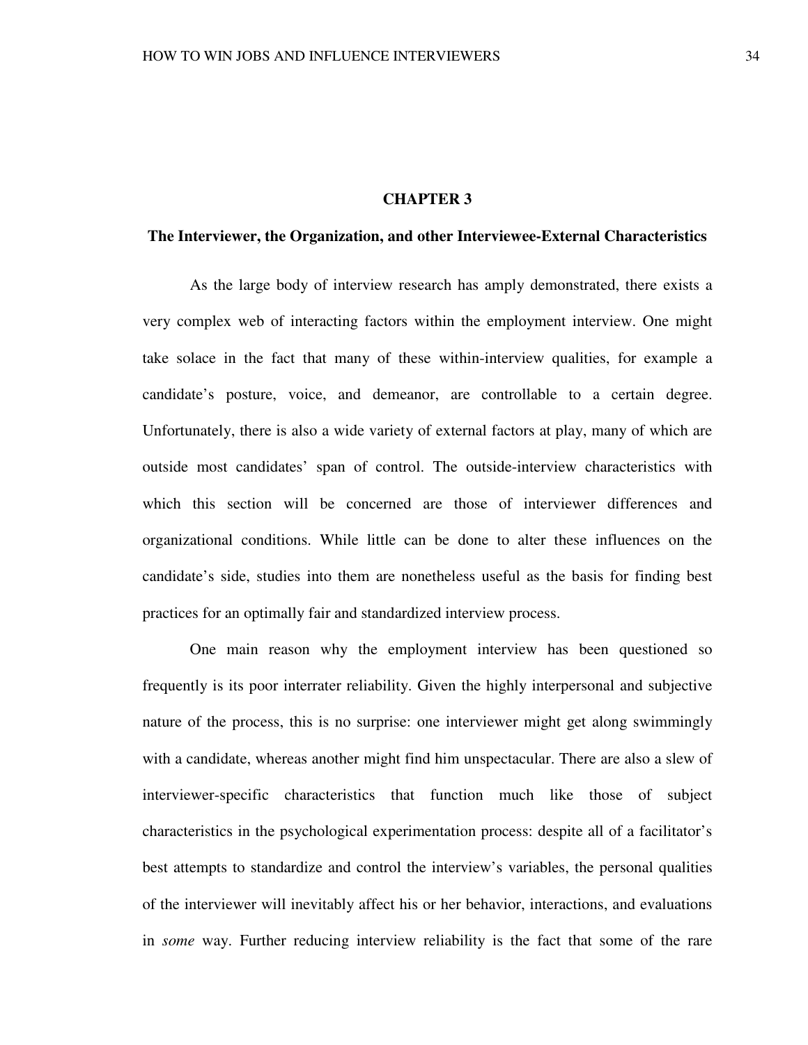# CHAPTER 3

## The Interviewer, the Organization, and other Interviewee-External Characteristics

As the large body of interview research has amply demonstrated, there exists a very complex web of interacting factors within the employment interview. One might take solace in the fact that many of these within-interview qualities, for example a candidate's posture, voice, and demeanor, are controllable to a certain degree. Unfortunately, there is also a wide variety of external factors at play, many of which are outside most candidates' span of control. The outside-interview characteristics with which this section will be concerned are those of interviewer differences and organizational conditions. While little can be done to alter these influences on the candidate's side, studies into them are nonetheless useful as the basis for finding best practices for an optimally fair and standardized interview process.

One main reason why the employment interview has been questioned so frequently is its poor interrater reliability. Given the highly interpersonal and subjective nature of the process, this is no surprise: one interviewer might get along swimmingly with a candidate, whereas another might find him unspectacular. There are also a slew of interviewer-specific characteristics that function much like those of subject characteristics in the psychological experimentation process: despite all of a facilitator's best attempts to standardize and control the interview's variables, the personal qualities of the interviewer will inevitably affect his or her behavior, interactions, and evaluations in *some* way. Further reducing interview reliability is the fact that some of the rare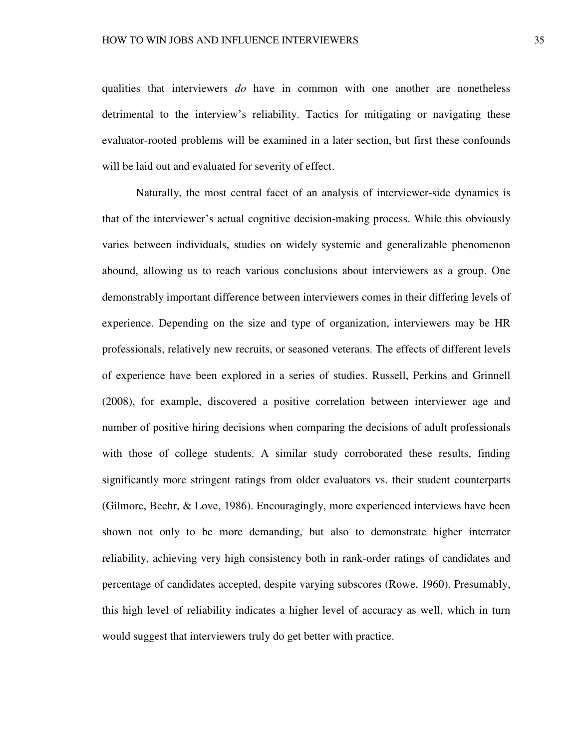qualities that interviewers *do* have in common with one another are nonetheless detrimental to the interview's reliability. Tactics for mitigating or navigating these evaluator-rooted problems will be examined in a later section, but first these confounds will be laid out and evaluated for severity of effect.

Naturally, the most central facet of an analysis of interviewer-side dynamics is that of the interviewer's actual cognitive decision-making process. While this obviously varies between individuals, studies on widely systemic and generalizable phenomenon abound, allowing us to reach various conclusions about interviewers as a group. One demonstrably important difference between interviewers comes in their differing levels of experience. Depending on the size and type of organization, interviewers may be HR professionals, relatively new recruits, or seasoned veterans. The effects of different levels of experience have been explored in a series of studies. Russell, Perkins and Grinnell (2008), for example, discovered a positive correlation between interviewer age and number of positive hiring decisions when comparing the decisions of adult professionals with those of college students. A similar study corroborated these results, finding significantly more stringent ratings from older evaluators vs. their student counterparts (Gilmore, Beehr, & Love, 1986). Encouragingly, more experienced interviews have been shown not only to be more demanding, but also to demonstrate higher interrater reliability, achieving very high consistency both in rank-order ratings of candidates and percentage of candidates accepted, despite varying subscores (Rowe, 1960). Presumably, this high level of reliability indicates a higher level of accuracy as well, which in turn would suggest that interviewers truly do get better with practice.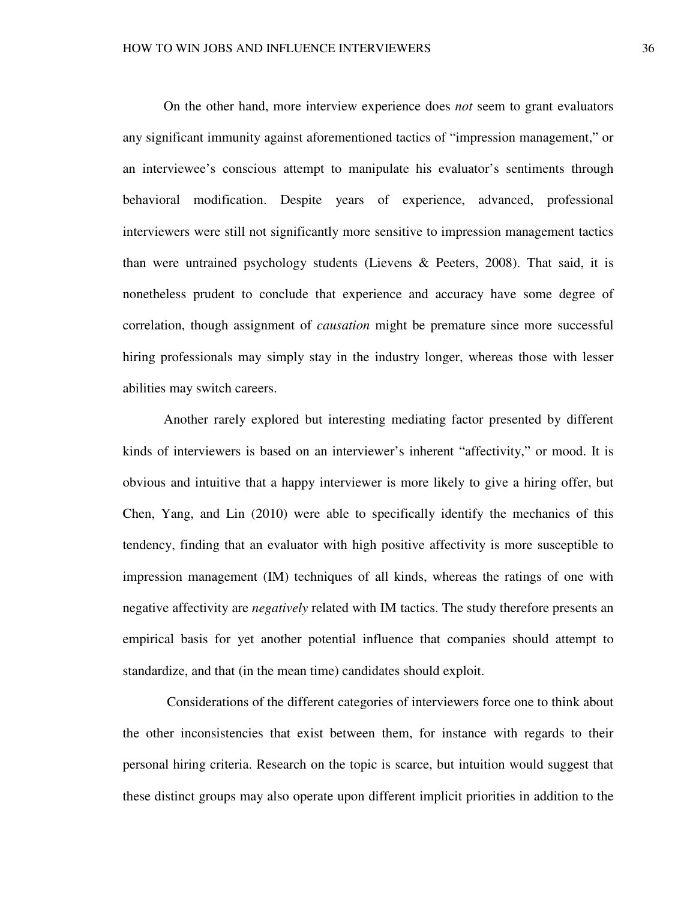On the other hand, more interview experience does *not* seem to grant evaluators any significant immunity against aforementioned tactics of "impression management," or an interviewee's conscious attempt to manipulate his evaluator's sentiments through behavioral modification. Despite years of experience, advanced, professional interviewers were still not significantly more sensitive to impression management tactics than were untrained psychology students (Lievens & Peeters, 2008). That said, it is nonetheless prudent to conclude that experience and accuracy have some degree of correlation, though assignment of *causation* might be premature since more successful hiring professionals may simply stay in the industry longer, whereas those with lesser abilities may switch careers.

Another rarely explored but interesting mediating factor presented by different kinds of interviewers is based on an interviewer's inherent "affectivity," or mood. It is obvious and intuitive that a happy interviewer is more likely to give a hiring offer, but Chen, Yang, and Lin (2010) were able to specifically identify the mechanics of this tendency, finding that an evaluator with high positive affectivity is more susceptible to impression management (IM) techniques of all kinds, whereas the ratings of one with negative affectivity are *negatively* related with IM tactics. The study therefore presents an empirical basis for yet another potential influence that companies should attempt to standardize, and that (in the mean time) candidates should exploit.

Considerations of the different categories of interviewers force one to think about the other inconsistencies that exist between them, for instance with regards to their personal hiring criteria. Research on the topic is scarce, but intuition would suggest that these distinct groups may also operate upon different implicit priorities in addition to the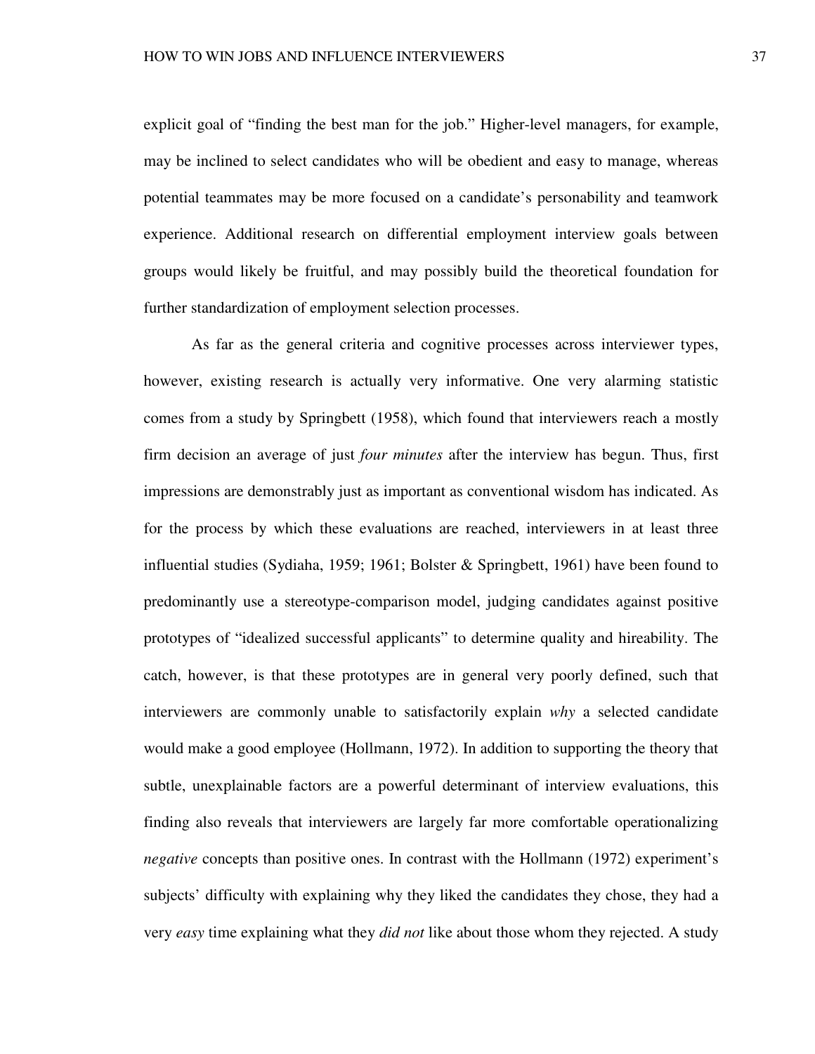explicit goal of "finding the best man for the job." Higher-level managers, for example, may be inclined to select candidates who will be obedient and easy to manage, whereas potential teammates may be more focused on a candidate's personability and teamwork experience. Additional research on differential employment interview goals between groups would likely be fruitful, and may possibly build the theoretical foundation for further standardization of employment selection processes.

As far as the general criteria and cognitive processes across interviewer types, however, existing research is actually very informative. One very alarming statistic comes from a study by Springbett (1958), which found that interviewers reach a mostly firm decision an average of just *four minutes* after the interview has begun. Thus, first impressions are demonstrably just as important as conventional wisdom has indicated. As for the process by which these evaluations are reached, interviewers in at least three influential studies (Sydiaha, 1959; 1961; Bolster & Springbett, 1961) have been found to predominantly use a stereotype-comparison model, judging candidates against positive prototypes of "idealized successful applicants" to determine quality and hireability. The catch, however, is that these prototypes are in general very poorly defined, such that interviewers are commonly unable to satisfactorily explain *why* a selected candidate would make a good employee (Hollmann, 1972). In addition to supporting the theory that subtle, unexplainable factors are a powerful determinant of interview evaluations, this finding also reveals that interviewers are largely far more comfortable operationalizing *negative* concepts than positive ones. In contrast with the Hollmann (1972) experiment's subjects' difficulty with explaining why they liked the candidates they chose, they had a very *easy* time explaining what they *did not* like about those whom they rejected. A study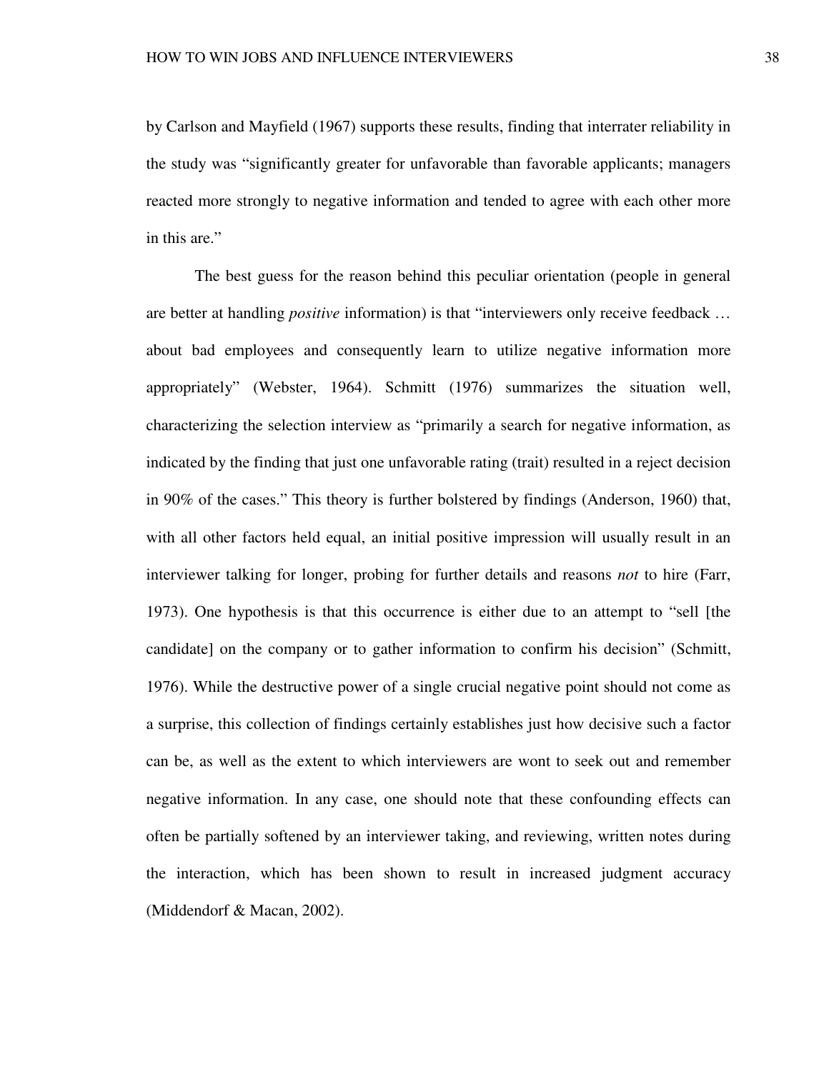by Carlson and Mayfield (1967) supports these results, finding that interrater reliability in the study was "significantly greater for unfavorable than favorable applicants; managers reacted more strongly to negative information and tended to agree with each other more in this are."

The best guess for the reason behind this peculiar orientation (people in general are better at handling *positive* information) is that "interviewers only receive feedback … about bad employees and consequently learn to utilize negative information more appropriately" (Webster, 1964). Schmitt (1976) summarizes the situation well, characterizing the selection interview as "primarily a search for negative information, as indicated by the finding that just one unfavorable rating (trait) resulted in a reject decision in 90% of the cases." This theory is further bolstered by findings (Anderson, 1960) that, with all other factors held equal, an initial positive impression will usually result in an interviewer talking for longer, probing for further details and reasons *not* to hire (Farr, 1973). One hypothesis is that this occurrence is either due to an attempt to "sell [the candidate] on the company or to gather information to confirm his decision" (Schmitt, 1976). While the destructive power of a single crucial negative point should not come as a surprise, this collection of findings certainly establishes just how decisive such a factor can be, as well as the extent to which interviewers are wont to seek out and remember negative information. In any case, one should note that these confounding effects can often be partially softened by an interviewer taking, and reviewing, written notes during the interaction, which has been shown to result in increased judgment accuracy (Middendorf & Macan, 2002).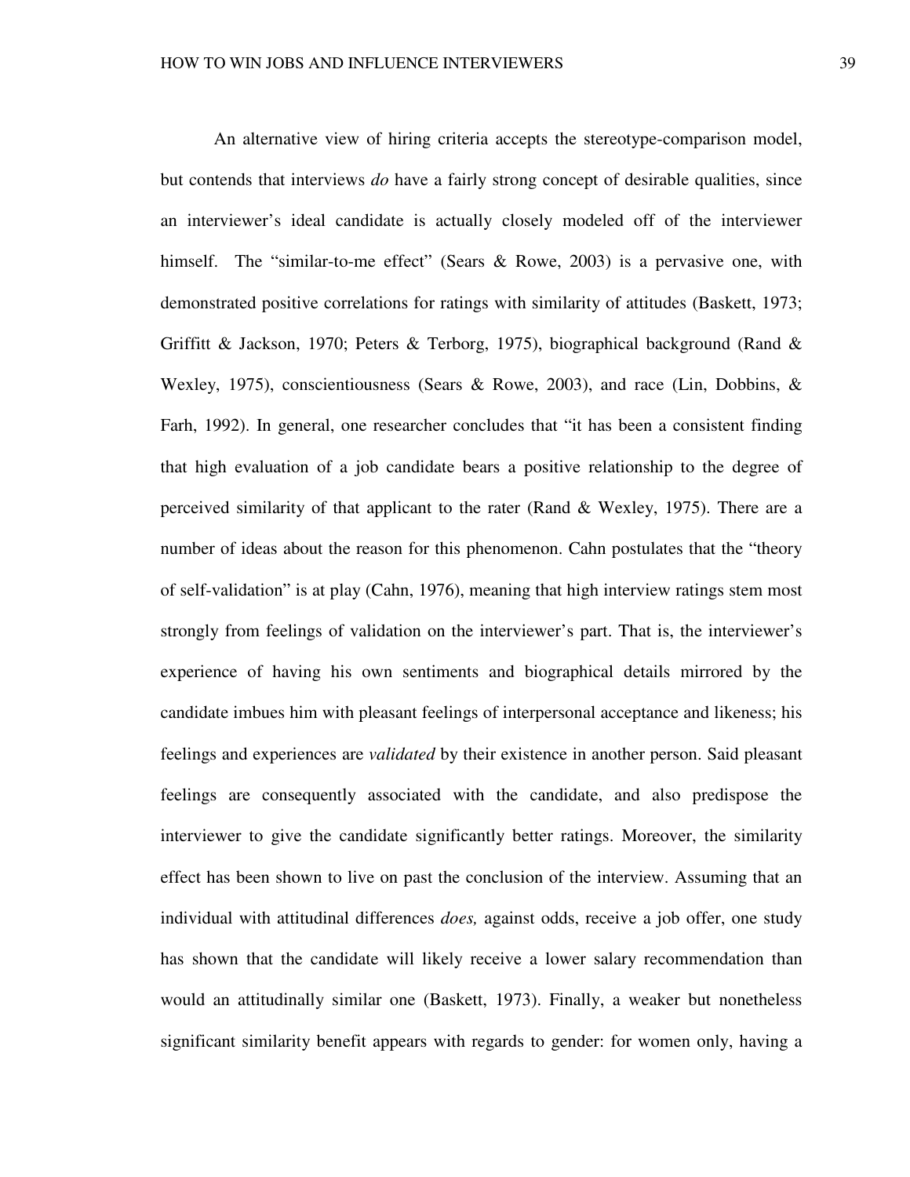An alternative view of hiring criteria accepts the stereotype-comparison model, but contends that interviews *do* have a fairly strong concept of desirable qualities, since an interviewer's ideal candidate is actually closely modeled off of the interviewer himself. The "similar-to-me effect" (Sears & Rowe, 2003) is a pervasive one, with demonstrated positive correlations for ratings with similarity of attitudes (Baskett, 1973; Griffitt & Jackson, 1970; Peters & Terborg, 1975), biographical background (Rand & Wexley, 1975), conscientiousness (Sears & Rowe, 2003), and race (Lin, Dobbins, & Farh, 1992). In general, one researcher concludes that "it has been a consistent finding that high evaluation of a job candidate bears a positive relationship to the degree of perceived similarity of that applicant to the rater (Rand & Wexley, 1975). There are a number of ideas about the reason for this phenomenon. Cahn postulates that the "theory of self-validation" is at play (Cahn, 1976), meaning that high interview ratings stem most strongly from feelings of validation on the interviewer's part. That is, the interviewer's experience of having his own sentiments and biographical details mirrored by the candidate imbues him with pleasant feelings of interpersonal acceptance and likeness; his feelings and experiences are *validated* by their existence in another person. Said pleasant feelings are consequently associated with the candidate, and also predispose the interviewer to give the candidate significantly better ratings. Moreover, the similarity effect has been shown to live on past the conclusion of the interview. Assuming that an individual with attitudinal differences *does,* against odds, receive a job offer, one study has shown that the candidate will likely receive a lower salary recommendation than would an attitudinally similar one (Baskett, 1973). Finally, a weaker but nonetheless significant similarity benefit appears with regards to gender: for women only, having a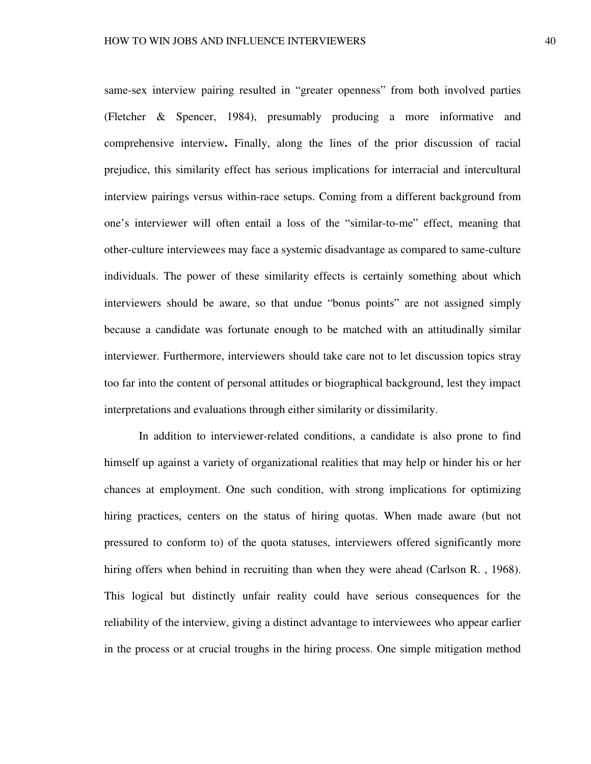same-sex interview pairing resulted in "greater openness" from both involved parties (Fletcher & Spencer, 1984), presumably producing a more informative and comprehensive interview**.** Finally, along the lines of the prior discussion of racial prejudice, this similarity effect has serious implications for interracial and intercultural interview pairings versus within-race setups. Coming from a different background from one's interviewer will often entail a loss of the "similar-to-me" effect, meaning that other-culture interviewees may face a systemic disadvantage as compared to same-culture individuals. The power of these similarity effects is certainly something about which interviewers should be aware, so that undue "bonus points" are not assigned simply because a candidate was fortunate enough to be matched with an attitudinally similar interviewer. Furthermore, interviewers should take care not to let discussion topics stray too far into the content of personal attitudes or biographical background, lest they impact interpretations and evaluations through either similarity or dissimilarity.

In addition to interviewer-related conditions, a candidate is also prone to find himself up against a variety of organizational realities that may help or hinder his or her chances at employment. One such condition, with strong implications for optimizing hiring practices, centers on the status of hiring quotas. When made aware (but not pressured to conform to) of the quota statuses, interviewers offered significantly more hiring offers when behind in recruiting than when they were ahead (Carlson R. , 1968). This logical but distinctly unfair reality could have serious consequences for the reliability of the interview, giving a distinct advantage to interviewees who appear earlier in the process or at crucial troughs in the hiring process. One simple mitigation method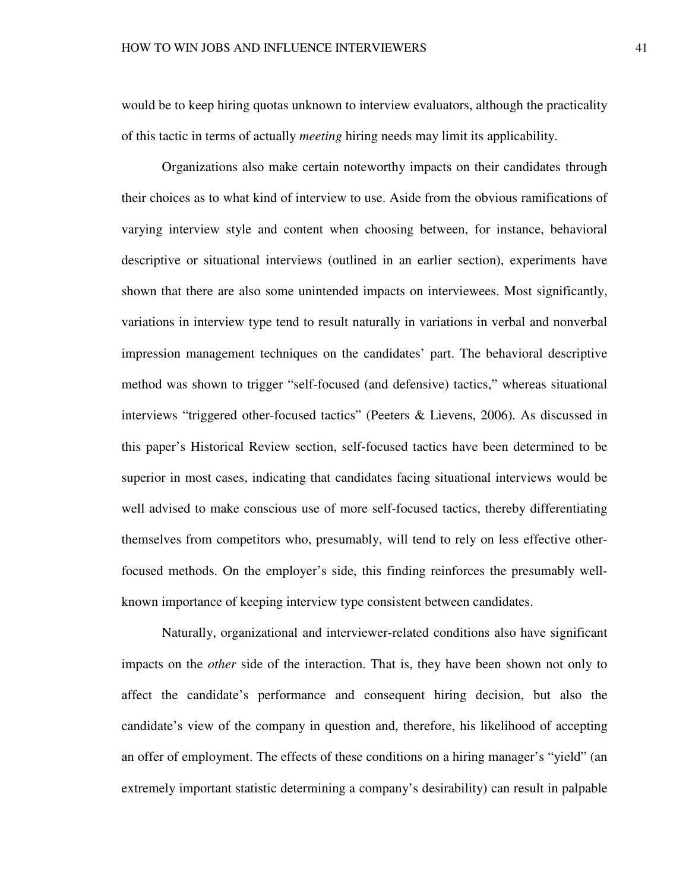would be to keep hiring quotas unknown to interview evaluators, although the practicality of this tactic in terms of actually *meeting* hiring needs may limit its applicability.

Organizations also make certain noteworthy impacts on their candidates through their choices as to what kind of interview to use. Aside from the obvious ramifications of varying interview style and content when choosing between, for instance, behavioral descriptive or situational interviews (outlined in an earlier section), experiments have shown that there are also some unintended impacts on interviewees. Most significantly, variations in interview type tend to result naturally in variations in verbal and nonverbal impression management techniques on the candidates' part. The behavioral descriptive method was shown to trigger "self-focused (and defensive) tactics," whereas situational interviews "triggered other-focused tactics" (Peeters & Lievens, 2006). As discussed in this paper's Historical Review section, self-focused tactics have been determined to be superior in most cases, indicating that candidates facing situational interviews would be well advised to make conscious use of more self-focused tactics, thereby differentiating themselves from competitors who, presumably, will tend to rely on less effective other-focused methods. On the employer's side, this finding reinforces the presumably well-known importance of keeping interview type consistent between candidates.

Naturally, organizational and interviewer-related conditions also have significant impacts on the *other* side of the interaction. That is, they have been shown not only to affect the candidate's performance and consequent hiring decision, but also the candidate's view of the company in question and, therefore, his likelihood of accepting an offer of employment. The effects of these conditions on a hiring manager's "yield" (an extremely important statistic determining a company's desirability) can result in palpable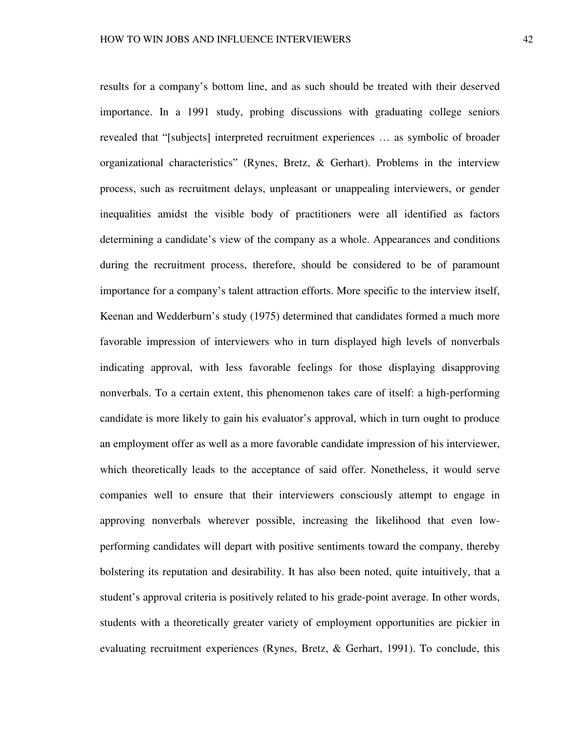results for a company's bottom line, and as such should be treated with their deserved importance. In a 1991 study, probing discussions with graduating college seniors revealed that "[subjects] interpreted recruitment experiences … as symbolic of broader organizational characteristics" (Rynes, Bretz, & Gerhart). Problems in the interview process, such as recruitment delays, unpleasant or unappealing interviewers, or gender inequalities amidst the visible body of practitioners were all identified as factors determining a candidate's view of the company as a whole. Appearances and conditions during the recruitment process, therefore, should be considered to be of paramount importance for a company's talent attraction efforts. More specific to the interview itself, Keenan and Wedderburn's study (1975) determined that candidates formed a much more favorable impression of interviewers who in turn displayed high levels of nonverbals indicating approval, with less favorable feelings for those displaying disapproving nonverbals. To a certain extent, this phenomenon takes care of itself: a high-performing candidate is more likely to gain his evaluator's approval, which in turn ought to produce an employment offer as well as a more favorable candidate impression of his interviewer, which theoretically leads to the acceptance of said offer. Nonetheless, it would serve companies well to ensure that their interviewers consciously attempt to engage in approving nonverbals wherever possible, increasing the likelihood that even low-performing candidates will depart with positive sentiments toward the company, thereby bolstering its reputation and desirability. It has also been noted, quite intuitively, that a student's approval criteria is positively related to his grade-point average. In other words, students with a theoretically greater variety of employment opportunities are pickier in evaluating recruitment experiences (Rynes, Bretz, & Gerhart, 1991). To conclude, this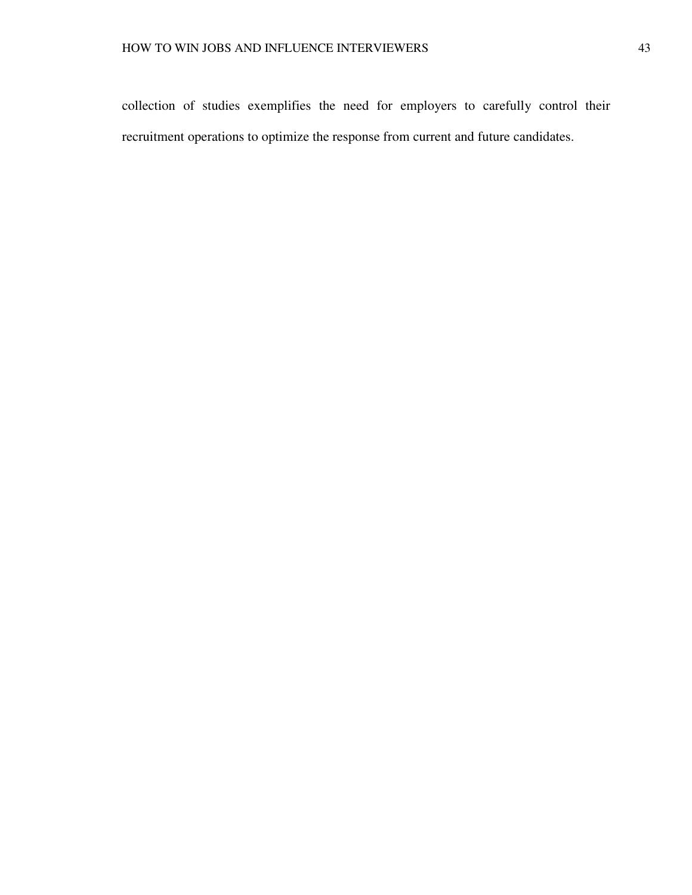collection of studies exemplifies the need for employers to carefully control their recruitment operations to optimize the response from current and future candidates.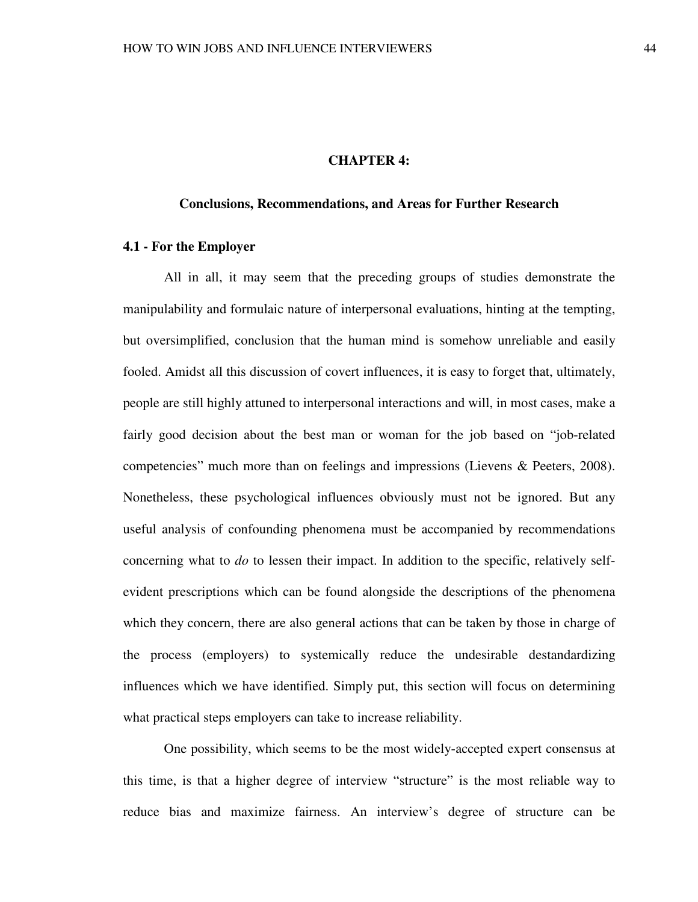# CHAPTER 4:

## Conclusions, Recommendations, and Areas for Further Research

### 4.1 - For the Employer

All in all, it may seem that the preceding groups of studies demonstrate the manipulability and formulaic nature of interpersonal evaluations, hinting at the tempting, but oversimplified, conclusion that the human mind is somehow unreliable and easily fooled. Amidst all this discussion of covert influences, it is easy to forget that, ultimately, people are still highly attuned to interpersonal interactions and will, in most cases, make a fairly good decision about the best man or woman for the job based on "job-related competencies" much more than on feelings and impressions (Lievens & Peeters, 2008). Nonetheless, these psychological influences obviously must not be ignored. But any useful analysis of confounding phenomena must be accompanied by recommendations concerning what to *do* to lessen their impact. In addition to the specific, relatively self-evident prescriptions which can be found alongside the descriptions of the phenomena which they concern, there are also general actions that can be taken by those in charge of the process (employers) to systemically reduce the undesirable destandardizing influences which we have identified. Simply put, this section will focus on determining what practical steps employers can take to increase reliability.

One possibility, which seems to be the most widely-accepted expert consensus at this time, is that a higher degree of interview "structure" is the most reliable way to reduce bias and maximize fairness. An interview's degree of structure can be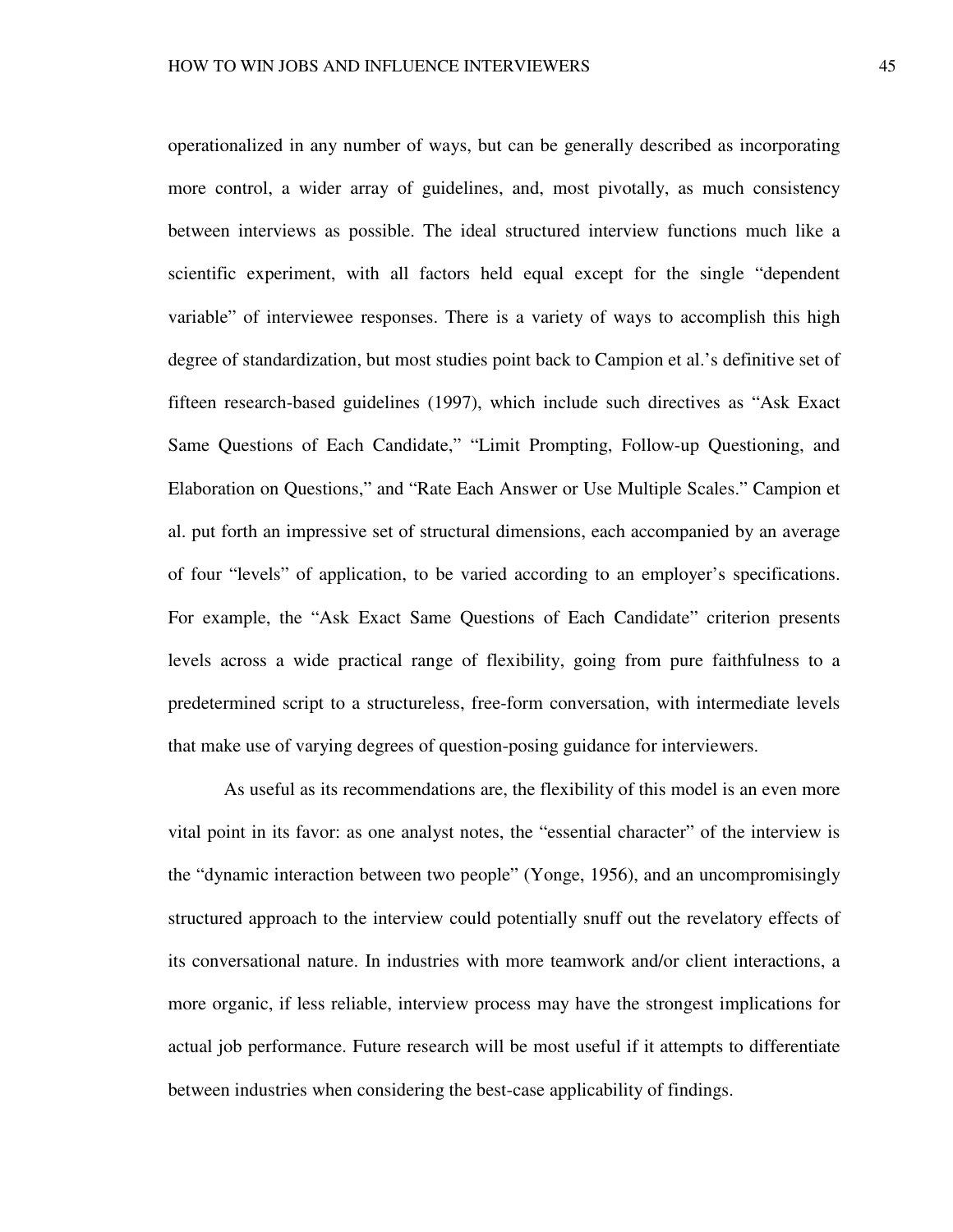operationalized in any number of ways, but can be generally described as incorporating more control, a wider array of guidelines, and, most pivotally, as much consistency between interviews as possible. The ideal structured interview functions much like a scientific experiment, with all factors held equal except for the single "dependent variable" of interviewee responses. There is a variety of ways to accomplish this high degree of standardization, but most studies point back to Campion et al.'s definitive set of fifteen research-based guidelines (1997), which include such directives as "Ask Exact Same Questions of Each Candidate," "Limit Prompting, Follow-up Questioning, and Elaboration on Questions," and "Rate Each Answer or Use Multiple Scales." Campion et al. put forth an impressive set of structural dimensions, each accompanied by an average of four "levels" of application, to be varied according to an employer's specifications. For example, the "Ask Exact Same Questions of Each Candidate" criterion presents levels across a wide practical range of flexibility, going from pure faithfulness to a predetermined script to a structureless, free-form conversation, with intermediate levels that make use of varying degrees of question-posing guidance for interviewers.

As useful as its recommendations are, the flexibility of this model is an even more vital point in its favor: as one analyst notes, the "essential character" of the interview is the "dynamic interaction between two people" (Yonge, 1956), and an uncompromisingly structured approach to the interview could potentially snuff out the revelatory effects of its conversational nature. In industries with more teamwork and/or client interactions, a more organic, if less reliable, interview process may have the strongest implications for actual job performance. Future research will be most useful if it attempts to differentiate between industries when considering the best-case applicability of findings.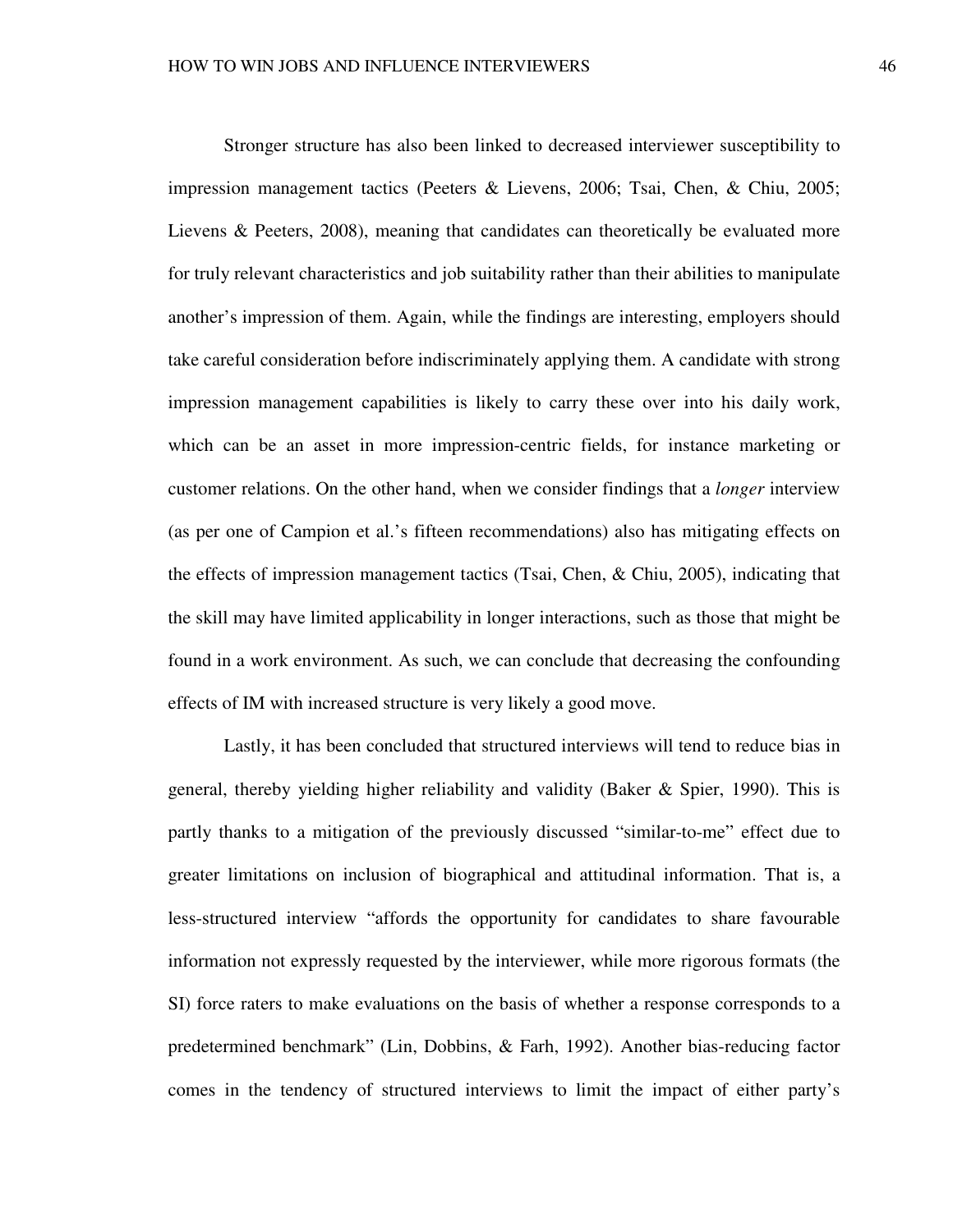Stronger structure has also been linked to decreased interviewer susceptibility to impression management tactics (Peeters & Lievens, 2006; Tsai, Chen, & Chiu, 2005; Lievens & Peeters, 2008), meaning that candidates can theoretically be evaluated more for truly relevant characteristics and job suitability rather than their abilities to manipulate another's impression of them. Again, while the findings are interesting, employers should take careful consideration before indiscriminately applying them. A candidate with strong impression management capabilities is likely to carry these over into his daily work, which can be an asset in more impression-centric fields, for instance marketing or customer relations. On the other hand, when we consider findings that a *longer* interview (as per one of Campion et al.'s fifteen recommendations) also has mitigating effects on the effects of impression management tactics (Tsai, Chen, & Chiu, 2005), indicating that the skill may have limited applicability in longer interactions, such as those that might be found in a work environment. As such, we can conclude that decreasing the confounding effects of IM with increased structure is very likely a good move.

Lastly, it has been concluded that structured interviews will tend to reduce bias in general, thereby yielding higher reliability and validity (Baker & Spier, 1990). This is partly thanks to a mitigation of the previously discussed "similar-to-me" effect due to greater limitations on inclusion of biographical and attitudinal information. That is, a less-structured interview "affords the opportunity for candidates to share favourable information not expressly requested by the interviewer, while more rigorous formats (the SI) force raters to make evaluations on the basis of whether a response corresponds to a predetermined benchmark" (Lin, Dobbins, & Farh, 1992). Another bias-reducing factor comes in the tendency of structured interviews to limit the impact of either party's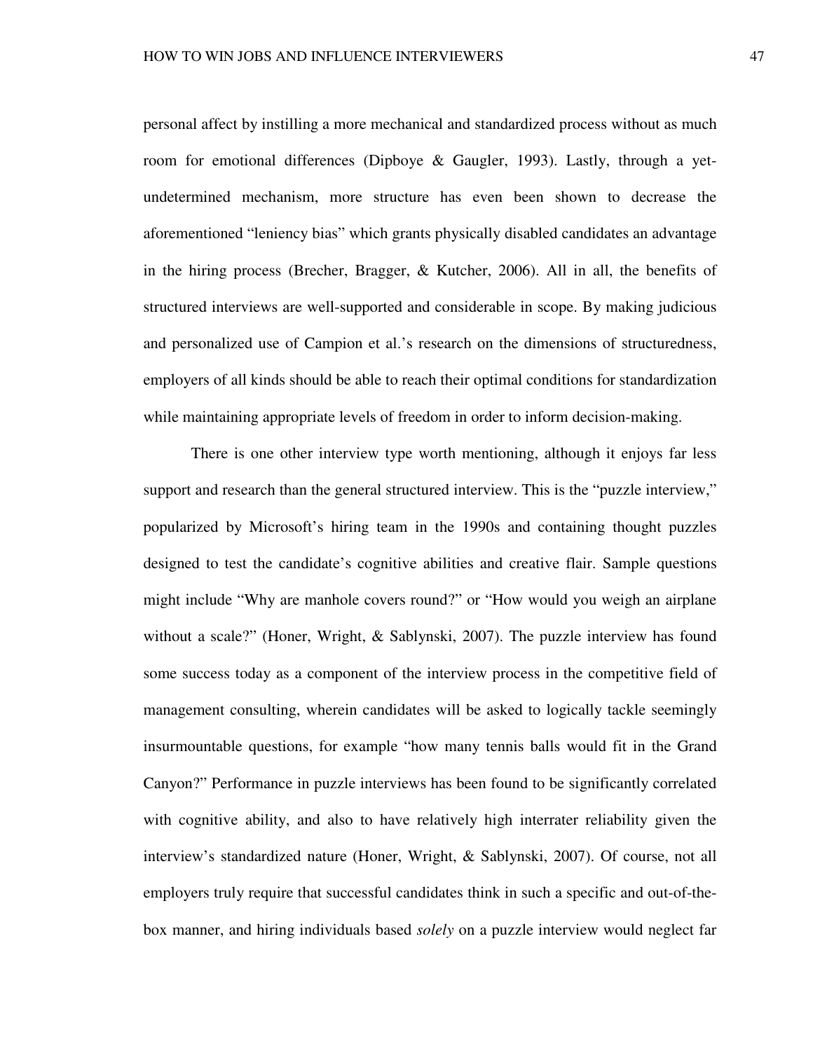personal affect by instilling a more mechanical and standardized process without as much room for emotional differences (Dipboye & Gaugler, 1993). Lastly, through a yet-undetermined mechanism, more structure has even been shown to decrease the aforementioned "leniency bias" which grants physically disabled candidates an advantage in the hiring process (Brecher, Bragger, & Kutcher, 2006). All in all, the benefits of structured interviews are well-supported and considerable in scope. By making judicious and personalized use of Campion et al.'s research on the dimensions of structuredness, employers of all kinds should be able to reach their optimal conditions for standardization while maintaining appropriate levels of freedom in order to inform decision-making.

There is one other interview type worth mentioning, although it enjoys far less support and research than the general structured interview. This is the "puzzle interview," popularized by Microsoft's hiring team in the 1990s and containing thought puzzles designed to test the candidate's cognitive abilities and creative flair. Sample questions might include "Why are manhole covers round?" or "How would you weigh an airplane without a scale?" (Honer, Wright, & Sablynski, 2007). The puzzle interview has found some success today as a component of the interview process in the competitive field of management consulting, wherein candidates will be asked to logically tackle seemingly insurmountable questions, for example "how many tennis balls would fit in the Grand Canyon?" Performance in puzzle interviews has been found to be significantly correlated with cognitive ability, and also to have relatively high interrater reliability given the interview's standardized nature (Honer, Wright, & Sablynski, 2007). Of course, not all employers truly require that successful candidates think in such a specific and out-of-the-box manner, and hiring individuals based *solely* on a puzzle interview would neglect far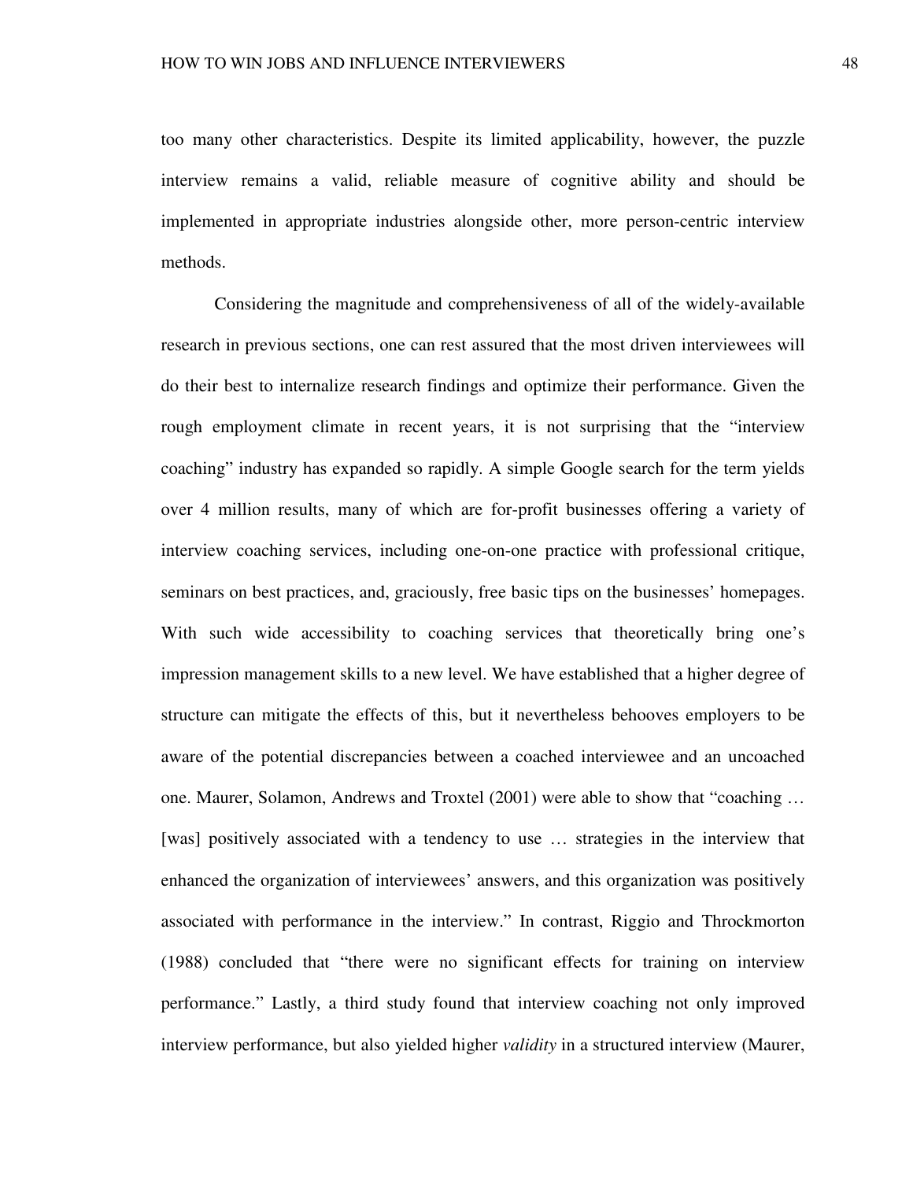too many other characteristics. Despite its limited applicability, however, the puzzle interview remains a valid, reliable measure of cognitive ability and should be implemented in appropriate industries alongside other, more person-centric interview methods.

Considering the magnitude and comprehensiveness of all of the widely-available research in previous sections, one can rest assured that the most driven interviewees will do their best to internalize research findings and optimize their performance. Given the rough employment climate in recent years, it is not surprising that the "interview coaching" industry has expanded so rapidly. A simple Google search for the term yields over 4 million results, many of which are for-profit businesses offering a variety of interview coaching services, including one-on-one practice with professional critique, seminars on best practices, and, graciously, free basic tips on the businesses' homepages. With such wide accessibility to coaching services that theoretically bring one's impression management skills to a new level. We have established that a higher degree of structure can mitigate the effects of this, but it nevertheless behooves employers to be aware of the potential discrepancies between a coached interviewee and an uncoached one. Maurer, Solamon, Andrews and Troxtel (2001) were able to show that "coaching … [was] positively associated with a tendency to use … strategies in the interview that enhanced the organization of interviewees' answers, and this organization was positively associated with performance in the interview." In contrast, Riggio and Throckmorton (1988) concluded that "there were no significant effects for training on interview performance." Lastly, a third study found that interview coaching not only improved interview performance, but also yielded higher *validity* in a structured interview (Maurer,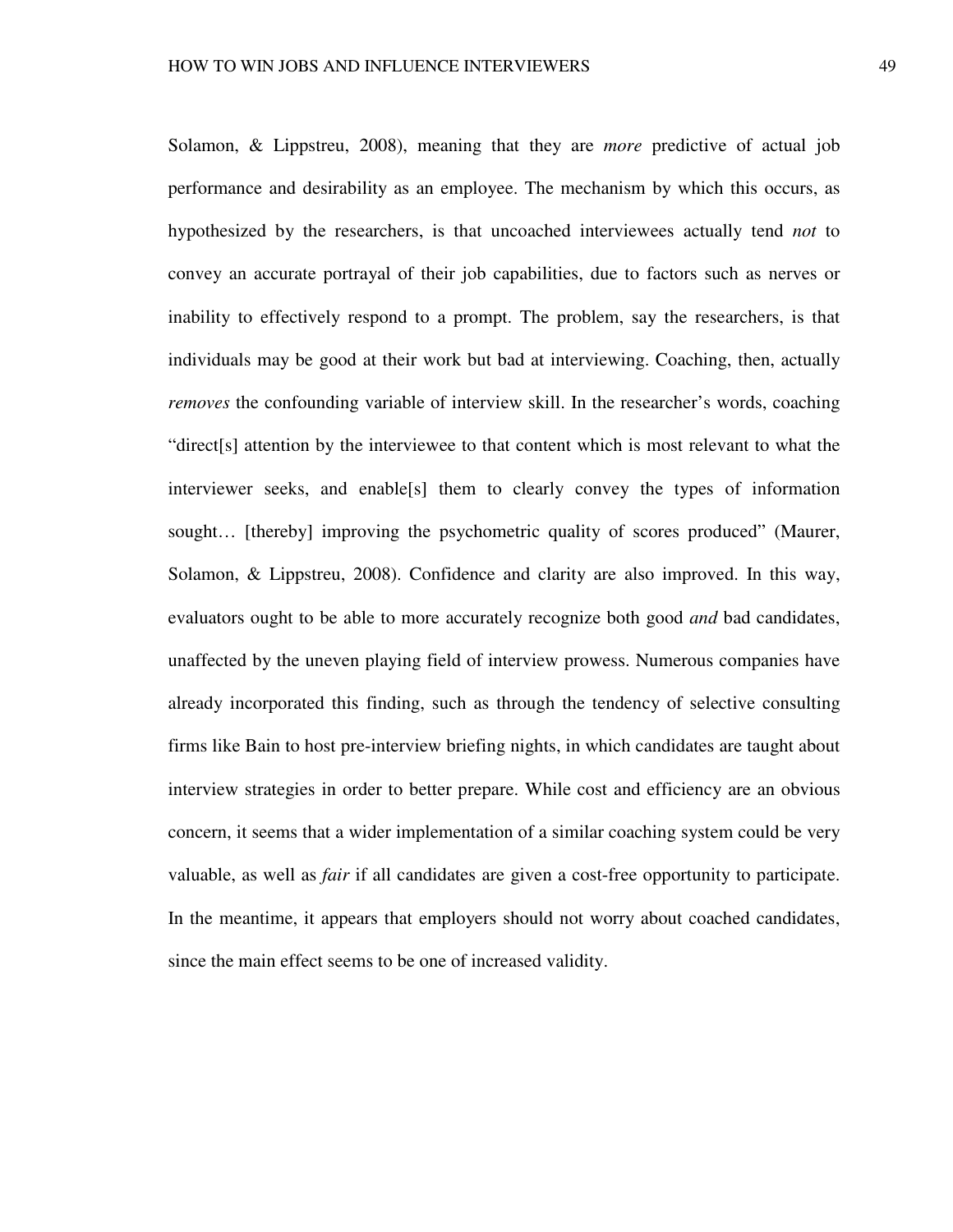Solamon, & Lippstreu, 2008), meaning that they are *more* predictive of actual job performance and desirability as an employee. The mechanism by which this occurs, as hypothesized by the researchers, is that uncoached interviewees actually tend *not* to convey an accurate portrayal of their job capabilities, due to factors such as nerves or inability to effectively respond to a prompt. The problem, say the researchers, is that individuals may be good at their work but bad at interviewing. Coaching, then, actually *removes* the confounding variable of interview skill. In the researcher's words, coaching "direct[s] attention by the interviewee to that content which is most relevant to what the interviewer seeks, and enable[s] them to clearly convey the types of information sought… [thereby] improving the psychometric quality of scores produced" (Maurer, Solamon, & Lippstreu, 2008). Confidence and clarity are also improved. In this way, evaluators ought to be able to more accurately recognize both good *and* bad candidates, unaffected by the uneven playing field of interview prowess. Numerous companies have already incorporated this finding, such as through the tendency of selective consulting firms like Bain to host pre-interview briefing nights, in which candidates are taught about interview strategies in order to better prepare. While cost and efficiency are an obvious concern, it seems that a wider implementation of a similar coaching system could be very valuable, as well as *fair* if all candidates are given a cost-free opportunity to participate. In the meantime, it appears that employers should not worry about coached candidates, since the main effect seems to be one of increased validity.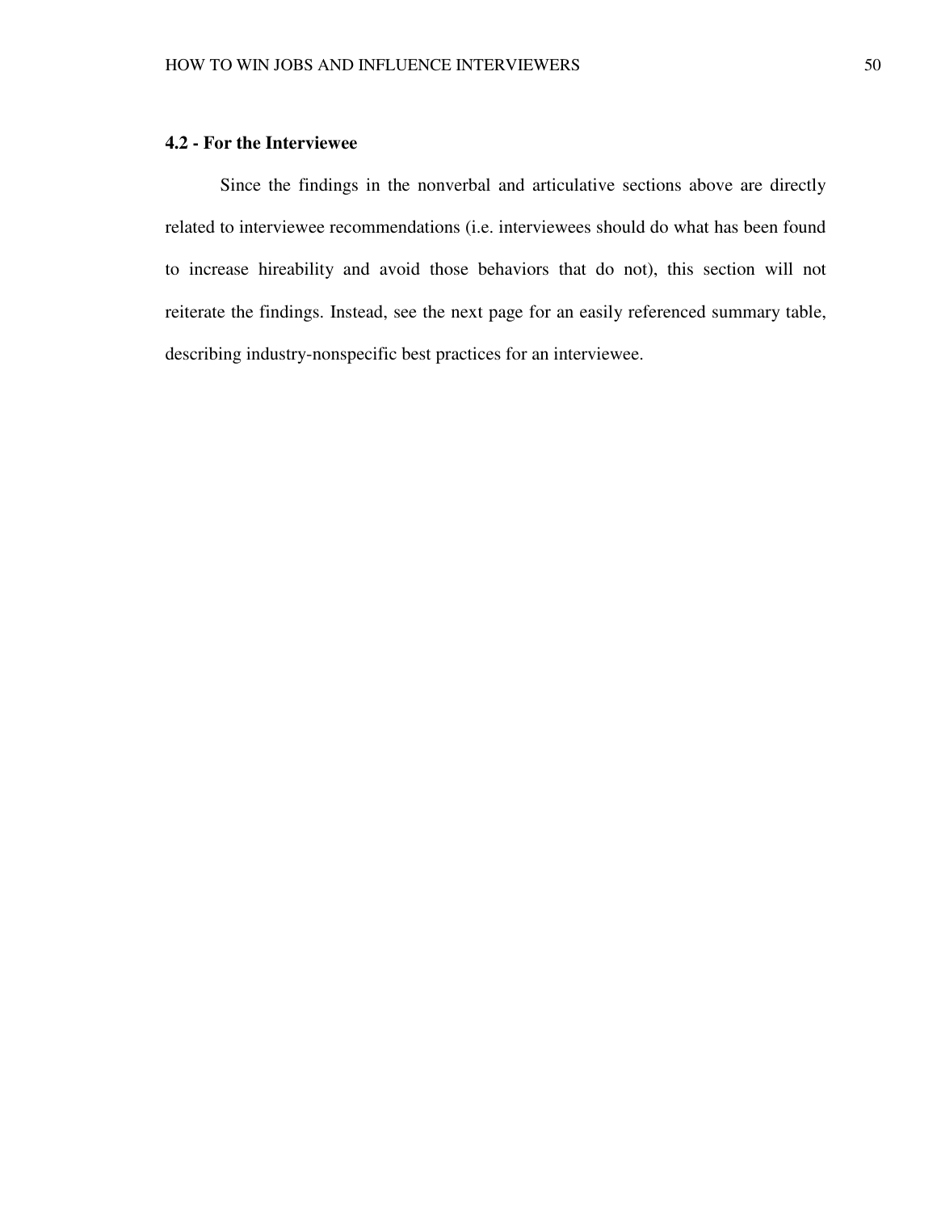### 4.2 - For the Interviewee

Since the findings in the nonverbal and articulative sections above are directly related to interviewee recommendations (i.e. interviewees should do what has been found to increase hireability and avoid those behaviors that do not), this section will not reiterate the findings. Instead, see the next page for an easily referenced summary table, describing industry-nonspecific best practices for an interviewee.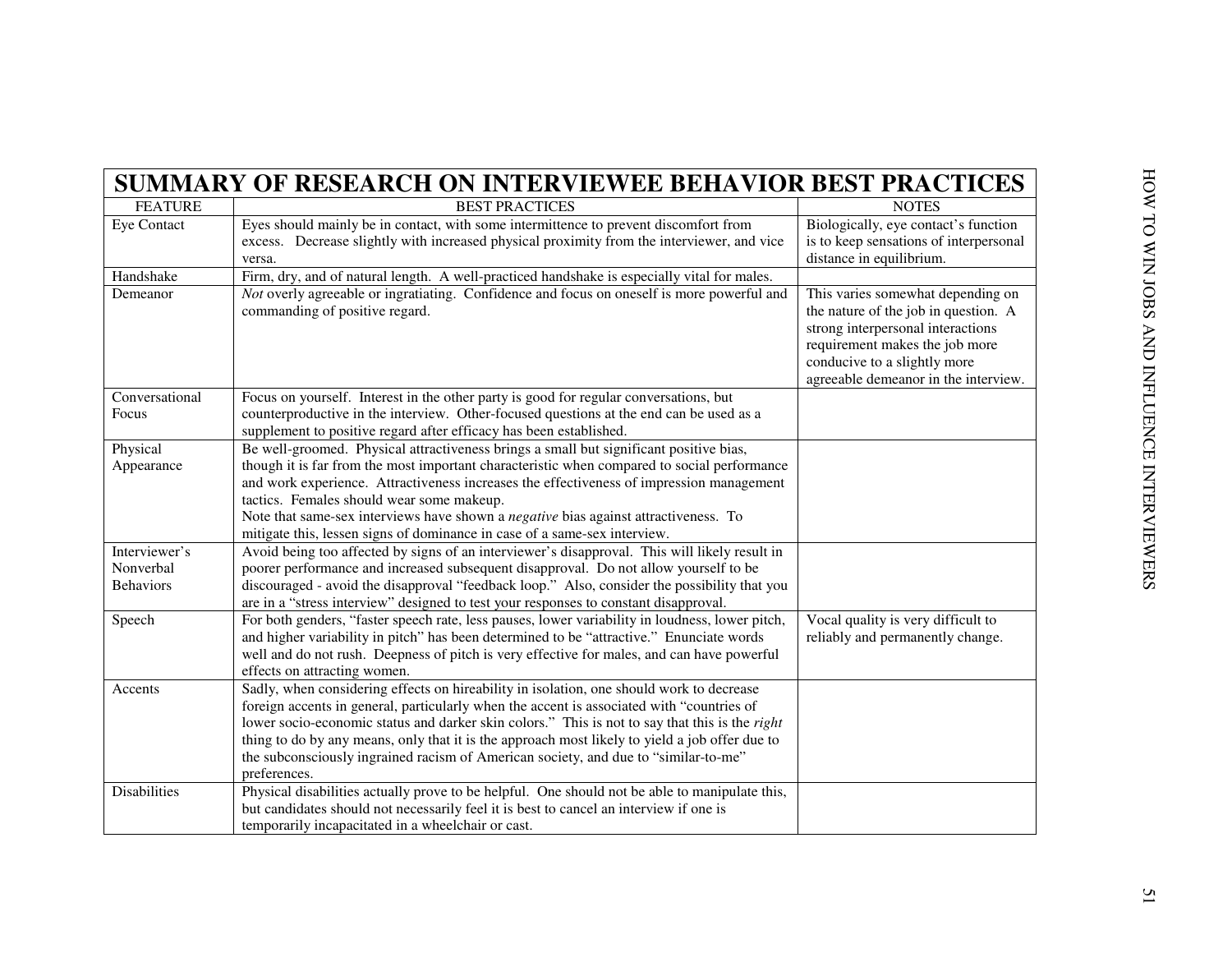# SUMMARY OF RESEARCH ON INTERVIEWEE BEHAVIOR BEST PRACTICES

| FEATURE | BEST PRACTICES | NOTES |
|---|---|---|
| Eye Contact | Eyes should mainly be in contact, with some intermittence to prevent discomfort from excess. Decrease slightly with increased physical proximity from the interviewer, and vice versa. | Biologically, eye contact's function is to keep sensations of interpersonal distance in equilibrium. |
| Handshake | Firm, dry, and of natural length. A well-practiced handshake is especially vital for males. | |
| Demeanor | *Not* overly agreeable or ingratiating. Confidence and focus on oneself is more powerful and commanding of positive regard. | This varies somewhat depending on the nature of the job in question. A strong interpersonal interactions requirement makes the job more conducive to a slightly more agreeable demeanor in the interview. |
| Conversational Focus | Focus on yourself. Interest in the other party is good for regular conversations, but counterproductive in the interview. Other-focused questions at the end can be used as a supplement to positive regard after efficacy has been established. | |
| Physical Appearance | Be well-groomed. Physical attractiveness brings a small but significant positive bias, though it is far from the most important characteristic when compared to social performance and work experience. Attractiveness increases the effectiveness of impression management tactics. Females should wear some makeup. Note that same-sex interviews have shown a *negative* bias against attractiveness. To mitigate this, lessen signs of dominance in case of a same-sex interview. | |
| Interviewer's Nonverbal Behaviors | Avoid being too affected by signs of an interviewer's disapproval. This will likely result in poorer performance and increased subsequent disapproval. Do not allow yourself to be discouraged - avoid the disapproval "feedback loop." Also, consider the possibility that you are in a "stress interview" designed to test your responses to constant disapproval. | |
| Speech | For both genders, "faster speech rate, less pauses, lower variability in loudness, lower pitch, and higher variability in pitch" has been determined to be "attractive." Enunciate words well and do not rush. Deepness of pitch is very effective for males, and can have powerful effects on attracting women. | Vocal quality is very difficult to reliably and permanently change. |
| Accents | Sadly, when considering effects on hireability in isolation, one should work to decrease foreign accents in general, particularly when the accent is associated with "countries of lower socio-economic status and darker skin colors." This is not to say that this is the *right* thing to do by any means, only that it is the approach most likely to yield a job offer due to the subconsciously ingrained racism of American society, and due to "similar-to-me" preferences. | |
| Disabilities | Physical disabilities actually prove to be helpful. One should not be able to manipulate this, but candidates should not necessarily feel it is best to cancel an interview if one is temporarily incapacitated in a wheelchair or cast. | |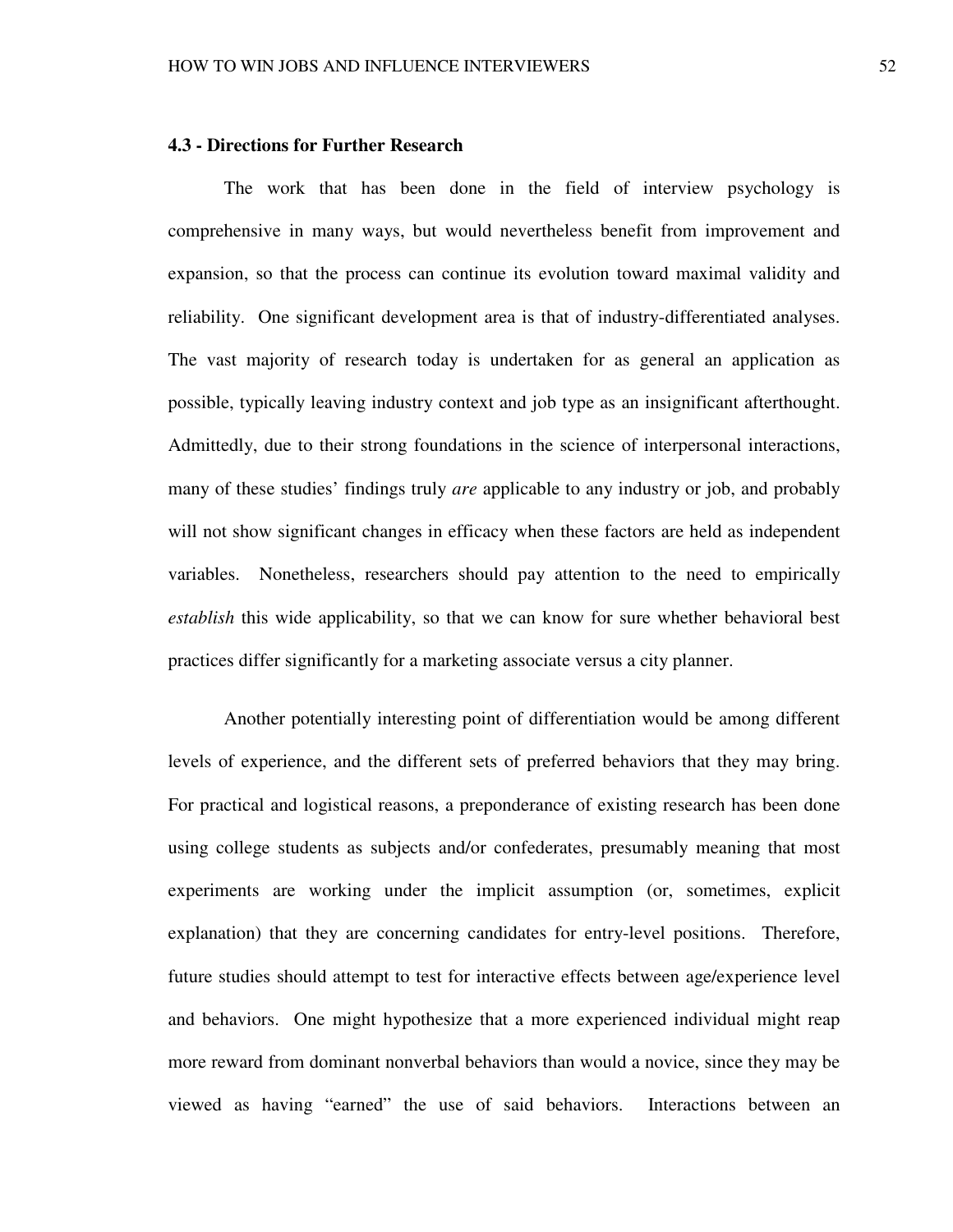### 4.3 - Directions for Further Research

The work that has been done in the field of interview psychology is comprehensive in many ways, but would nevertheless benefit from improvement and expansion, so that the process can continue its evolution toward maximal validity and reliability. One significant development area is that of industry-differentiated analyses. The vast majority of research today is undertaken for as general an application as possible, typically leaving industry context and job type as an insignificant afterthought. Admittedly, due to their strong foundations in the science of interpersonal interactions, many of these studies' findings truly *are* applicable to any industry or job, and probably will not show significant changes in efficacy when these factors are held as independent variables. Nonetheless, researchers should pay attention to the need to empirically *establish* this wide applicability, so that we can know for sure whether behavioral best practices differ significantly for a marketing associate versus a city planner.

Another potentially interesting point of differentiation would be among different levels of experience, and the different sets of preferred behaviors that they may bring. For practical and logistical reasons, a preponderance of existing research has been done using college students as subjects and/or confederates, presumably meaning that most experiments are working under the implicit assumption (or, sometimes, explicit explanation) that they are concerning candidates for entry-level positions. Therefore, future studies should attempt to test for interactive effects between age/experience level and behaviors. One might hypothesize that a more experienced individual might reap more reward from dominant nonverbal behaviors than would a novice, since they may be viewed as having "earned" the use of said behaviors. Interactions between an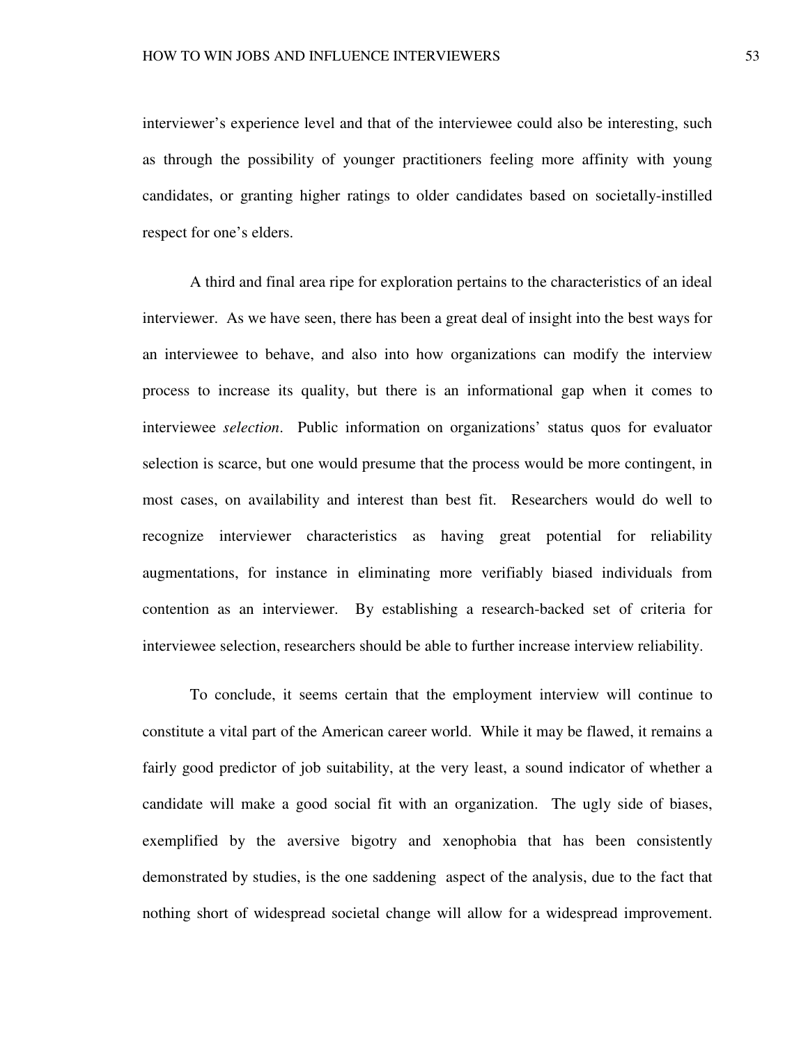interviewer's experience level and that of the interviewee could also be interesting, such as through the possibility of younger practitioners feeling more affinity with young candidates, or granting higher ratings to older candidates based on societally-instilled respect for one's elders.

A third and final area ripe for exploration pertains to the characteristics of an ideal interviewer. As we have seen, there has been a great deal of insight into the best ways for an interviewee to behave, and also into how organizations can modify the interview process to increase its quality, but there is an informational gap when it comes to interviewee *selection*. Public information on organizations' status quos for evaluator selection is scarce, but one would presume that the process would be more contingent, in most cases, on availability and interest than best fit. Researchers would do well to recognize interviewer characteristics as having great potential for reliability augmentations, for instance in eliminating more verifiably biased individuals from contention as an interviewer. By establishing a research-backed set of criteria for interviewee selection, researchers should be able to further increase interview reliability.

To conclude, it seems certain that the employment interview will continue to constitute a vital part of the American career world. While it may be flawed, it remains a fairly good predictor of job suitability, at the very least, a sound indicator of whether a candidate will make a good social fit with an organization. The ugly side of biases, exemplified by the aversive bigotry and xenophobia that has been consistently demonstrated by studies, is the one saddening aspect of the analysis, due to the fact that nothing short of widespread societal change will allow for a widespread improvement.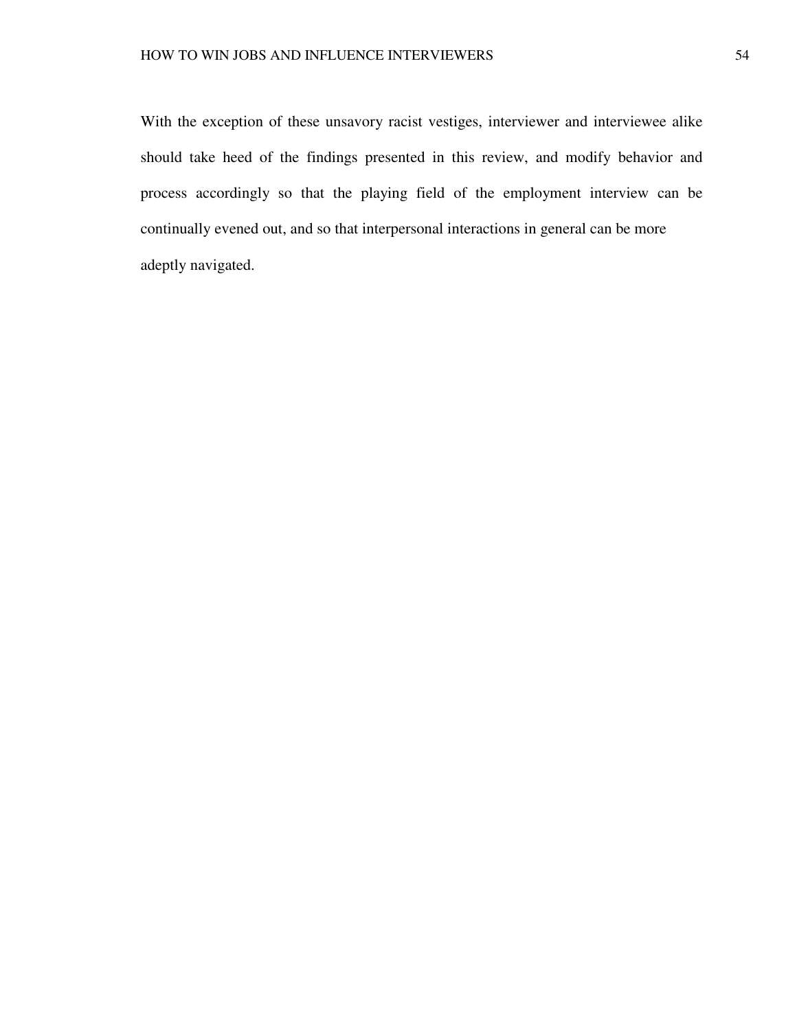With the exception of these unsavory racist vestiges, interviewer and interviewee alike should take heed of the findings presented in this review, and modify behavior and process accordingly so that the playing field of the employment interview can be continually evened out, and so that interpersonal interactions in general can be more adeptly navigated.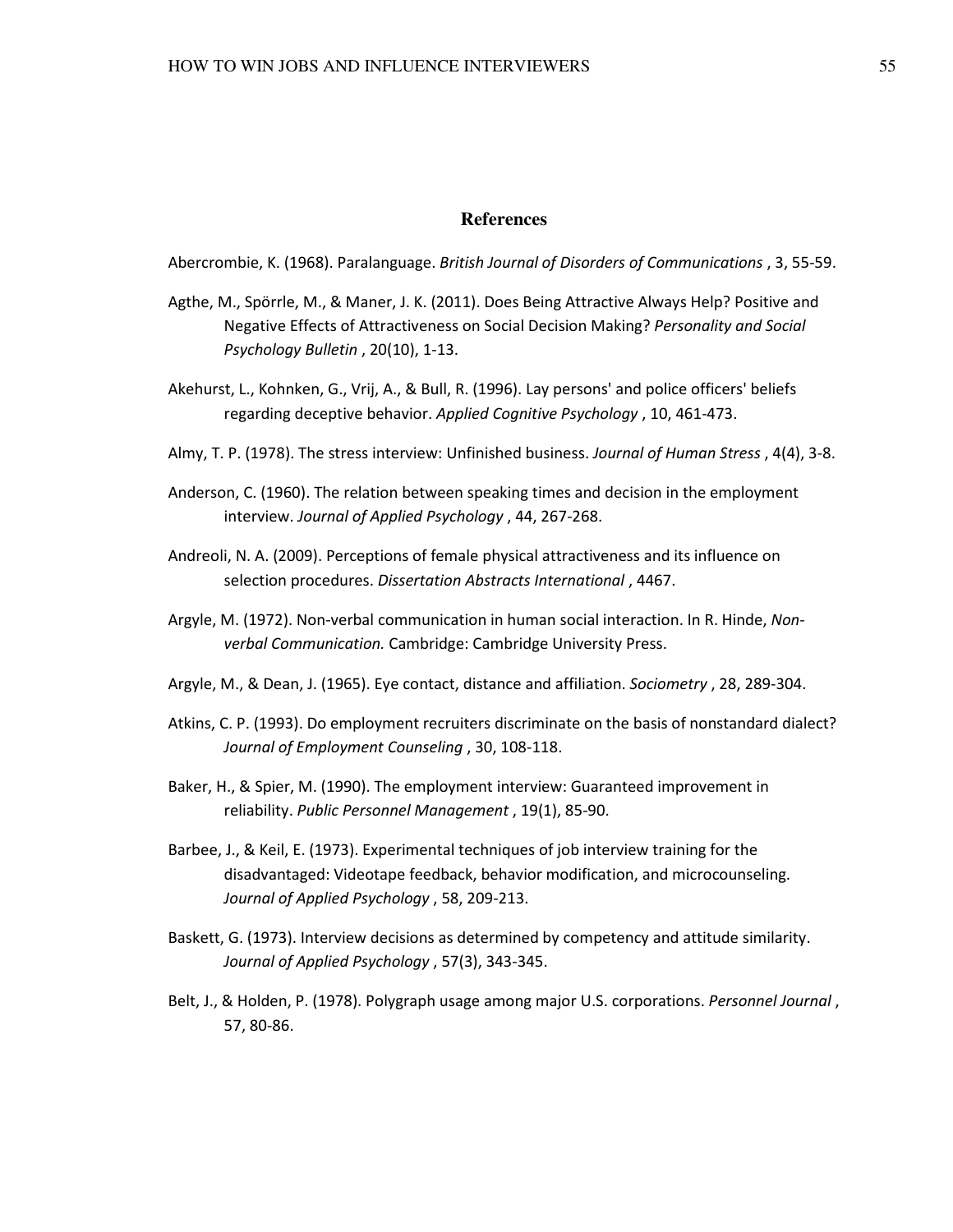# References

Abercrombie, K. (1968). Paralanguage. *British Journal of Disorders of Communications* , 3, 55-59.

Agthe, M., Spörrle, M., & Maner, J. K. (2011). Does Being Attractive Always Help? Positive and Negative Effects of Attractiveness on Social Decision Making? *Personality and Social Psychology Bulletin* , 20(10), 1-13.

Akehurst, L., Kohnken, G., Vrij, A., & Bull, R. (1996). Lay persons' and police officers' beliefs regarding deceptive behavior. *Applied Cognitive Psychology* , 10, 461-473.

Almy, T. P. (1978). The stress interview: Unfinished business. *Journal of Human Stress* , 4(4), 3-8.

Anderson, C. (1960). The relation between speaking times and decision in the employment interview. *Journal of Applied Psychology* , 44, 267-268.

Andreoli, N. A. (2009). Perceptions of female physical attractiveness and its influence on selection procedures. *Dissertation Abstracts International* , 4467.

Argyle, M. (1972). Non-verbal communication in human social interaction. In R. Hinde, *Non-verbal Communication.* Cambridge: Cambridge University Press.

Argyle, M., & Dean, J. (1965). Eye contact, distance and affiliation. *Sociometry* , 28, 289-304.

Atkins, C. P. (1993). Do employment recruiters discriminate on the basis of nonstandard dialect? *Journal of Employment Counseling* , 30, 108-118.

Baker, H., & Spier, M. (1990). The employment interview: Guaranteed improvement in reliability. *Public Personnel Management* , 19(1), 85-90.

Barbee, J., & Keil, E. (1973). Experimental techniques of job interview training for the disadvantaged: Videotape feedback, behavior modification, and microcounseling. *Journal of Applied Psychology* , 58, 209-213.

Baskett, G. (1973). Interview decisions as determined by competency and attitude similarity. *Journal of Applied Psychology* , 57(3), 343-345.

Belt, J., & Holden, P. (1978). Polygraph usage among major U.S. corporations. *Personnel Journal* , 57, 80-86.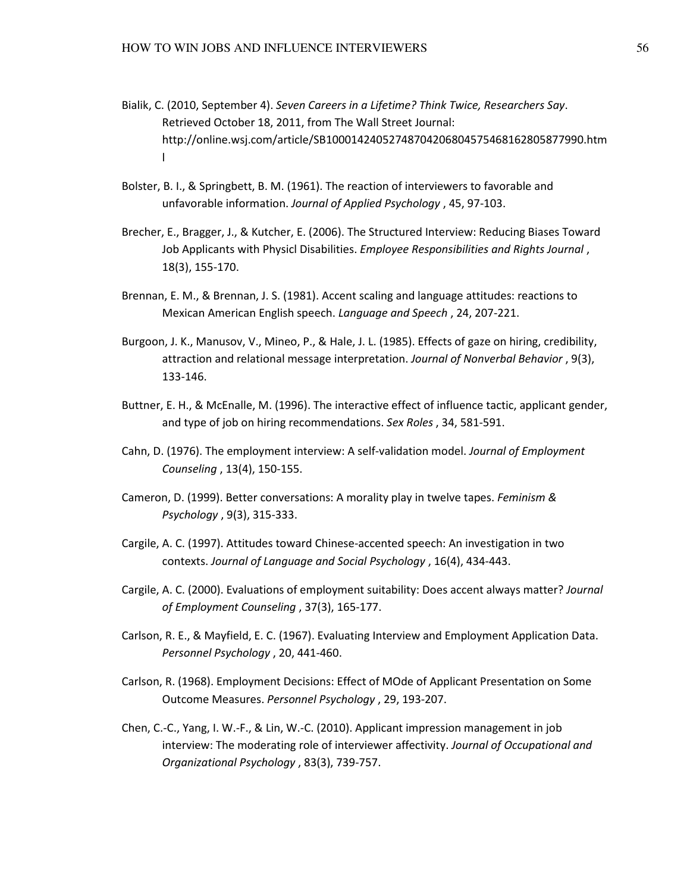Bialik, C. (2010, September 4). *Seven Careers in a Lifetime? Think Twice, Researchers Say*. Retrieved October 18, 2011, from The Wall Street Journal: http://online.wsj.com/article/SB10001424052748704206804575468162805877990.html

Bolster, B. I., & Springbett, B. M. (1961). The reaction of interviewers to favorable and unfavorable information. *Journal of Applied Psychology* , 45, 97-103.

Brecher, E., Bragger, J., & Kutcher, E. (2006). The Structured Interview: Reducing Biases Toward Job Applicants with Physicl Disabilities. *Employee Responsibilities and Rights Journal* , 18(3), 155-170.

Brennan, E. M., & Brennan, J. S. (1981). Accent scaling and language attitudes: reactions to Mexican American English speech. *Language and Speech* , 24, 207-221.

Burgoon, J. K., Manusov, V., Mineo, P., & Hale, J. L. (1985). Effects of gaze on hiring, credibility, attraction and relational message interpretation. *Journal of Nonverbal Behavior* , 9(3), 133-146.

Buttner, E. H., & McEnalle, M. (1996). The interactive effect of influence tactic, applicant gender, and type of job on hiring recommendations. *Sex Roles* , 34, 581-591.

Cahn, D. (1976). The employment interview: A self-validation model. *Journal of Employment Counseling* , 13(4), 150-155.

Cameron, D. (1999). Better conversations: A morality play in twelve tapes. *Feminism & Psychology* , 9(3), 315-333.

Cargile, A. C. (1997). Attitudes toward Chinese-accented speech: An investigation in two contexts. *Journal of Language and Social Psychology* , 16(4), 434-443.

Cargile, A. C. (2000). Evaluations of employment suitability: Does accent always matter? *Journal of Employment Counseling* , 37(3), 165-177.

Carlson, R. E., & Mayfield, E. C. (1967). Evaluating Interview and Employment Application Data. *Personnel Psychology* , 20, 441-460.

Carlson, R. (1968). Employment Decisions: Effect of MOde of Applicant Presentation on Some Outcome Measures. *Personnel Psychology* , 29, 193-207.

Chen, C.-C., Yang, I. W.-F., & Lin, W.-C. (2010). Applicant impression management in job interview: The moderating role of interviewer affectivity. *Journal of Occupational and Organizational Psychology* , 83(3), 739-757.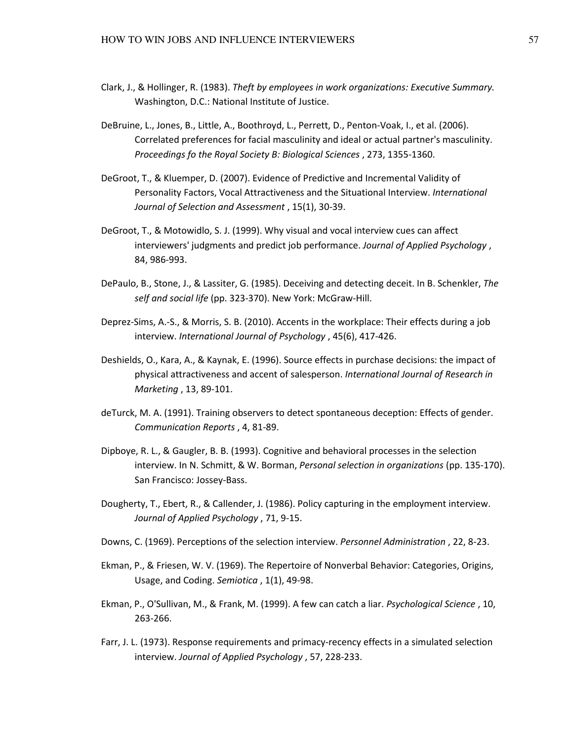Clark, J., & Hollinger, R. (1983). *Theft by employees in work organizations: Executive Summary.* Washington, D.C.: National Institute of Justice.

DeBruine, L., Jones, B., Little, A., Boothroyd, L., Perrett, D., Penton-Voak, I., et al. (2006). Correlated preferences for facial masculinity and ideal or actual partner's masculinity. *Proceedings fo the Royal Society B: Biological Sciences* , 273, 1355-1360.

DeGroot, T., & Kluemper, D. (2007). Evidence of Predictive and Incremental Validity of Personality Factors, Vocal Attractiveness and the Situational Interview. *International Journal of Selection and Assessment* , 15(1), 30-39.

DeGroot, T., & Motowidlo, S. J. (1999). Why visual and vocal interview cues can affect interviewers' judgments and predict job performance. *Journal of Applied Psychology* , 84, 986-993.

DePaulo, B., Stone, J., & Lassiter, G. (1985). Deceiving and detecting deceit. In B. Schenkler, *The self and social life* (pp. 323-370). New York: McGraw-Hill.

Deprez-Sims, A.-S., & Morris, S. B. (2010). Accents in the workplace: Their effects during a job interview. *International Journal of Psychology* , 45(6), 417-426.

Deshields, O., Kara, A., & Kaynak, E. (1996). Source effects in purchase decisions: the impact of physical attractiveness and accent of salesperson. *International Journal of Research in Marketing* , 13, 89-101.

deTurck, M. A. (1991). Training observers to detect spontaneous deception: Effects of gender. *Communication Reports* , 4, 81-89.

Dipboye, R. L., & Gaugler, B. B. (1993). Cognitive and behavioral processes in the selection interview. In N. Schmitt, & W. Borman, *Personal selection in organizations* (pp. 135-170). San Francisco: Jossey-Bass.

Dougherty, T., Ebert, R., & Callender, J. (1986). Policy capturing in the employment interview. *Journal of Applied Psychology* , 71, 9-15.

Downs, C. (1969). Perceptions of the selection interview. *Personnel Administration* , 22, 8-23.

Ekman, P., & Friesen, W. V. (1969). The Repertoire of Nonverbal Behavior: Categories, Origins, Usage, and Coding. *Semiotica* , 1(1), 49-98.

Ekman, P., O'Sullivan, M., & Frank, M. (1999). A few can catch a liar. *Psychological Science* , 10, 263-266.

Farr, J. L. (1973). Response requirements and primacy-recency effects in a simulated selection interview. *Journal of Applied Psychology* , 57, 228-233.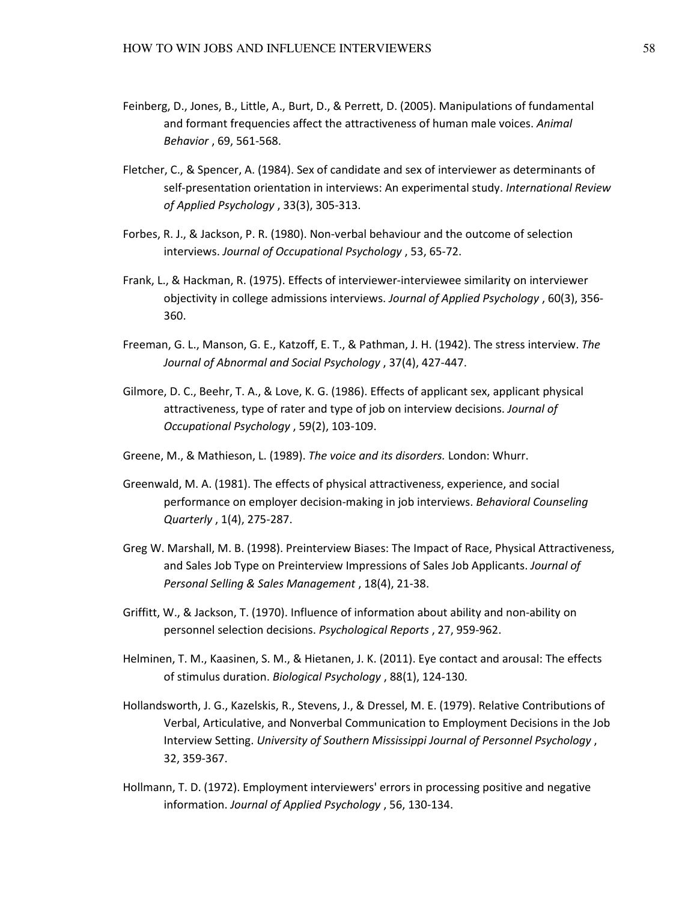Feinberg, D., Jones, B., Little, A., Burt, D., & Perrett, D. (2005). Manipulations of fundamental and formant frequencies affect the attractiveness of human male voices. *Animal Behavior* , 69, 561-568.

Fletcher, C., & Spencer, A. (1984). Sex of candidate and sex of interviewer as determinants of self-presentation orientation in interviews: An experimental study. *International Review of Applied Psychology* , 33(3), 305-313.

Forbes, R. J., & Jackson, P. R. (1980). Non-verbal behaviour and the outcome of selection interviews. *Journal of Occupational Psychology* , 53, 65-72.

Frank, L., & Hackman, R. (1975). Effects of interviewer-interviewee similarity on interviewer objectivity in college admissions interviews. *Journal of Applied Psychology* , 60(3), 356-360.

Freeman, G. L., Manson, G. E., Katzoff, E. T., & Pathman, J. H. (1942). The stress interview. *The Journal of Abnormal and Social Psychology* , 37(4), 427-447.

Gilmore, D. C., Beehr, T. A., & Love, K. G. (1986). Effects of applicant sex, applicant physical attractiveness, type of rater and type of job on interview decisions. *Journal of Occupational Psychology* , 59(2), 103-109.

Greene, M., & Mathieson, L. (1989). *The voice and its disorders.* London: Whurr.

Greenwald, M. A. (1981). The effects of physical attractiveness, experience, and social performance on employer decision-making in job interviews. *Behavioral Counseling Quarterly* , 1(4), 275-287.

Greg W. Marshall, M. B. (1998). Preinterview Biases: The Impact of Race, Physical Attractiveness, and Sales Job Type on Preinterview Impressions of Sales Job Applicants. *Journal of Personal Selling & Sales Management* , 18(4), 21-38.

Griffitt, W., & Jackson, T. (1970). Influence of information about ability and non-ability on personnel selection decisions. *Psychological Reports* , 27, 959-962.

Helminen, T. M., Kaasinen, S. M., & Hietanen, J. K. (2011). Eye contact and arousal: The effects of stimulus duration. *Biological Psychology* , 88(1), 124-130.

Hollandsworth, J. G., Kazelskis, R., Stevens, J., & Dressel, M. E. (1979). Relative Contributions of Verbal, Articulative, and Nonverbal Communication to Employment Decisions in the Job Interview Setting. *University of Southern Mississippi Journal of Personnel Psychology* , 32, 359-367.

Hollmann, T. D. (1972). Employment interviewers' errors in processing positive and negative information. *Journal of Applied Psychology* , 56, 130-134.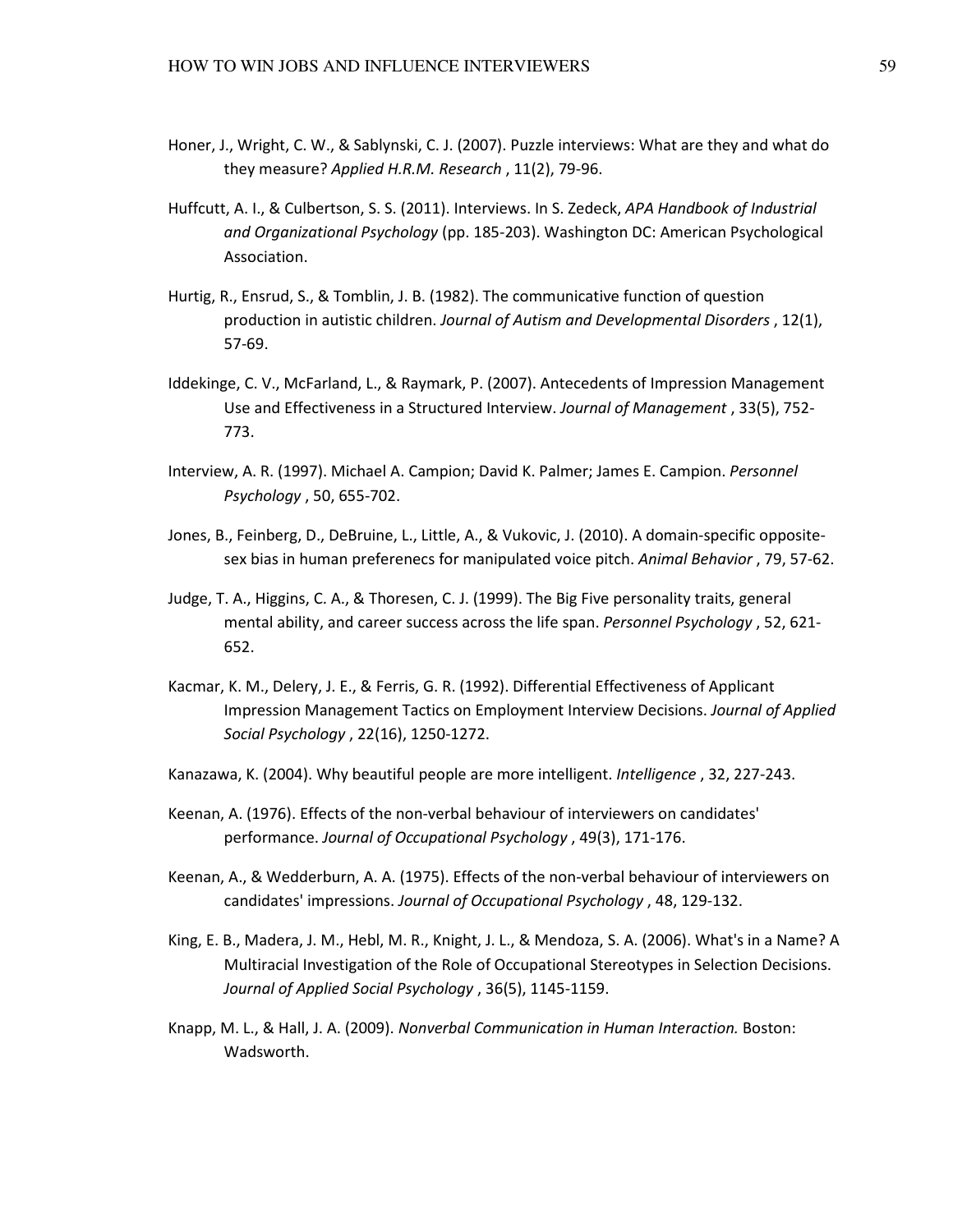Honer, J., Wright, C. W., & Sablynski, C. J. (2007). Puzzle interviews: What are they and what do they measure? *Applied H.R.M. Research* , 11(2), 79-96.

Huffcutt, A. I., & Culbertson, S. S. (2011). Interviews. In S. Zedeck, *APA Handbook of Industrial and Organizational Psychology* (pp. 185-203). Washington DC: American Psychological Association.

Hurtig, R., Ensrud, S., & Tomblin, J. B. (1982). The communicative function of question production in autistic children. *Journal of Autism and Developmental Disorders* , 12(1), 57-69.

Iddekinge, C. V., McFarland, L., & Raymark, P. (2007). Antecedents of Impression Management Use and Effectiveness in a Structured Interview. *Journal of Management* , 33(5), 752-773.

Interview, A. R. (1997). Michael A. Campion; David K. Palmer; James E. Campion. *Personnel Psychology* , 50, 655-702.

Jones, B., Feinberg, D., DeBruine, L., Little, A., & Vukovic, J. (2010). A domain-specific opposite-sex bias in human preferenecs for manipulated voice pitch. *Animal Behavior* , 79, 57-62.

Judge, T. A., Higgins, C. A., & Thoresen, C. J. (1999). The Big Five personality traits, general mental ability, and career success across the life span. *Personnel Psychology* , 52, 621-652.

Kacmar, K. M., Delery, J. E., & Ferris, G. R. (1992). Differential Effectiveness of Applicant Impression Management Tactics on Employment Interview Decisions. *Journal of Applied Social Psychology* , 22(16), 1250-1272.

Kanazawa, K. (2004). Why beautiful people are more intelligent. *Intelligence* , 32, 227-243.

Keenan, A. (1976). Effects of the non-verbal behaviour of interviewers on candidates' performance. *Journal of Occupational Psychology* , 49(3), 171-176.

Keenan, A., & Wedderburn, A. A. (1975). Effects of the non-verbal behaviour of interviewers on candidates' impressions. *Journal of Occupational Psychology* , 48, 129-132.

King, E. B., Madera, J. M., Hebl, M. R., Knight, J. L., & Mendoza, S. A. (2006). What's in a Name? A Multiracial Investigation of the Role of Occupational Stereotypes in Selection Decisions. *Journal of Applied Social Psychology* , 36(5), 1145-1159.

Knapp, M. L., & Hall, J. A. (2009). *Nonverbal Communication in Human Interaction.* Boston: Wadsworth.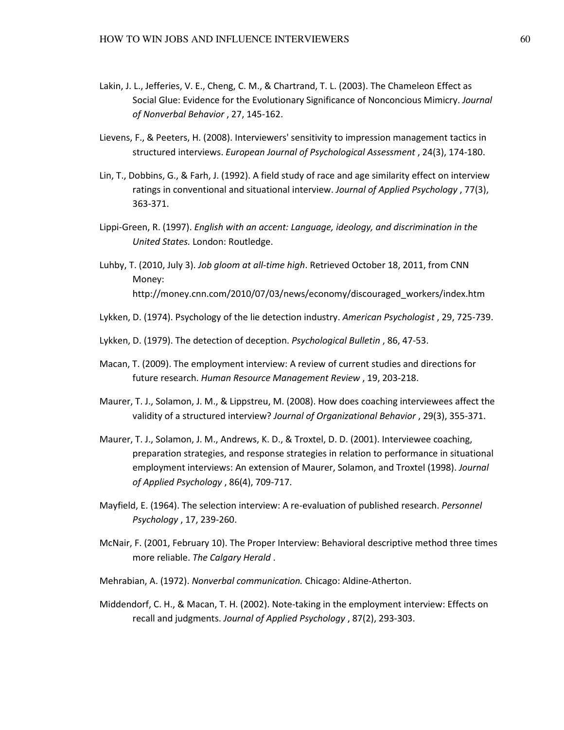Lakin, J. L., Jefferies, V. E., Cheng, C. M., & Chartrand, T. L. (2003). The Chameleon Effect as Social Glue: Evidence for the Evolutionary Significance of Nonconcious Mimicry. *Journal of Nonverbal Behavior* , 27, 145-162.

Lievens, F., & Peeters, H. (2008). Interviewers' sensitivity to impression management tactics in structured interviews. *European Journal of Psychological Assessment* , 24(3), 174-180.

Lin, T., Dobbins, G., & Farh, J. (1992). A field study of race and age similarity effect on interview ratings in conventional and situational interview. *Journal of Applied Psychology* , 77(3), 363-371.

Lippi-Green, R. (1997). *English with an accent: Language, ideology, and discrimination in the United States.* London: Routledge.

Luhby, T. (2010, July 3). *Job gloom at all-time high*. Retrieved October 18, 2011, from CNN Money: http://money.cnn.com/2010/07/03/news/economy/discouraged_workers/index.htm

Lykken, D. (1974). Psychology of the lie detection industry. *American Psychologist* , 29, 725-739.

Lykken, D. (1979). The detection of deception. *Psychological Bulletin* , 86, 47-53.

Macan, T. (2009). The employment interview: A review of current studies and directions for future research. *Human Resource Management Review* , 19, 203-218.

Maurer, T. J., Solamon, J. M., & Lippstreu, M. (2008). How does coaching interviewees affect the validity of a structured interview? *Journal of Organizational Behavior* , 29(3), 355-371.

Maurer, T. J., Solamon, J. M., Andrews, K. D., & Troxtel, D. D. (2001). Interviewee coaching, preparation strategies, and response strategies in relation to performance in situational employment interviews: An extension of Maurer, Solamon, and Troxtel (1998). *Journal of Applied Psychology* , 86(4), 709-717.

Mayfield, E. (1964). The selection interview: A re-evaluation of published research. *Personnel Psychology* , 17, 239-260.

McNair, F. (2001, February 10). The Proper Interview: Behavioral descriptive method three times more reliable. *The Calgary Herald* .

Mehrabian, A. (1972). *Nonverbal communication.* Chicago: Aldine-Atherton.

Middendorf, C. H., & Macan, T. H. (2002). Note-taking in the employment interview: Effects on recall and judgments. *Journal of Applied Psychology* , 87(2), 293-303.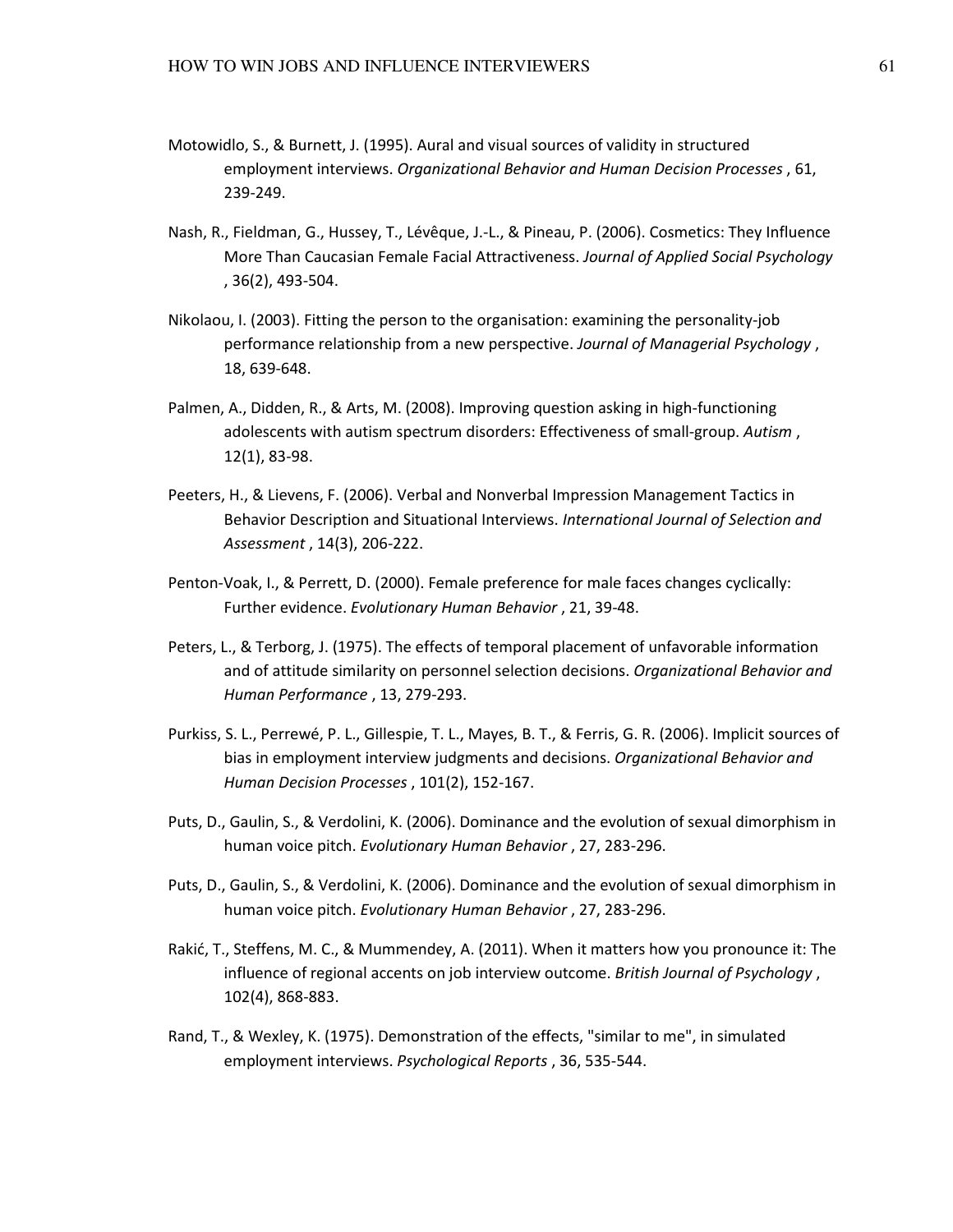Motowidlo, S., & Burnett, J. (1995). Aural and visual sources of validity in structured employment interviews. *Organizational Behavior and Human Decision Processes* , 61, 239-249.

Nash, R., Fieldman, G., Hussey, T., Lévêque, J.-L., & Pineau, P. (2006). Cosmetics: They Influence More Than Caucasian Female Facial Attractiveness. *Journal of Applied Social Psychology* , 36(2), 493-504.

Nikolaou, I. (2003). Fitting the person to the organisation: examining the personality-job performance relationship from a new perspective. *Journal of Managerial Psychology* , 18, 639-648.

Palmen, A., Didden, R., & Arts, M. (2008). Improving question asking in high-functioning adolescents with autism spectrum disorders: Effectiveness of small-group. *Autism* , 12(1), 83-98.

Peeters, H., & Lievens, F. (2006). Verbal and Nonverbal Impression Management Tactics in Behavior Description and Situational Interviews. *International Journal of Selection and Assessment* , 14(3), 206-222.

Penton-Voak, I., & Perrett, D. (2000). Female preference for male faces changes cyclically: Further evidence. *Evolutionary Human Behavior* , 21, 39-48.

Peters, L., & Terborg, J. (1975). The effects of temporal placement of unfavorable information and of attitude similarity on personnel selection decisions. *Organizational Behavior and Human Performance* , 13, 279-293.

Purkiss, S. L., Perrewé, P. L., Gillespie, T. L., Mayes, B. T., & Ferris, G. R. (2006). Implicit sources of bias in employment interview judgments and decisions. *Organizational Behavior and Human Decision Processes* , 101(2), 152-167.

Puts, D., Gaulin, S., & Verdolini, K. (2006). Dominance and the evolution of sexual dimorphism in human voice pitch. *Evolutionary Human Behavior* , 27, 283-296.

Puts, D., Gaulin, S., & Verdolini, K. (2006). Dominance and the evolution of sexual dimorphism in human voice pitch. *Evolutionary Human Behavior* , 27, 283-296.

Rakić, T., Steffens, M. C., & Mummendey, A. (2011). When it matters how you pronounce it: The influence of regional accents on job interview outcome. *British Journal of Psychology* , 102(4), 868-883.

Rand, T., & Wexley, K. (1975). Demonstration of the effects, "similar to me", in simulated employment interviews. *Psychological Reports* , 36, 535-544.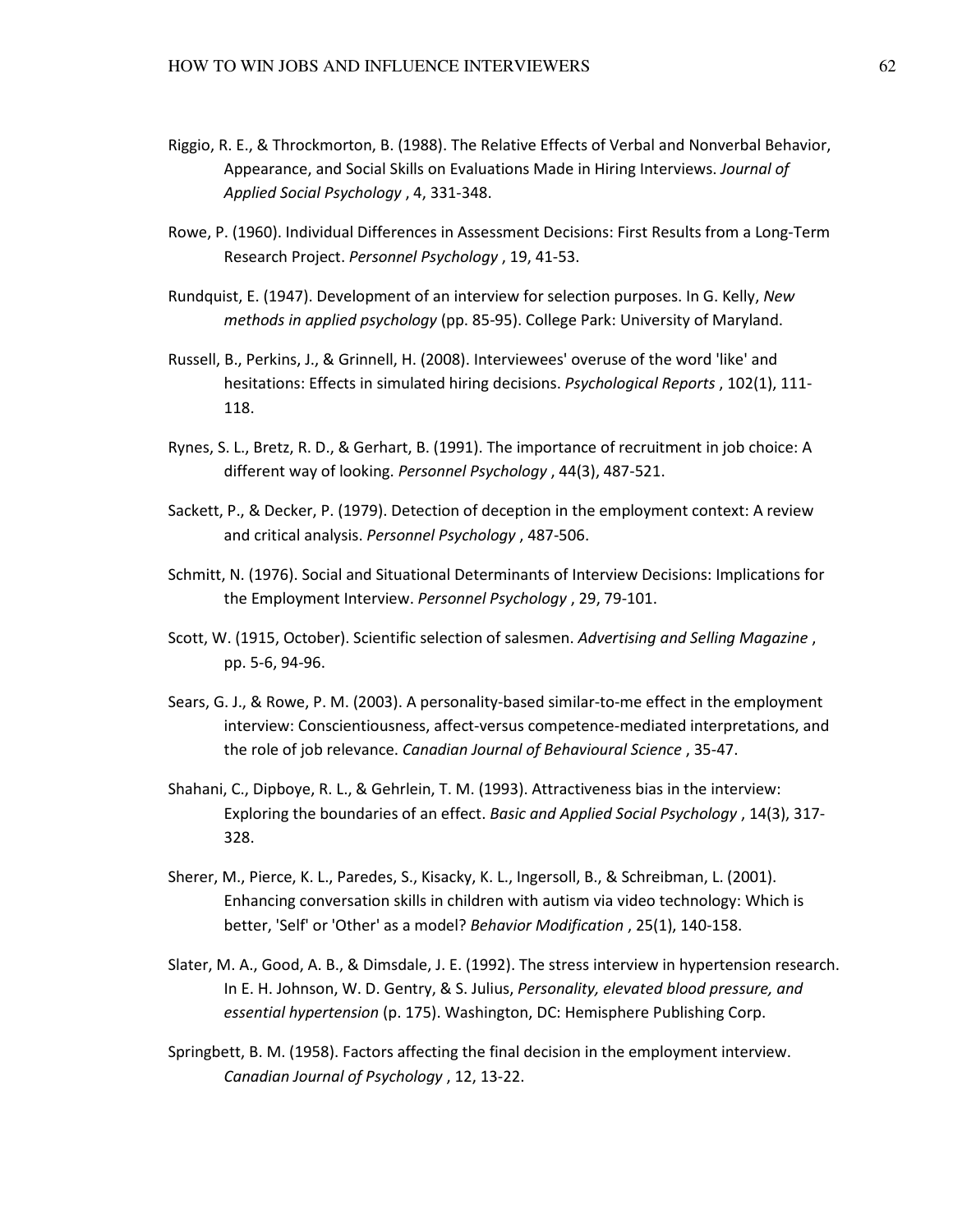Riggio, R. E., & Throckmorton, B. (1988). The Relative Effects of Verbal and Nonverbal Behavior, Appearance, and Social Skills on Evaluations Made in Hiring Interviews. *Journal of Applied Social Psychology* , 4, 331-348.

Rowe, P. (1960). Individual Differences in Assessment Decisions: First Results from a Long-Term Research Project. *Personnel Psychology* , 19, 41-53.

Rundquist, E. (1947). Development of an interview for selection purposes. In G. Kelly, *New methods in applied psychology* (pp. 85-95). College Park: University of Maryland.

Russell, B., Perkins, J., & Grinnell, H. (2008). Interviewees' overuse of the word 'like' and hesitations: Effects in simulated hiring decisions. *Psychological Reports* , 102(1), 111-118.

Rynes, S. L., Bretz, R. D., & Gerhart, B. (1991). The importance of recruitment in job choice: A different way of looking. *Personnel Psychology* , 44(3), 487-521.

Sackett, P., & Decker, P. (1979). Detection of deception in the employment context: A review and critical analysis. *Personnel Psychology* , 487-506.

Schmitt, N. (1976). Social and Situational Determinants of Interview Decisions: Implications for the Employment Interview. *Personnel Psychology* , 29, 79-101.

Scott, W. (1915, October). Scientific selection of salesmen. *Advertising and Selling Magazine* , pp. 5-6, 94-96.

Sears, G. J., & Rowe, P. M. (2003). A personality-based similar-to-me effect in the employment interview: Conscientiousness, affect-versus competence-mediated interpretations, and the role of job relevance. *Canadian Journal of Behavioural Science* , 35-47.

Shahani, C., Dipboye, R. L., & Gehrlein, T. M. (1993). Attractiveness bias in the interview: Exploring the boundaries of an effect. *Basic and Applied Social Psychology* , 14(3), 317-328.

Sherer, M., Pierce, K. L., Paredes, S., Kisacky, K. L., Ingersoll, B., & Schreibman, L. (2001). Enhancing conversation skills in children with autism via video technology: Which is better, 'Self' or 'Other' as a model? *Behavior Modification* , 25(1), 140-158.

Slater, M. A., Good, A. B., & Dimsdale, J. E. (1992). The stress interview in hypertension research. In E. H. Johnson, W. D. Gentry, & S. Julius, *Personality, elevated blood pressure, and essential hypertension* (p. 175). Washington, DC: Hemisphere Publishing Corp.

Springbett, B. M. (1958). Factors affecting the final decision in the employment interview. *Canadian Journal of Psychology* , 12, 13-22.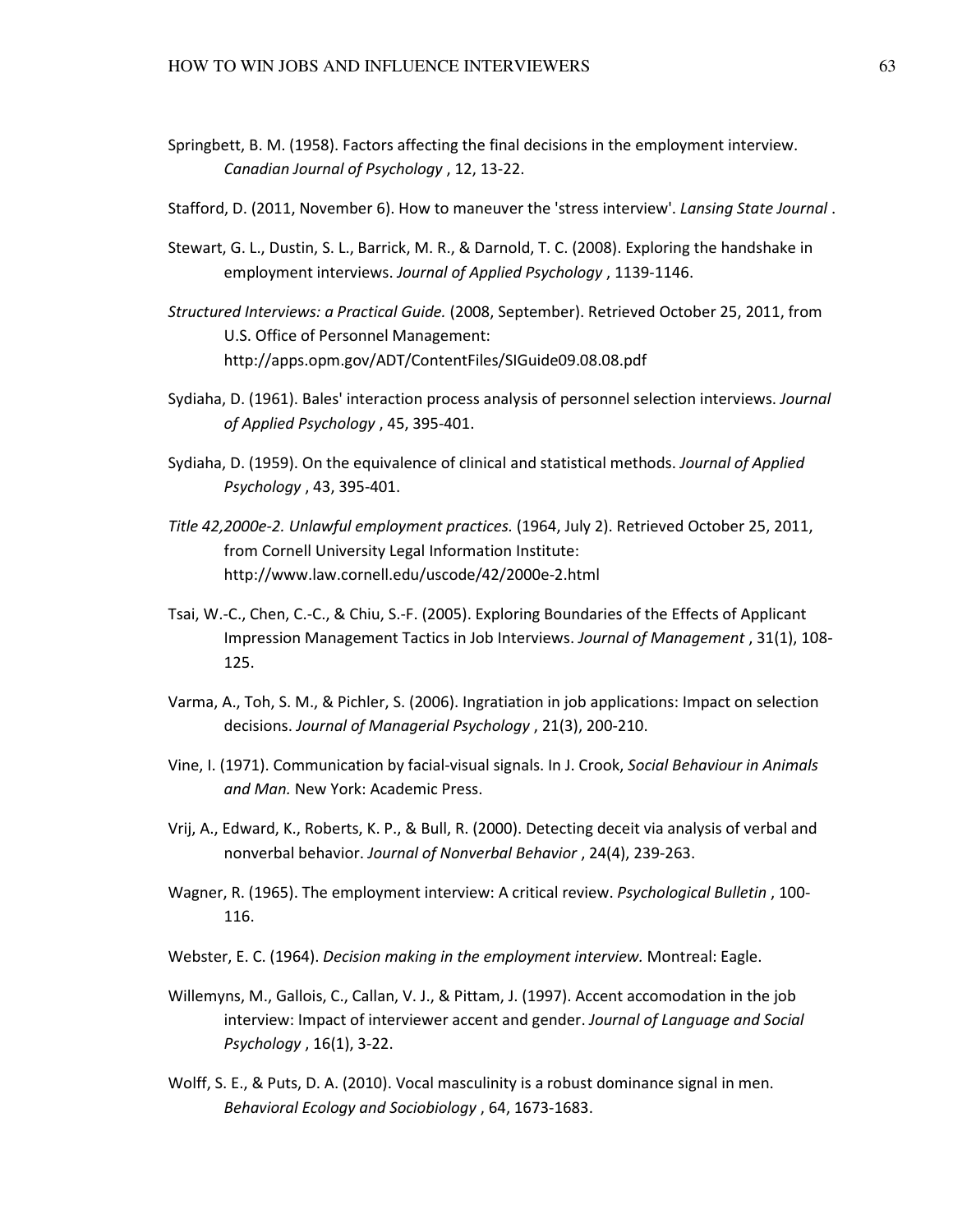Springbett, B. M. (1958). Factors affecting the final decisions in the employment interview. *Canadian Journal of Psychology* , 12, 13-22.

Stafford, D. (2011, November 6). How to maneuver the 'stress interview'. *Lansing State Journal* .

Stewart, G. L., Dustin, S. L., Barrick, M. R., & Darnold, T. C. (2008). Exploring the handshake in employment interviews. *Journal of Applied Psychology* , 1139-1146.

*Structured Interviews: a Practical Guide.* (2008, September). Retrieved October 25, 2011, from U.S. Office of Personnel Management: http://apps.opm.gov/ADT/ContentFiles/SIGuide09.08.08.pdf

Sydiaha, D. (1961). Bales' interaction process analysis of personnel selection interviews. *Journal of Applied Psychology* , 45, 395-401.

Sydiaha, D. (1959). On the equivalence of clinical and statistical methods. *Journal of Applied Psychology* , 43, 395-401.

*Title 42,2000e-2. Unlawful employment practices.* (1964, July 2). Retrieved October 25, 2011, from Cornell University Legal Information Institute: http://www.law.cornell.edu/uscode/42/2000e-2.html

Tsai, W.-C., Chen, C.-C., & Chiu, S.-F. (2005). Exploring Boundaries of the Effects of Applicant Impression Management Tactics in Job Interviews. *Journal of Management* , 31(1), 108-125.

Varma, A., Toh, S. M., & Pichler, S. (2006). Ingratiation in job applications: Impact on selection decisions. *Journal of Managerial Psychology* , 21(3), 200-210.

Vine, I. (1971). Communication by facial-visual signals. In J. Crook, *Social Behaviour in Animals and Man.* New York: Academic Press.

Vrij, A., Edward, K., Roberts, K. P., & Bull, R. (2000). Detecting deceit via analysis of verbal and nonverbal behavior. *Journal of Nonverbal Behavior* , 24(4), 239-263.

Wagner, R. (1965). The employment interview: A critical review. *Psychological Bulletin* , 100-116.

Webster, E. C. (1964). *Decision making in the employment interview.* Montreal: Eagle.

Willemyns, M., Gallois, C., Callan, V. J., & Pittam, J. (1997). Accent accomodation in the job interview: Impact of interviewer accent and gender. *Journal of Language and Social Psychology* , 16(1), 3-22.

Wolff, S. E., & Puts, D. A. (2010). Vocal masculinity is a robust dominance signal in men. *Behavioral Ecology and Sociobiology* , 64, 1673-1683.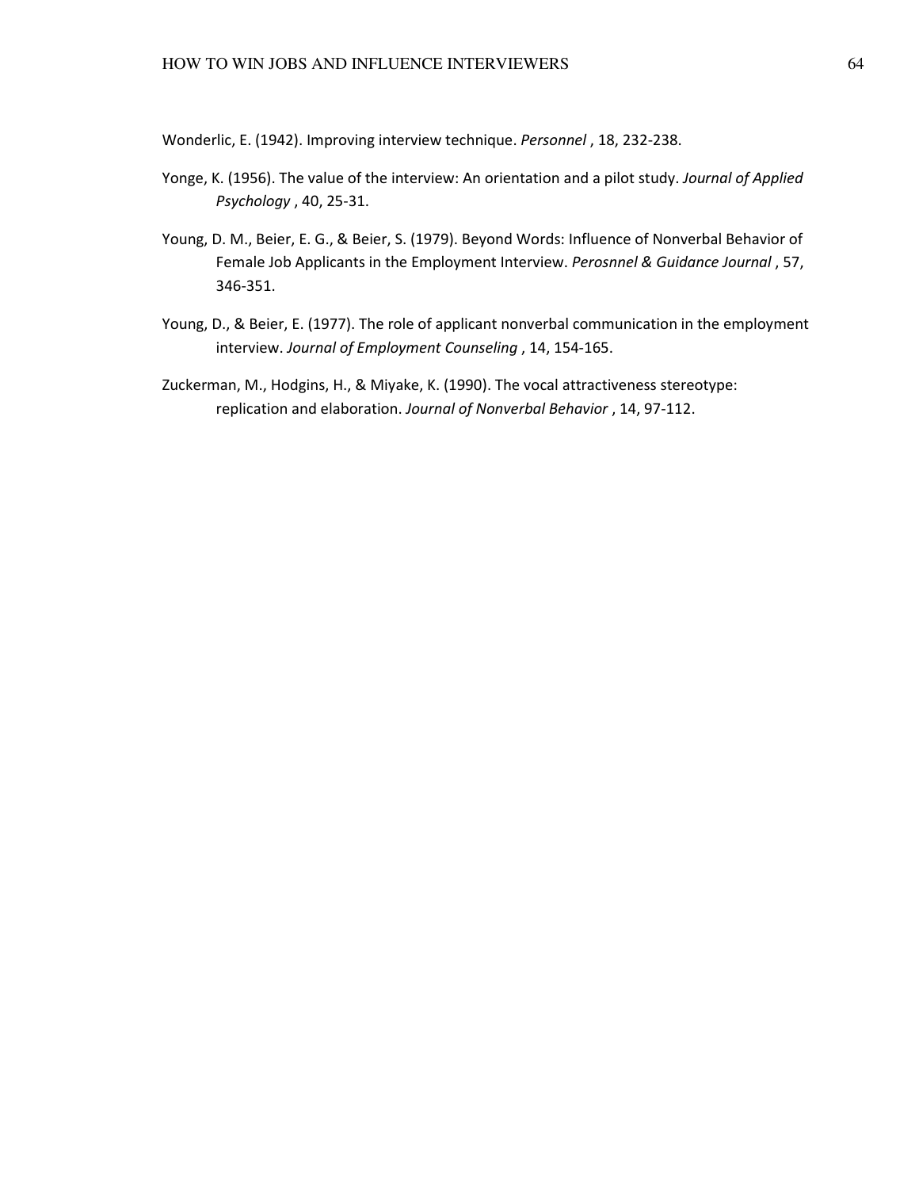Wonderlic, E. (1942). Improving interview technique. *Personnel* , 18, 232-238.

Yonge, K. (1956). The value of the interview: An orientation and a pilot study. *Journal of Applied Psychology* , 40, 25-31.

Young, D. M., Beier, E. G., & Beier, S. (1979). Beyond Words: Influence of Nonverbal Behavior of Female Job Applicants in the Employment Interview. *Perosnnel & Guidance Journal* , 57, 346-351.

Young, D., & Beier, E. (1977). The role of applicant nonverbal communication in the employment interview. *Journal of Employment Counseling* , 14, 154-165.

Zuckerman, M., Hodgins, H., & Miyake, K. (1990). The vocal attractiveness stereotype: replication and elaboration. *Journal of Nonverbal Behavior* , 14, 97-112.